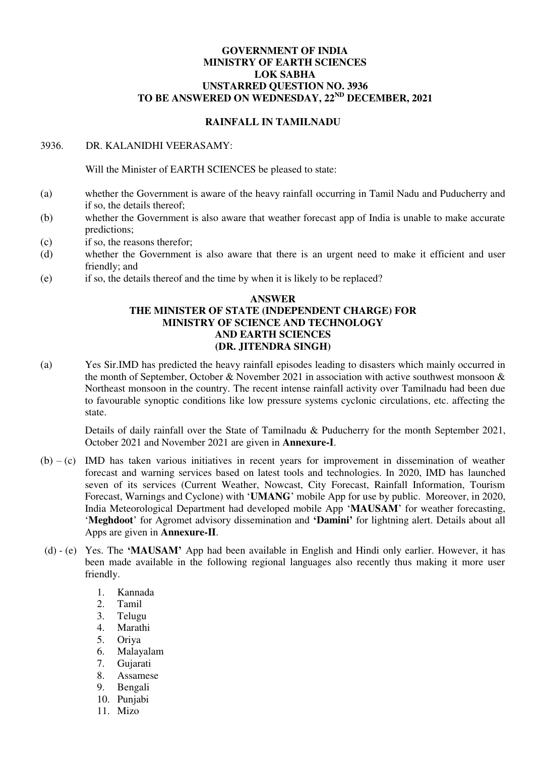**GOVERNMENT OF INDIA**
**MINISTRY OF EARTH SCIENCES**
**LOK SABHA**
**UNSTARRED QUESTION NO. 3936**
**TO BE ANSWERED ON WEDNESDAY, 22ND DECEMBER, 2021**

**RAINFALL IN TAMILNADU**

3936. DR. KALANIDHI VEERASAMY:

Will the Minister of EARTH SCIENCES be pleased to state:

(a) whether the Government is aware of the heavy rainfall occurring in Tamil Nadu and Puducherry and if so, the details thereof;
(b) whether the Government is also aware that weather forecast app of India is unable to make accurate predictions;
(c) if so, the reasons therefor;
(d) whether the Government is also aware that there is an urgent need to make it efficient and user friendly; and
(e) if so, the details thereof and the time by when it is likely to be replaced?

**ANSWER**
**THE MINISTER OF STATE (INDEPENDENT CHARGE) FOR MINISTRY OF SCIENCE AND TECHNOLOGY AND EARTH SCIENCES**
**(DR. JITENDRA SINGH)**

(a) Yes Sir.IMD has predicted the heavy rainfall episodes leading to disasters which mainly occurred in the month of September, October & November 2021 in association with active southwest monsoon & Northeast monsoon in the country. The recent intense rainfall activity over Tamilnadu had been due to favourable synoptic conditions like low pressure systems cyclonic circulations, etc. affecting the state.

Details of daily rainfall over the State of Tamilnadu & Puducherry for the month September 2021, October 2021 and November 2021 are given in **Annexure-I**.

(b) – (c) IMD has taken various initiatives in recent years for improvement in dissemination of weather forecast and warning services based on latest tools and technologies. In 2020, IMD has launched seven of its services (Current Weather, Nowcast, City Forecast, Rainfall Information, Tourism Forecast, Warnings and Cyclone) with '**UMANG**' mobile App for use by public. Moreover, in 2020, India Meteorological Department had developed mobile App '**MAUSAM**' for weather forecasting, '**Meghdoot**' for Agromet advisory dissemination and **'Damini'** for lightning alert. Details about all Apps are given in **Annexure-II**.

(d) - (e) Yes. The **'MAUSAM'** App had been available in English and Hindi only earlier. However, it has been made available in the following regional languages also recently thus making it more user friendly.

1. Kannada
2. Tamil
3. Telugu
4. Marathi
5. Oriya
6. Malayalam
7. Gujarati
8. Assamese
9. Bengali
10. Punjabi
11. Mizo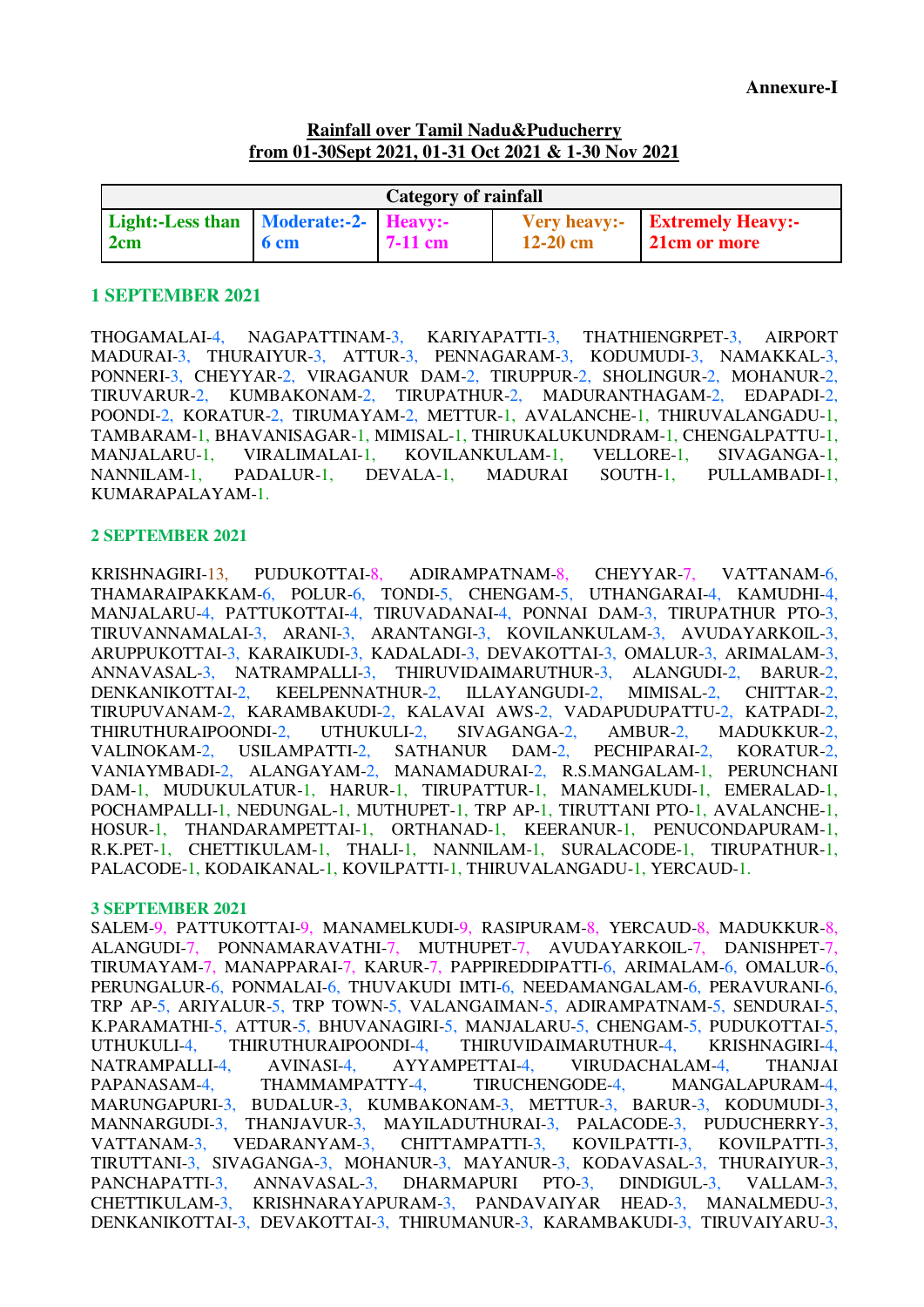**Annexure-I**

**Rainfall over Tamil Nadu&Puducherry**
**from 01-30Sept 2021, 01-31 Oct 2021 & 1-30 Nov 2021**

| Category of rainfall | | | | |
|---|---|---|---|---|
| Light:-Less than 2cm | Moderate:-2-6 cm | Heavy:-7-11 cm | Very heavy:-12-20 cm | Extremely Heavy:-21cm or more |

## 1 SEPTEMBER 2021

THOGAMALAI-4, NAGAPATTINAM-3, KARIYAPATTI-3, THATHIENGRPET-3, AIRPORT MADURAI-3, THURAIYUR-3, ATTUR-3, PENNAGARAM-3, KODUMUDI-3, NAMAKKAL-3, PONNERI-3, CHEYYAR-2, VIRAGANUR DAM-2, TIRUPPUR-2, SHOLINGUR-2, MOHANUR-2, TIRUVARUR-2, KUMBAKONAM-2, TIRUPATHUR-2, MADURANTHAGAM-2, EDAPADI-2, POONDI-2, KORATUR-2, TIRUMAYAM-2, METTUR-1, AVALANCHE-1, THIRUVALANGADU-1, TAMBARAM-1, BHAVANISAGAR-1, MIMISAL-1, THIRUKALUKUNDRAM-1, CHENGALPATTU-1, MANJALARU-1, VIRALIMALAI-1, KOVILANKULAM-1, VELLORE-1, SIVAGANGA-1, NANNILAM-1, PADALUR-1, DEVALA-1, MADURAI SOUTH-1, PULLAMBADI-1, KUMARAPALAYAM-1.

## 2 SEPTEMBER 2021

KRISHNAGIRI-13, PUDUKOTTAI-8, ADIRAMPATNAM-8, CHEYYAR-7, VATTANAM-6, THAMARAIPAKKAM-6, POLUR-6, TONDI-5, CHENGAM-5, UTHANGARAI-4, KAMUDHI-4, MANJALARU-4, PATTUKOTTAI-4, TIRUVADANAI-4, PONNAI DAM-3, TIRUPATHUR PTO-3, TIRUVANNAMALAI-3, ARANI-3, ARANTANGI-3, KOVILANKULAM-3, AVUDAYARKOIL-3, ARUPPUKOTTAI-3, KARAIKUDI-3, KADALADI-3, DEVAKOTTAI-3, OMALUR-3, ARIMALAM-3, ANNAVASAL-3, NATRAMPALLI-3, THIRUVIDAIMARUTHUR-3, ALANGUDI-2, BARUR-2, DENKANIKOTTAI-2, KEELPENNATHUR-2, ILLAYANGUDI-2, MIMISAL-2, CHITTAR-2, TIRUPUVANAM-2, KARAMBAKUDI-2, KALAVAI AWS-2, VADAPUDUPATTU-2, KATPADI-2, THIRUTHURAIPOONDI-2, UTHUKULI-2, SIVAGANGA-2, AMBUR-2, MADUKKUR-2, VALINOKAM-2, USILAMPATTI-2, SATHANUR DAM-2, PECHIPARAI-2, KORATUR-2, VANIAYMBADI-2, ALANGAYAM-2, MANAMADURAI-2, R.S.MANGALAM-1, PERUNCHANI DAM-1, MUDUKULATUR-1, HARUR-1, TIRUPATTUR-1, MANAMELKUDI-1, EMERALAD-1, POCHAMPALLI-1, NEDUNGAL-1, MUTHUPET-1, TRP AP-1, TIRUTTANI PTO-1, AVALANCHE-1, HOSUR-1, THANDARAMPETTAI-1, ORTHANAD-1, KEERANUR-1, PENUCONDAPURAM-1, R.K.PET-1, CHETTIKULAM-1, THALI-1, NANNILAM-1, SURALACODE-1, TIRUPATHUR-1, PALACODE-1, KODAIKANAL-1, KOVILPATTI-1, THIRUVALANGADU-1, YERCAUD-1.

## 3 SEPTEMBER 2021

SALEM-9, PATTUKOTTAI-9, MANAMELKUDI-9, RASIPURAM-8, YERCAUD-8, MADUKKUR-8, ALANGUDI-7, PONNAMARAVATHI-7, MUTHUPET-7, AVUDAYARKOIL-7, DANISHPET-7, TIRUMAYAM-7, MANAPPARAI-7, KARUR-7, PAPPIREDDIPATTI-6, ARIMALAM-6, OMALUR-6, PERUNGALUR-6, PONMALAI-6, THUVAKUDI IMTI-6, NEEDAMANGALAM-6, PERAVURANI-6, TRP AP-5, ARIYALUR-5, TRP TOWN-5, VALANGAIMAN-5, ADIRAMPATNAM-5, SENDURAI-5, K.PARAMATHI-5, ATTUR-5, BHUVANAGIRI-5, MANJALARU-5, CHENGAM-5, PUDUKOTTAI-5, UTHUKULI-4, THIRUTHURAIPOONDI-4, THIRUVIDAIMARUTHUR-4, KRISHNAGIRI-4, NATRAMPALLI-4, AVINASI-4, AYYAMPETTAI-4, VIRUDACHALAM-4, THANJAI PAPANASAM-4, THAMMAMPATTY-4, TIRUCHENGODE-4, MANGALAPURAM-4, MARUNGAPURI-3, BUDALUR-3, KUMBAKONAM-3, METTUR-3, BARUR-3, KODUMUDI-3, MANNARGUDI-3, THANJAVUR-3, MAYILADUTHURAI-3, PALACODE-3, PUDUCHERRY-3, VATTANAM-3, VEDARANYAM-3, CHITTAMPATTI-3, KOVILPATTI-3, KOVILPATTI-3, TIRUTTANI-3, SIVAGANGA-3, MOHANUR-3, MAYANUR-3, KODAVASAL-3, THURAIYUR-3, PANCHAPATTI-3, ANNAVASAL-3, DHARMAPURI PTO-3, DINDIGUL-3, VALLAM-3, CHETTIKULAM-3, KRISHNARAYAPURAM-3, PANDAVAIYAR HEAD-3, MANALMEDU-3, DENKANIKOTTAI-3, DEVAKOTTAI-3, THIRUMANUR-3, KARAMBAKUDI-3, TIRUVAIYARU-3,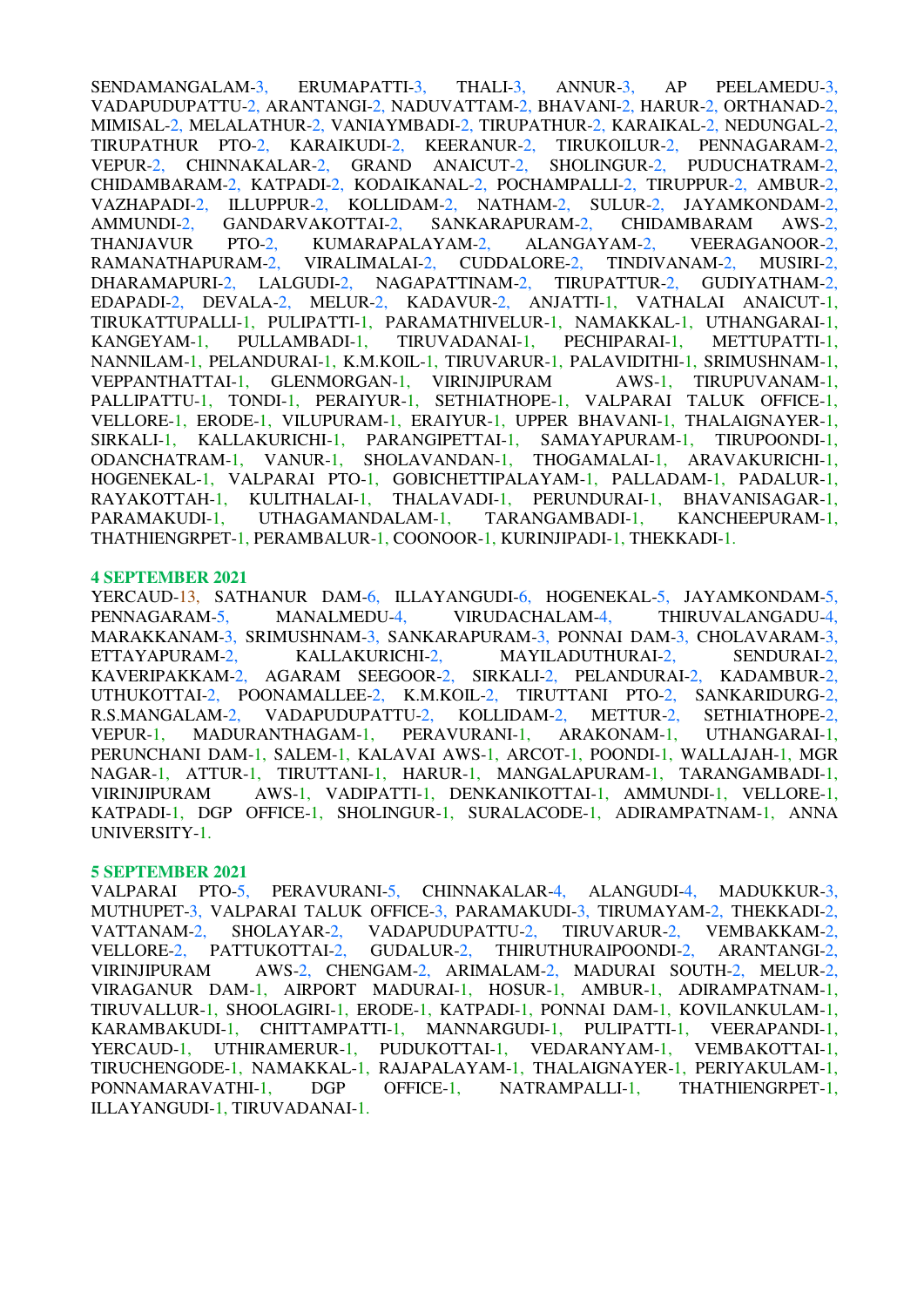SENDAMANGALAM-3, ERUMAPATTI-3, THALI-3, ANNUR-3, AP PEELAMEDU-3, VADAPUDUPATTU-2, ARANTANGI-2, NADUVATTAM-2, BHAVANI-2, HARUR-2, ORTHANAD-2, MIMISAL-2, MELALATHUR-2, VANIAYMBADI-2, TIRUPATHUR-2, KARAIKAL-2, NEDUNGAL-2, TIRUPATHUR PTO-2, KARAIKUDI-2, KEERANUR-2, TIRUKOILUR-2, PENNAGARAM-2, VEPUR-2, CHINNAKALAR-2, GRAND ANAICUT-2, SHOLINGUR-2, PUDUCHATRAM-2, CHIDAMBARAM-2, KATPADI-2, KODAIKANAL-2, POCHAMPALLI-2, TIRUPPUR-2, AMBUR-2, VAZHAPADI-2, ILLUPPUR-2, KOLLIDAM-2, NATHAM-2, SULUR-2, JAYAMKONDAM-2, AMMUNDI-2, GANDARVAKOTTAI-2, SANKARAPURAM-2, CHIDAMBARAM AWS-2, THANJAVUR PTO-2, KUMARAPALAYAM-2, ALANGAYAM-2, VEERAGANOOR-2, RAMANATHAPURAM-2, VIRALIMALAI-2, CUDDALORE-2, TINDIVANAM-2, MUSIRI-2, DHARAMAPURI-2, LALGUDI-2, NAGAPATTINAM-2, TIRUPATTUR-2, GUDIYATHAM-2, EDAPADI-2, DEVALA-2, MELUR-2, KADAVUR-2, ANJATTI-1, VATHALAI ANAICUT-1, TIRUKATTUPALLI-1, PULIPATTI-1, PARAMATHIVELUR-1, NAMAKKAL-1, UTHANGARAI-1, KANGEYAM-1, PULLAMBADI-1, TIRUVADANAI-1, PECHIPARAI-1, METTUPATTI-1, NANNILAM-1, PELANDURAI-1, K.M.KOIL-1, TIRUVARUR-1, PALAVIDITHI-1, SRIMUSHNAM-1, VEPPANTHATTAI-1, GLENMORGAN-1, VIRINJIPURAM AWS-1, TIRUPUVANAM-1, PALLIPATTU-1, TONDI-1, PERAIYUR-1, SETHIATHOPE-1, VALPARAI TALUK OFFICE-1, VELLORE-1, ERODE-1, VILUPURAM-1, ERAIYUR-1, UPPER BHAVANI-1, THALAIGNAYER-1, SIRKALI-1, KALLAKURICHI-1, PARANGIPETTAI-1, SAMAYAPURAM-1, TIRUPOONDI-1, ODANCHATRAM-1, VANUR-1, SHOLAVANDAN-1, THOGAMALAI-1, ARAVAKURICHI-1, HOGENEKAL-1, VALPARAI PTO-1, GOBICHETTIPALAYAM-1, PALLADAM-1, PADALUR-1, RAYAKOTTAH-1, KULITHALAI-1, THALAVADI-1, PERUNDURAI-1, BHAVANISAGAR-1, PARAMAKUDI-1, UTHAGAMANDALAM-1, TARANGAMBADI-1, KANCHEEPURAM-1, THATHIENGRPET-1, PERAMBALUR-1, COONOOR-1, KURINJIPADI-1, THEKKADI-1.

**4 SEPTEMBER 2021**

YERCAUD-13, SATHANUR DAM-6, ILLAYANGUDI-6, HOGENEKAL-5, JAYAMKONDAM-5, PENNAGARAM-5, MANALMEDU-4, VIRUDACHALAM-4, THIRUVALANGADU-4, MARAKKANAM-3, SRIMUSHNAM-3, SANKARAPURAM-3, PONNAI DAM-3, CHOLAVARAM-3, ETTAYAPURAM-2, KALLAKURICHI-2, MAYILADUTHURAI-2, SENDURAI-2, KAVERIPAKKAM-2, AGARAM SEEGOOR-2, SIRKALI-2, PELANDURAI-2, KADAMBUR-2, UTHUKOTTAI-2, POONAMALLEE-2, K.M.KOIL-2, TIRUTTANI PTO-2, SANKARIDURG-2, R.S.MANGALAM-2, VADAPUDUPATTU-2, KOLLIDAM-2, METTUR-2, SETHIATHOPE-2, VEPUR-1, MADURANTHAGAM-1, PERAVURANI-1, ARAKONAM-1, UTHANGARAI-1, PERUNCHANI DAM-1, SALEM-1, KALAVAI AWS-1, ARCOT-1, POONDI-1, WALLAJAH-1, MGR NAGAR-1, ATTUR-1, TIRUTTANI-1, HARUR-1, MANGALAPURAM-1, TARANGAMBADI-1, VIRINJIPURAM AWS-1, VADIPATTI-1, DENKANIKOTTAI-1, AMMUNDI-1, VELLORE-1, KATPADI-1, DGP OFFICE-1, SHOLINGUR-1, SURALACODE-1, ADIRAMPATNAM-1, ANNA UNIVERSITY-1.

**5 SEPTEMBER 2021**

VALPARAI PTO-5, PERAVURANI-5, CHINNAKALAR-4, ALANGUDI-4, MADUKKUR-3, MUTHUPET-3, VALPARAI TALUK OFFICE-3, PARAMAKUDI-3, TIRUMAYAM-2, THEKKADI-2, VATTANAM-2, SHOLAYAR-2, VADAPUDUPATTU-2, TIRUVARUR-2, VEMBAKKAM-2, VELLORE-2, PATTUKOTTAI-2, GUDALUR-2, THIRUTHURAIPOONDI-2, ARANTANGI-2, VIRINJIPURAM AWS-2, CHENGAM-2, ARIMALAM-2, MADURAI SOUTH-2, MELUR-2, VIRAGANUR DAM-1, AIRPORT MADURAI-1, HOSUR-1, AMBUR-1, ADIRAMPATNAM-1, TIRUVALLUR-1, SHOOLAGIRI-1, ERODE-1, KATPADI-1, PONNAI DAM-1, KOVILANKULAM-1, KARAMBAKUDI-1, CHITTAMPATTI-1, MANNARGUDI-1, PULIPATTI-1, VEERAPANDI-1, YERCAUD-1, UTHIRAMERUR-1, PUDUKOTTAI-1, VEDARANYAM-1, VEMBAKOTTAI-1, TIRUCHENGODE-1, NAMAKKAL-1, RAJAPALAYAM-1, THALAIGNAYER-1, PERIYAKULAM-1, PONNAMARAVATHI-1, DGP OFFICE-1, NATRAMPALLI-1, THATHIENGRPET-1, ILLAYANGUDI-1, TIRUVADANAI-1.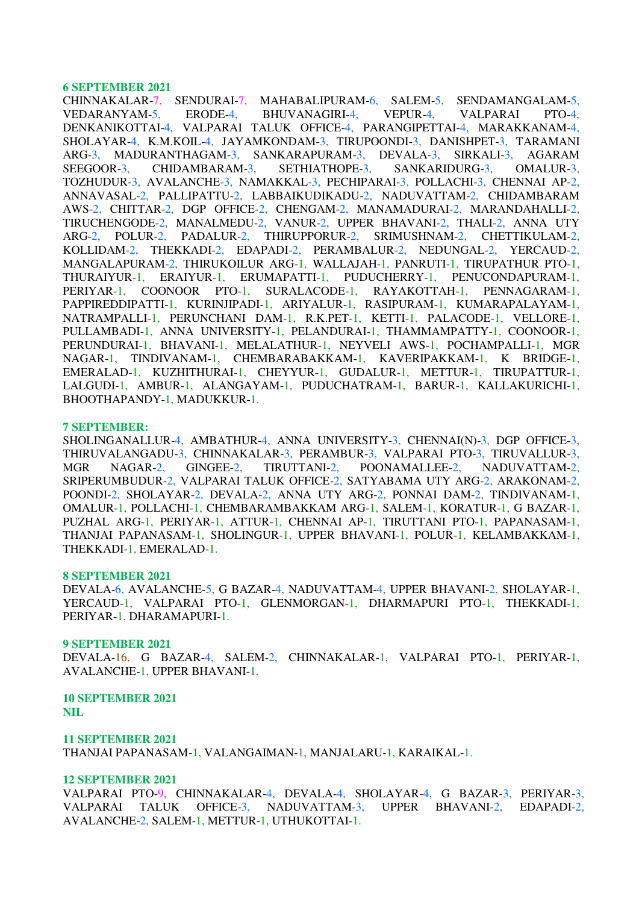**6 SEPTEMBER 2021**

CHINNAKALAR-7, SENDURAI-7, MAHABALIPURAM-6, SALEM-5, SENDAMANGALAM-5, VEDARANYAM-5, ERODE-4, BHUVANAGIRI-4, VEPUR-4, VALPARAI PTO-4, DENKANIKOTTAI-4, VALPARAI TALUK OFFICE-4, PARANGIPETTAI-4, MARAKKANAM-4, SHOLAYAR-4, K.M.KOIL-4, JAYAMKONDAM-3, TIRUPOONDI-3, DANISHPET-3, TARAMANI ARG-3, MADURANTHAGAM-3, SANKARAPURAM-3, DEVALA-3, SIRKALI-3, AGARAM SEEGOOR-3, CHIDAMBARAM-3, SETHIATHOPE-3, SANKARIDURG-3, OMALUR-3, TOZHUDUR-3, AVALANCHE-3, NAMAKKAL-3, PECHIPARAI-3, POLLACHI-3, CHENNAI AP-2, ANNAVASAL-2, PALLIPATTU-2, LABBAIKUDIKADU-2, NADUVATTAM-2, CHIDAMBARAM AWS-2, CHITTAR-2, DGP OFFICE-2, CHENGAM-2, MANAMADURAI-2, MARANDAHALLI-2, TIRUCHENGODE-2, MANALMEDU-2, VANUR-2, UPPER BHAVANI-2, THALI-2, ANNA UTY ARG-2, POLUR-2, PADALUR-2, THIRUPPORUR-2, SRIMUSHNAM-2, CHETTIKULAM-2, KOLLIDAM-2, THEKKADI-2, EDAPADI-2, PERAMBALUR-2, NEDUNGAL-2, YERCAUD-2, MANGALAPURAM-2, THIRUKOILUR ARG-1, WALLAJAH-1, PANRUTI-1, TIRUPATHUR PTO-1, THURAIYUR-1, ERAIYUR-1, ERUMAPATTI-1, PUDUCHERRY-1, PENUCONDAPURAM-1, PERIYAR-1, COONOOR PTO-1, SURALACODE-1, RAYAKOTTAH-1, PENNAGARAM-1, PAPPIREDDIPATTI-1, KURINJIPADI-1, ARIYALUR-1, RASIPURAM-1, KUMARAPALAYAM-1, NATRAMPALLI-1, PERUNCHANI DAM-1, R.K.PET-1, KETTI-1, PALACODE-1, VELLORE-1, PULLAMBADI-1, ANNA UNIVERSITY-1, PELANDURAI-1, THAMMAMPATTY-1, COONOOR-1, PERUNDURAI-1, BHAVANI-1, MELALATHUR-1, NEYVELI AWS-1, POCHAMPALLI-1, MGR NAGAR-1, TINDIVANAM-1, CHEMBARABAKKAM-1, KAVERIPAKKAM-1, K BRIDGE-1, EMERALAD-1, KUZHITHURAI-1, CHEYYUR-1, GUDALUR-1, METTUR-1, TIRUPATTUR-1, LALGUDI-1, AMBUR-1, ALANGAYAM-1, PUDUCHATRAM-1, BARUR-1, KALLAKURICHI-1, BHOOTHAPANDY-1, MADUKKUR-1.

**7 SEPTEMBER:**

SHOLINGANALLUR-4, AMBATHUR-4, ANNA UNIVERSITY-3, CHENNAI(N)-3, DGP OFFICE-3, THIRUVALANGADU-3, CHINNAKALAR-3, PERAMBUR-3, VALPARAI PTO-3, TIRUVALLUR-3, MGR NAGAR-2, GINGEE-2, TIRUTTANI-2, POONAMALLEE-2, NADUVATTAM-2, SRIPERUMBUDUR-2, VALPARAI TALUK OFFICE-2, SATYABAMA UTY ARG-2, ARAKONAM-2, POONDI-2, SHOLAYAR-2, DEVALA-2, ANNA UTY ARG-2, PONNAI DAM-2, TINDIVANAM-1, OMALUR-1, POLLACHI-1, CHEMBARAMBAKKAM ARG-1, SALEM-1, KORATUR-1, G BAZAR-1, PUZHAL ARG-1, PERIYAR-1, ATTUR-1, CHENNAI AP-1, TIRUTTANI PTO-1, PAPANASAM-1, THANJAI PAPANASAM-1, SHOLINGUR-1, UPPER BHAVANI-1, POLUR-1, KELAMBAKKAM-1, THEKKADI-1, EMERALAD-1.

**8 SEPTEMBER 2021**

DEVALA-6, AVALANCHE-5, G BAZAR-4, NADUVATTAM-4, UPPER BHAVANI-2, SHOLAYAR-1, YERCAUD-1, VALPARAI PTO-1, GLENMORGAN-1, DHARMAPURI PTO-1, THEKKADI-1, PERIYAR-1, DHARAMAPURI-1.

**9 SEPTEMBER 2021**

DEVALA-16, G BAZAR-4, SALEM-2, CHINNAKALAR-1, VALPARAI PTO-1, PERIYAR-1, AVALANCHE-1, UPPER BHAVANI-1.

**10 SEPTEMBER 2021**

**NIL**

**11 SEPTEMBER 2021**

THANJAI PAPANASAM-1, VALANGAIMAN-1, MANJALARU-1, KARAIKAL-1.

**12 SEPTEMBER 2021**

VALPARAI PTO-9, CHINNAKALAR-4, DEVALA-4, SHOLAYAR-4, G BAZAR-3, PERIYAR-3, VALPARAI TALUK OFFICE-3, NADUVATTAM-3, UPPER BHAVANI-2, EDAPADI-2, AVALANCHE-2, SALEM-1, METTUR-1, UTHUKOTTAI-1.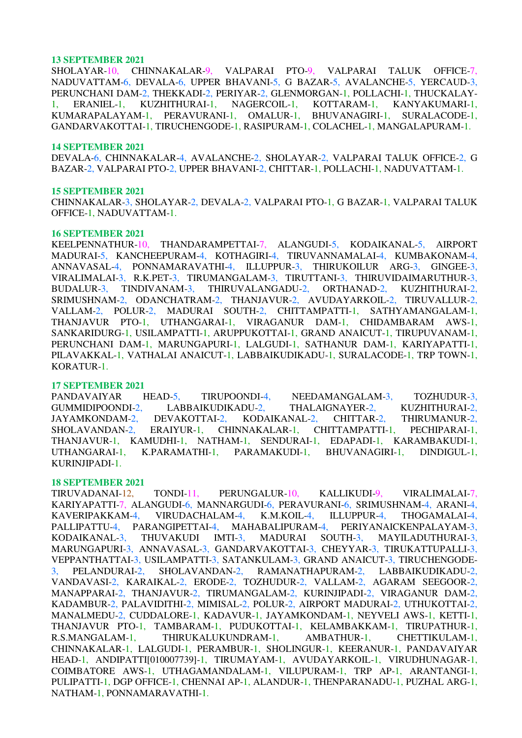**13 SEPTEMBER 2021**

SHOLAYAR-10, CHINNAKALAR-9, VALPARAI PTO-9, VALPARAI TALUK OFFICE-7, NADUVATTAM-6, DEVALA-6, UPPER BHAVANI-5, G BAZAR-5, AVALANCHE-5, YERCAUD-3, PERUNCHANI DAM-2, THEKKADI-2, PERIYAR-2, GLENMORGAN-1, POLLACHI-1, THUCKALAY-1, ERANIEL-1, KUZHITHURAI-1, NAGERCOIL-1, KOTTARAM-1, KANYAKUMARI-1, KUMARAPALAYAM-1, PERAVURANI-1, OMALUR-1, BHUVANAGIRI-1, SURALACODE-1, GANDARVAKOTTAI-1, TIRUCHENGODE-1, RASIPURAM-1, COLACHEL-1, MANGALAPURAM-1.

**14 SEPTEMBER 2021**

DEVALA-6, CHINNAKALAR-4, AVALANCHE-2, SHOLAYAR-2, VALPARAI TALUK OFFICE-2, G BAZAR-2, VALPARAI PTO-2, UPPER BHAVANI-2, CHITTAR-1, POLLACHI-1, NADUVATTAM-1.

**15 SEPTEMBER 2021**

CHINNAKALAR-3, SHOLAYAR-2, DEVALA-2, VALPARAI PTO-1, G BAZAR-1, VALPARAI TALUK OFFICE-1, NADUVATTAM-1.

**16 SEPTEMBER 2021**

KEELPENNATHUR-10, THANDARAMPETTAI-7, ALANGUDI-5, KODAIKANAL-5, AIRPORT MADURAI-5, KANCHEEPURAM-4, KOTHAGIRI-4, TIRUVANNAMALAI-4, KUMBAKONAM-4, ANNAVASAL-4, PONNAMARAVATHI-4, ILLUPPUR-3, THIRUKOILUR ARG-3, GINGEE-3, VIRALIMALAI-3, R.K.PET-3, TIRUMANGALAM-3, TIRUTTANI-3, THIRUVIDAIMARUTHUR-3, BUDALUR-3, TINDIVANAM-3, THIRUVALANGADU-2, ORTHANAD-2, KUZHITHURAI-2, SRIMUSHNAM-2, ODANCHATRAM-2, THANJAVUR-2, AVUDAYARKOIL-2, TIRUVALLUR-2, VALLAM-2, POLUR-2, MADURAI SOUTH-2, CHITTAMPATTI-1, SATHYAMANGALAM-1, THANJAVUR PTO-1, UTHANGARAI-1, VIRAGANUR DAM-1, CHIDAMBARAM AWS-1, SANKARIDURG-1, USILAMPATTI-1, ARUPPUKOTTAI-1, GRAND ANAICUT-1, TIRUPUVANAM-1, PERUNCHANI DAM-1, MARUNGAPURI-1, LALGUDI-1, SATHANUR DAM-1, KARIYAPATTI-1, PILAVAKKAL-1, VATHALAI ANAICUT-1, LABBAIKUDIKADU-1, SURALACODE-1, TRP TOWN-1, KORATUR-1.

**17 SEPTEMBER 2021**

PANDAVAIYAR HEAD-5, TIRUPOONDI-4, NEEDAMANGALAM-3, TOZHUDUR-3, GUMMIDIPOONDI-2, LABBAIKUDIKADU-2, THALAIGNAYER-2, KUZHITHURAI-2, JAYAMKONDAM-2, DEVAKOTTAI-2, KODAIKANAL-2, CHITTAR-2, THIRUMANUR-2, SHOLAVANDAN-2, ERAIYUR-1, CHINNAKALAR-1, CHITTAMPATTI-1, PECHIPARAI-1, THANJAVUR-1, KAMUDHI-1, NATHAM-1, SENDURAI-1, EDAPADI-1, KARAMBAKUDI-1, UTHANGARAI-1, K.PARAMATHI-1, PARAMAKUDI-1, BHUVANAGIRI-1, DINDIGUL-1, KURINJIPADI-1.

**18 SEPTEMBER 2021**

TIRUVADANAI-12, TONDI-11, PERUNGALUR-10, KALLIKUDI-9, VIRALIMALAI-7, KARIYAPATTI-7, ALANGUDI-6, MANNARGUDI-6, PERAVURANI-6, SRIMUSHNAM-4, ARANI-4, KAVERIPAKKAM-4, VIRUDACHALAM-4, K.M.KOIL-4, ILLUPPUR-4, THOGAMALAI-4, PALLIPATTU-4, PARANGIPETTAI-4, MAHABALIPURAM-4, PERIYANAICKENPALAYAM-3, KODAIKANAL-3, THUVAKUDI IMTI-3, MADURAI SOUTH-3, MAYILADUTHURAI-3, MARUNGAPURI-3, ANNAVASAL-3, GANDARVAKOTTAI-3, CHEYYAR-3, TIRUKATTUPALLI-3, VEPPANTHATTAI-3, USILAMPATTI-3, SATANKULAM-3, GRAND ANAICUT-3, TIRUCHENGODE-3, PELANDURAI-2, SHOLAVANDAN-2, RAMANATHAPURAM-2, LABBAIKUDIKADU-2, VANDAVASI-2, KARAIKAL-2, ERODE-2, TOZHUDUR-2, VALLAM-2, AGARAM SEEGOOR-2, MANAPPARAI-2, THANJAVUR-2, TIRUMANGALAM-2, KURINJIPADI-2, VIRAGANUR DAM-2, KADAMBUR-2, PALAVIDITHI-2, MIMISAL-2, POLUR-2, AIRPORT MADURAI-2, UTHUKOTTAI-2, MANALMEDU-2, CUDDALORE-1, KADAVUR-1, JAYAMKONDAM-1, NEYVELI AWS-1, KETTI-1, THANJAVUR PTO-1, TAMBARAM-1, PUDUKOTTAI-1, KELAMBAKKAM-1, TIRUPATHUR-1, R.S.MANGALAM-1, THIRUKALUKUNDRAM-1, AMBATHUR-1, CHETTIKULAM-1, CHINNAKALAR-1, LALGUDI-1, PERAMBUR-1, SHOLINGUR-1, KEERANUR-1, PANDAVAIYAR HEAD-1, ANDIPATTI[010007739]-1, TIRUMAYAM-1, AVUDAYARKOIL-1, VIRUDHUNAGAR-1, COIMBATORE AWS-1, UTHAGAMANDALAM-1, VILUPURAM-1, TRP AP-1, ARANTANGI-1, PULIPATTI-1, DGP OFFICE-1, CHENNAI AP-1, ALANDUR-1, THENPARANADU-1, PUZHAL ARG-1, NATHAM-1, PONNAMARAVATHI-1.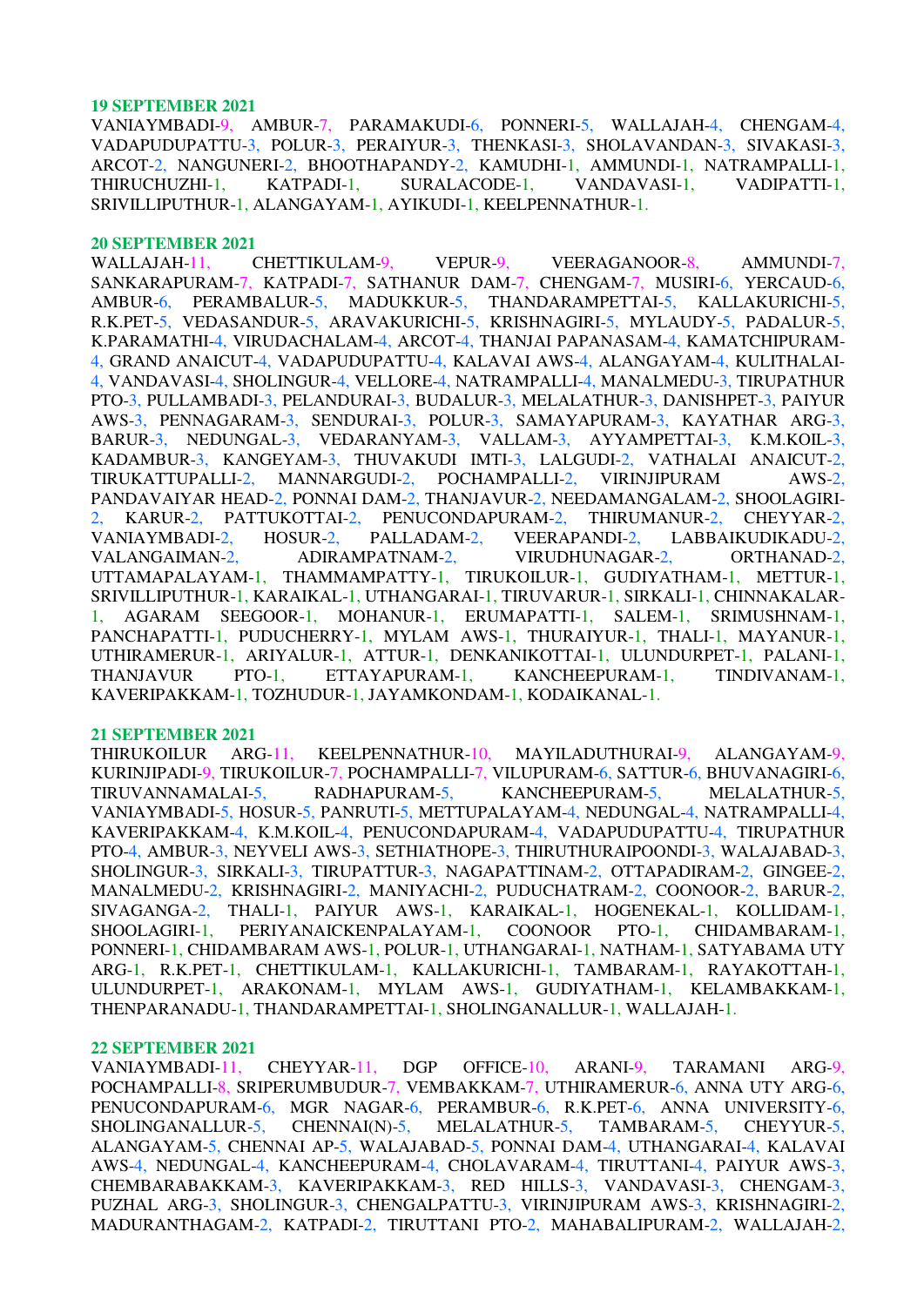**19 SEPTEMBER 2021**

VANIAYMBADI-9, AMBUR-7, PARAMAKUDI-6, PONNERI-5, WALLAJAH-4, CHENGAM-4, VADAPUDUPATTU-3, POLUR-3, PERAIYUR-3, THENKASI-3, SHOLAVANDAN-3, SIVAKASI-3, ARCOT-2, NANGUNERI-2, BHOOTHAPANDY-2, KAMUDHI-1, AMMUNDI-1, NATRAMPALLI-1, THIRUCHUZHI-1, KATPADI-1, SURALACODE-1, VANDAVASI-1, VADIPATTI-1, SRIVILLIPUTHUR-1, ALANGAYAM-1, AYIKUDI-1, KEELPENNATHUR-1.

**20 SEPTEMBER 2021**

WALLAJAH-11, CHETTIKULAM-9, VEPUR-9, VEERAGANOOR-8, AMMUNDI-7, SANKARAPURAM-7, KATPADI-7, SATHANUR DAM-7, CHENGAM-7, MUSIRI-6, YERCAUD-6, AMBUR-6, PERAMBALUR-5, MADUKKUR-5, THANDARAMPETTAI-5, KALLAKURICHI-5, R.K.PET-5, VEDASANDUR-5, ARAVAKURICHI-5, KRISHNAGIRI-5, MYLAUDY-5, PADALUR-5, K.PARAMATHI-4, VIRUDACHALAM-4, ARCOT-4, THANJAI PAPANASAM-4, KAMATCHIPURAM-4, GRAND ANAICUT-4, VADAPUDUPATTU-4, KALAVAI AWS-4, ALANGAYAM-4, KULITHALAI-4, VANDAVASI-4, SHOLINGUR-4, VELLORE-4, NATRAMPALLI-4, MANALMEDU-3, TIRUPATHUR PTO-3, PULLAMBADI-3, PELANDURAI-3, BUDALUR-3, MELALATHUR-3, DANISHPET-3, PAIYUR AWS-3, PENNAGARAM-3, SENDURAI-3, POLUR-3, SAMAYAPURAM-3, KAYATHAR ARG-3, BARUR-3, NEDUNGAL-3, VEDARANYAM-3, VALLAM-3, AYYAMPETTAI-3, K.M.KOIL-3, KADAMBUR-3, KANGEYAM-3, THUVAKUDI IMTI-3, LALGUDI-2, VATHALAI ANAICUT-2, TIRUKATTUPALLI-2, MANNARGUDI-2, POCHAMPALLI-2, VIRINJIPURAM AWS-2, PANDAVAIYAR HEAD-2, PONNAI DAM-2, THANJAVUR-2, NEEDAMANGALAM-2, SHOOLAGIRI-2, KARUR-2, PATTUKOTTAI-2, PENUCONDAPURAM-2, THIRUMANUR-2, CHEYYAR-2, VANIAYMBADI-2, HOSUR-2, PALLADAM-2, VEERAPANDI-2, LABBAIKUDIKADU-2, VALANGAIMAN-2, ADIRAMPATNAM-2, VIRUDHUNAGAR-2, ORTHANAD-2, UTTAMAPALAYAM-1, THAMMAMPATTY-1, TIRUKOILUR-1, GUDIYATHAM-1, METTUR-1, SRIVILLIPUTHUR-1, KARAIKAL-1, UTHANGARAI-1, TIRUVARUR-1, SIRKALI-1, CHINNAKALAR-1, AGARAM SEEGOOR-1, MOHANUR-1, ERUMAPATTI-1, SALEM-1, SRIMUSHNAM-1, PANCHAPATTI-1, PUDUCHERRY-1, MYLAM AWS-1, THURAIYUR-1, THALI-1, MAYANUR-1, UTHIRAMERUR-1, ARIYALUR-1, ATTUR-1, DENKANIKOTTAI-1, ULUNDURPET-1, PALANI-1, THANJAVUR PTO-1, ETTAYAPURAM-1, KANCHEEPURAM-1, TINDIVANAM-1, KAVERIPAKKAM-1, TOZHUDUR-1, JAYAMKONDAM-1, KODAIKANAL-1.

**21 SEPTEMBER 2021**

THIRUKOILUR ARG-11, KEELPENNATHUR-10, MAYILADUTHURAI-9, ALANGAYAM-9, KURINJIPADI-9, TIRUKOILUR-7, POCHAMPALLI-7, VILUPURAM-6, SATTUR-6, BHUVANAGIRI-6, TIRUVANNAMALAI-5, RADHAPURAM-5, KANCHEEPURAM-5, MELALATHUR-5, VANIAYMBADI-5, HOSUR-5, METTUPALAYAM-4, NEDUNGAL-4, NATRAMPALLI-4, KAVERIPAKKAM-4, K.M.KOIL-4, PENUCONDAPURAM-4, VADAPUDUPATTU-4, TIRUPATHUR PTO-4, AMBUR-3, NEYVELI AWS-3, SETHIATHOPE-3, THIRUTHURAIPOONDI-3, WALAJABAD-3, SHOLINGUR-3, SIRKALI-3, TIRUPATTUR-3, NAGAPATTINAM-2, OTTAPADIRAM-2, GINGEE-2, MANALMEDU-2, KRISHNAGIRI-2, MANIYACHI-2, PUDUCHATRAM-2, COONOOR-2, BARUR-2, SIVAGANGA-2, THALI-1, PAIYUR AWS-1, KARAIKAL-1, HOGENEKAL-1, KOLLIDAM-1, SHOOLAGIRI-1, PERIYANAICKENPALAYAM-1, COONOOR PTO-1, CHIDAMBARAM-1, PONNERI-1, CHIDAMBARAM AWS-1, POLUR-1, UTHANGARAI-1, NATHAM-1, SATYABAMA UTY ARG-1, R.K.PET-1, CHETTIKULAM-1, KALLAKURICHI-1, TAMBARAM-1, RAYAKOTTAH-1, ULUNDURPET-1, ARAKONAM-1, MYLAM AWS-1, GUDIYATHAM-1, KELAMBAKKAM-1, THENPARANADU-1, THANDARAMPETTAI-1, SHOLINGANALLUR-1, WALLAJAH-1.

**22 SEPTEMBER 2021**

VANIAYMBADI-11, CHEYYAR-11, DGP OFFICE-10, ARANI-9, TARAMANI ARG-9, POCHAMPALLI-8, SRIPERUMBUDUR-7, VEMBAKKAM-7, UTHIRAMERUR-6, ANNA UTY ARG-6, PENUCONDAPURAM-6, MGR NAGAR-6, PERAMBUR-6, R.K.PET-6, ANNA UNIVERSITY-6, SHOLINGANALLUR-5, CHENNAI(N)-5, MELALATHUR-5, TAMBARAM-5, CHEYYUR-5, ALANGAYAM-5, CHENNAI AP-5, WALAJABAD-5, PONNAI DAM-4, UTHANGARAI-4, KALAVAI AWS-4, NEDUNGAL-4, KANCHEEPURAM-4, CHOLAVARAM-4, TIRUTTANI-4, PAIYUR AWS-3, CHEMBARABAKKAM-3, KAVERIPAKKAM-3, RED HILLS-3, VANDAVASI-3, CHENGAM-3, PUZHAL ARG-3, SHOLINGUR-3, CHENGALPATTU-3, VIRINJIPURAM AWS-3, KRISHNAGIRI-2, MADURANTHAGAM-2, KATPADI-2, TIRUTTANI PTO-2, MAHABALIPURAM-2, WALLAJAH-2,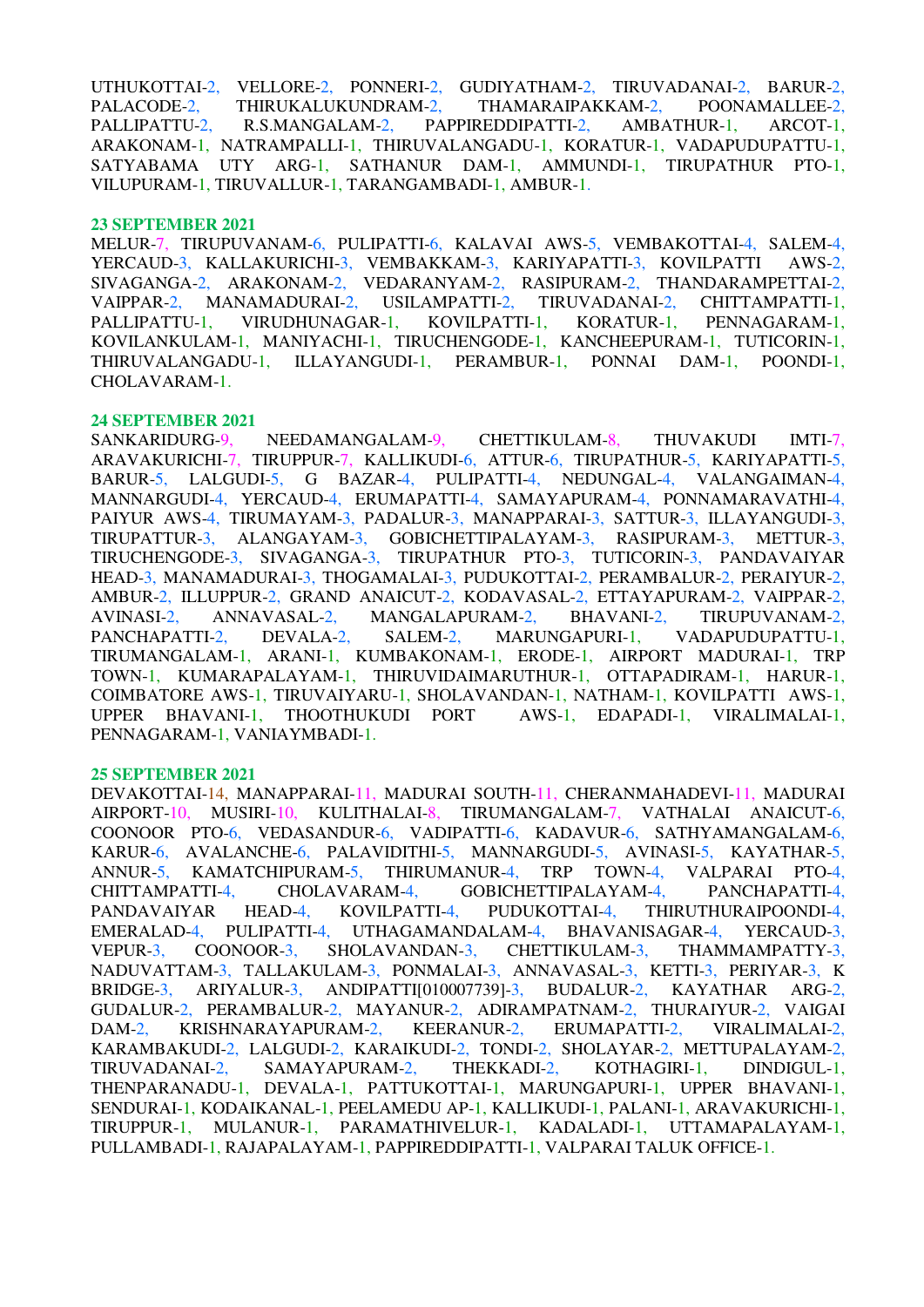UTHUKOTTAI-2, VELLORE-2, PONNERI-2, GUDIYATHAM-2, TIRUVADANAI-2, BARUR-2, PALACODE-2, THIRUKALUKUNDRAM-2, THAMARAIPAKKAM-2, POONAMALLEE-2, PALLIPATTU-2, R.S.MANGALAM-2, PAPPIREDDIPATTI-2, AMBATHUR-1, ARCOT-1, ARAKONAM-1, NATRAMPALLI-1, THIRUVALANGADU-1, KORATUR-1, VADAPUDUPATTU-1, SATYABAMA UTY ARG-1, SATHANUR DAM-1, AMMUNDI-1, TIRUPATHUR PTO-1, VILUPURAM-1, TIRUVALLUR-1, TARANGAMBADI-1, AMBUR-1.

**23 SEPTEMBER 2021**

MELUR-7, TIRUPUVANAM-6, PULIPATTI-6, KALAVAI AWS-5, VEMBAKOTTAI-4, SALEM-4, YERCAUD-3, KALLAKURICHI-3, VEMBAKKAM-3, KARIYAPATTI-3, KOVILPATTI AWS-2, SIVAGANGA-2, ARAKONAM-2, VEDARANYAM-2, RASIPURAM-2, THANDARAMPETTAI-2, VAIPPAR-2, MANAMADURAI-2, USILAMPATTI-2, TIRUVADANAI-2, CHITTAMPATTI-1, PALLIPATTU-1, VIRUDHUNAGAR-1, KOVILPATTI-1, KORATUR-1, PENNAGARAM-1, KOVILANKULAM-1, MANIYACHI-1, TIRUCHENGODE-1, KANCHEEPURAM-1, TUTICORIN-1, THIRUVALANGADU-1, ILLAYANGUDI-1, PERAMBUR-1, PONNAI DAM-1, POONDI-1, CHOLAVARAM-1.

**24 SEPTEMBER 2021**

SANKARIDURG-9, NEEDAMANGALAM-9, CHETTIKULAM-8, THUVAKUDI IMTI-7, ARAVAKURICHI-7, TIRUPPUR-7, KALLIKUDI-6, ATTUR-6, TIRUPATHUR-5, KARIYAPATTI-5, BARUR-5, LALGUDI-5, G BAZAR-4, PULIPATTI-4, NEDUNGAL-4, VALANGAIMAN-4, MANNARGUDI-4, YERCAUD-4, ERUMAPATTI-4, SAMAYAPURAM-4, PONNAMARAVATHI-4, PAIYUR AWS-4, TIRUMAYAM-3, PADALUR-3, MANAPPARAI-3, SATTUR-3, ILLAYANGUDI-3, TIRUPATTUR-3, ALANGAYAM-3, GOBICHETTIPALAYAM-3, RASIPURAM-3, METTUR-3, TIRUCHENGODE-3, SIVAGANGA-3, TIRUPATHUR PTO-3, TUTICORIN-3, PANDAVAIYAR HEAD-3, MANAMADURAI-3, THOGAMALAI-3, PUDUKOTTAI-2, PERAMBALUR-2, PERAIYUR-2, AMBUR-2, ILLUPPUR-2, GRAND ANAICUT-2, KODAVASAL-2, ETTAYAPURAM-2, VAIPPAR-2, AVINASI-2, ANNAVASAL-2, MANGALAPURAM-2, BHAVANI-2, TIRUPUVANAM-2, PANCHAPATTI-2, DEVALA-2, SALEM-2, MARUNGAPURI-1, VADAPUDUPATTU-1, TIRUMANGALAM-1, ARANI-1, KUMBAKONAM-1, ERODE-1, AIRPORT MADURAI-1, TRP TOWN-1, KUMARAPALAYAM-1, THIRUVIDAIMARUTHUR-1, OTTAPADIRAM-1, HARUR-1, COIMBATORE AWS-1, TIRUVAIYARU-1, SHOLAVANDAN-1, NATHAM-1, KOVILPATTI AWS-1, UPPER BHAVANI-1, THOOTHUKUDI PORT AWS-1, EDAPADI-1, VIRALIMALAI-1, PENNAGARAM-1, VANIAYMBADI-1.

**25 SEPTEMBER 2021**

DEVAKOTTAI-14, MANAPPARAI-11, MADURAI SOUTH-11, CHERANMAHADEVI-11, MADURAI AIRPORT-10, MUSIRI-10, KULITHALAI-8, TIRUMANGALAM-7, VATHALAI ANAICUT-6, COONOOR PTO-6, VEDASANDUR-6, VADIPATTI-6, KADAVUR-6, SATHYAMANGALAM-6, KARUR-6, AVALANCHE-6, PALAVIDITHI-5, MANNARGUDI-5, AVINASI-5, KAYATHAR-5, ANNUR-5, KAMATCHIPURAM-5, THIRUMANUR-4, TRP TOWN-4, VALPARAI PTO-4, CHITTAMPATTI-4, CHOLAVARAM-4, GOBICHETTIPALAYAM-4, PANCHAPATTI-4, PANDAVAIYAR HEAD-4, KOVILPATTI-4, PUDUKOTTAI-4, THIRUTHURAIPOONDI-4, EMERALAD-4, PULIPATTI-4, UTHAGAMANDALAM-4, BHAVANISAGAR-4, YERCAUD-3, VEPUR-3, COONOOR-3, SHOLAVANDAN-3, CHETTIKULAM-3, THAMMAMPATTY-3, NADUVATTAM-3, TALLAKULAM-3, PONMALAI-3, ANNAVASAL-3, KETTI-3, PERIYAR-3, K BRIDGE-3, ARIYALUR-3, ANDIPATTI[010007739]-3, BUDALUR-2, KAYATHAR ARG-2, GUDALUR-2, PERAMBALUR-2, MAYANUR-2, ADIRAMPATNAM-2, THURAIYUR-2, VAIGAI DAM-2, KRISHNARAYAPURAM-2, KEERANUR-2, ERUMAPATTI-2, VIRALIMALAI-2, KARAMBAKUDI-2, LALGUDI-2, KARAIKUDI-2, TONDI-2, SHOLAYAR-2, METTUPALAYAM-2, TIRUVADANAI-2, SAMAYAPURAM-2, THEKKADI-2, KOTHAGIRI-1, DINDIGUL-1, THENPARANADU-1, DEVALA-1, PATTUKOTTAI-1, MARUNGAPURI-1, UPPER BHAVANI-1, SENDURAI-1, KODAIKANAL-1, PEELAMEDU AP-1, KALLIKUDI-1, PALANI-1, ARAVAKURICHI-1, TIRUPPUR-1, MULANUR-1, PARAMATHIVELUR-1, KADALADI-1, UTTAMAPALAYAM-1, PULLAMBADI-1, RAJAPALAYAM-1, PAPPIREDDIPATTI-1, VALPARAI TALUK OFFICE-1.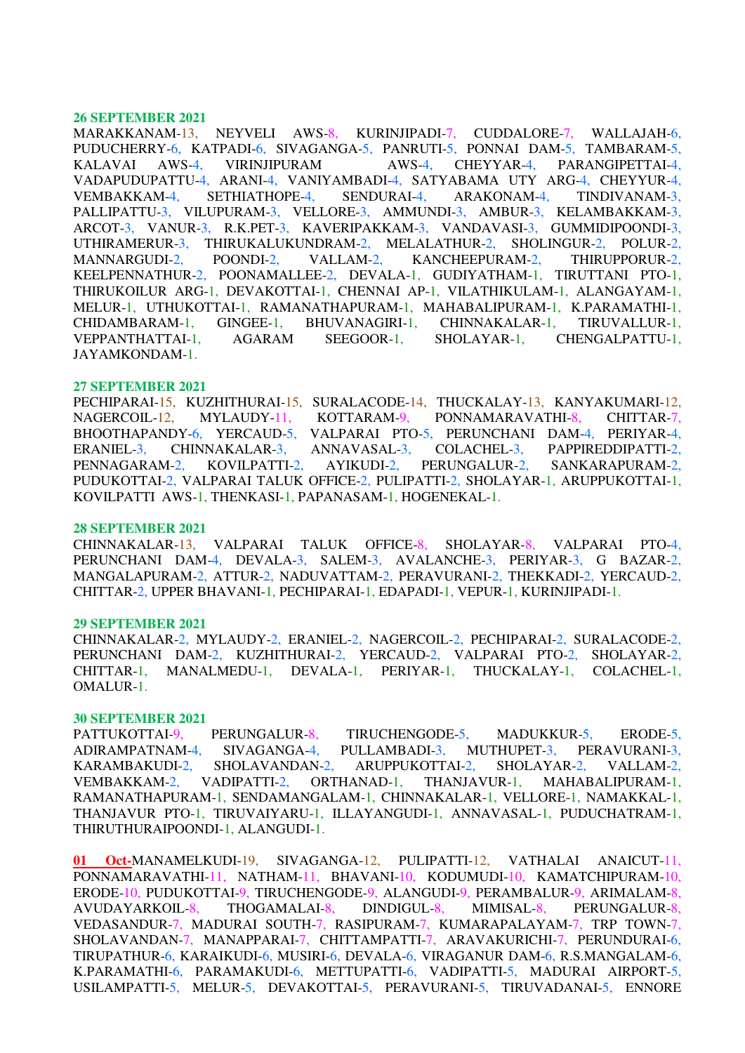**26 SEPTEMBER 2021**

MARAKKANAM-13, NEYVELI AWS-8, KURINJIPADI-7, CUDDALORE-7, WALLAJAH-6, PUDUCHERRY-6, KATPADI-6, SIVAGANGA-5, PANRUTI-5, PONNAI DAM-5, TAMBARAM-5, KALAVAI AWS-4, VIRINJIPURAM AWS-4, CHEYYAR-4, PARANGIPETTAI-4, VADAPUDUPATTU-4, ARANI-4, VANIYAMBADI-4, SATYABAMA UTY ARG-4, CHEYYUR-4, VEMBAKKAM-4, SETHIATHOPE-4, SENDURAI-4, ARAKONAM-4, TINDIVANAM-3, PALLIPATTU-3, VILUPURAM-3, VELLORE-3, AMMUNDI-3, AMBUR-3, KELAMBAKKAM-3, ARCOT-3, VANUR-3, R.K.PET-3, KAVERIPAKKAM-3, VANDAVASI-3, GUMMIDIPOONDI-3, UTHIRAMERUR-3, THIRUKALUKUNDRAM-2, MELALATHUR-2, SHOLINGUR-2, POLUR-2, MANNARGUDI-2, POONDI-2, VALLAM-2, KANCHEEPURAM-2, THIRUPPORUR-2, KEELPENNATHUR-2, POONAMALLEE-2, DEVALA-1, GUDIYATHAM-1, TIRUTTANI PTO-1, THIRUKOILUR ARG-1, DEVAKOTTAI-1, CHENNAI AP-1, VILATHIKULAM-1, ALANGAYAM-1, MELUR-1, UTHUKOTTAI-1, RAMANATHAPURAM-1, MAHABALIPURAM-1, K.PARAMATHI-1, CHIDAMBARAM-1, GINGEE-1, BHUVANAGIRI-1, CHINNAKALAR-1, TIRUVALLUR-1, VEPPANTHATTAI-1, AGARAM SEEGOOR-1, SHOLAYAR-1, CHENGALPATTU-1, JAYAMKONDAM-1.

**27 SEPTEMBER 2021**

PECHIPARAI-15, KUZHITHURAI-15, SURALACODE-14, THUCKALAY-13, KANYAKUMARI-12, NAGERCOIL-12, MYLAUDY-11, KOTTARAM-9, PONNAMARAVATHI-8, CHITTAR-7, BHOOTHAPANDY-6, YERCAUD-5, VALPARAI PTO-5, PERUNCHANI DAM-4, PERIYAR-4, ERANIEL-3, CHINNAKALAR-3, ANNAVASAL-3, COLACHEL-3, PAPPIREDDIPATTI-2, PENNAGARAM-2, KOVILPATTI-2, AYIKUDI-2, PERUNGALUR-2, SANKARAPURAM-2, PUDUKOTTAI-2, VALPARAI TALUK OFFICE-2, PULIPATTI-2, SHOLAYAR-1, ARUPPUKOTTAI-1, KOVILPATTI AWS-1, THENKASI-1, PAPANASAM-1, HOGENEKAL-1.

**28 SEPTEMBER 2021**

CHINNAKALAR-13, VALPARAI TALUK OFFICE-8, SHOLAYAR-8, VALPARAI PTO-4, PERUNCHANI DAM-4, DEVALA-3, SALEM-3, AVALANCHE-3, PERIYAR-3, G BAZAR-2, MANGALAPURAM-2, ATTUR-2, NADUVATTAM-2, PERAVURANI-2, THEKKADI-2, YERCAUD-2, CHITTAR-2, UPPER BHAVANI-1, PECHIPARAI-1, EDAPADI-1, VEPUR-1, KURINJIPADI-1.

**29 SEPTEMBER 2021**

CHINNAKALAR-2, MYLAUDY-2, ERANIEL-2, NAGERCOIL-2, PECHIPARAI-2, SURALACODE-2, PERUNCHANI DAM-2, KUZHITHURAI-2, YERCAUD-2, VALPARAI PTO-2, SHOLAYAR-2, CHITTAR-1, MANALMEDU-1, DEVALA-1, PERIYAR-1, THUCKALAY-1, COLACHEL-1, OMALUR-1.

**30 SEPTEMBER 2021**

PATTUKOTTAI-9, PERUNGALUR-8, TIRUCHENGODE-5, MADUKKUR-5, ERODE-5, ADIRAMPATNAM-4, SIVAGANGA-4, PULLAMBADI-3, MUTHUPET-3, PERAVURANI-3, KARAMBAKUDI-2, SHOLAVANDAN-2, ARUPPUKOTTAI-2, SHOLAYAR-2, VALLAM-2, VEMBAKKAM-2, VADIPATTI-2, ORTHANAD-1, THANJAVUR-1, MAHABALIPURAM-1, RAMANATHAPURAM-1, SENDAMANGALAM-1, CHINNAKALAR-1, VELLORE-1, NAMAKKAL-1, THANJAVUR PTO-1, TIRUVAIYARU-1, ILLAYANGUDI-1, ANNAVASAL-1, PUDUCHATRAM-1, THIRUTHURAIPOONDI-1, ALANGUDI-1.

**01 Oct**-MANAMELKUDI-19, SIVAGANGA-12, PULIPATTI-12, VATHALAI ANAICUT-11, PONNAMARAVATHI-11, NATHAM-11, BHAVANI-10, KODUMUDI-10, KAMATCHIPURAM-10, ERODE-10, PUDUKOTTAI-9, TIRUCHENGODE-9, ALANGUDI-9, PERAMBALUR-9, ARIMALAM-8, AVUDAYARKOIL-8, THOGAMALAI-8, DINDIGUL-8, MIMISAL-8, PERUNGALUR-8, VEDASANDUR-7, MADURAI SOUTH-7, RASIPURAM-7, KUMARAPALAYAM-7, TRP TOWN-7, SHOLAVANDAN-7, MANAPPARAI-7, CHITTAMPATTI-7, ARAVAKURICHI-7, PERUNDURAI-6, TIRUPATHUR-6, KARAIKUDI-6, MUSIRI-6, DEVALA-6, VIRAGANUR DAM-6, R.S.MANGALAM-6, K.PARAMATHI-6, PARAMAKUDI-6, METTUPATTI-6, VADIPATTI-5, MADURAI AIRPORT-5, USILAMPATTI-5, MELUR-5, DEVAKOTTAI-5, PERAVURANI-5, TIRUVADANAI-5, ENNORE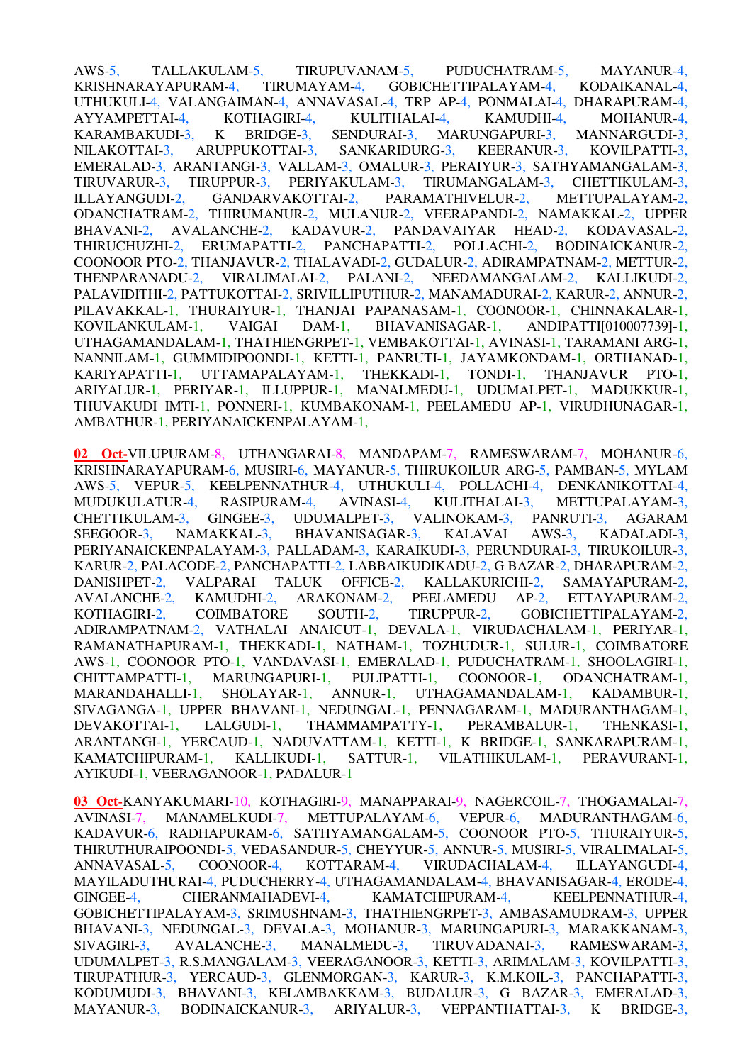AWS-5, TALLAKULAM-5, TIRUPUVANAM-5, PUDUCHATRAM-5, MAYANUR-4, KRISHNARAYAPURAM-4, TIRUMAYAM-4, GOBICHETTIPALAYAM-4, KODAIKANAL-4, UTHUKULI-4, VALANGAIMAN-4, ANNAVASAL-4, TRP AP-4, PONMALAI-4, DHARAPURAM-4, AYYAMPETTAI-4, KOTHAGIRI-4, KULITHALAI-4, KAMUDHI-4, MOHANUR-4, KARAMBAKUDI-3, K BRIDGE-3, SENDURAI-3, MARUNGAPURI-3, MANNARGUDI-3, NILAKOTTAI-3, ARUPPUKOTTAI-3, SANKARIDURG-3, KEERANUR-3, KOVILPATTI-3, EMERALAD-3, ARANTANGI-3, VALLAM-3, OMALUR-3, PERAIYUR-3, SATHYAMANGALAM-3, TIRUVARUR-3, TIRUPPUR-3, PERIYAKULAM-3, TIRUMANGALAM-3, CHETTIKULAM-3, ILLAYANGUDI-2, GANDARVAKOTTAI-2, PARAMATHIVELUR-2, METTUPALAYAM-2, ODANCHATRAM-2, THIRUMANUR-2, MULANUR-2, VEERAPANDI-2, NAMAKKAL-2, UPPER BHAVANI-2, AVALANCHE-2, KADAVUR-2, PANDAVAIYAR HEAD-2, KODAVASAL-2, THIRUCHUZHI-2, ERUMAPATTI-2, PANCHAPATTI-2, POLLACHI-2, BODINAICKANUR-2, COONOOR PTO-2, THANJAVUR-2, THALAVADI-2, GUDALUR-2, ADIRAMPATNAM-2, METTUR-2, THENPARANADU-2, VIRALIMALAI-2, PALANI-2, NEEDAMANGALAM-2, KALLIKUDI-2, PALAVIDITHI-2, PATTUKOTTAI-2, SRIVILLIPUTHUR-2, MANAMADURAI-2, KARUR-2, ANNUR-2, PILAVAKKAL-1, THURAIYUR-1, THANJAI PAPANASAM-1, COONOOR-1, CHINNAKALAR-1, KOVILANKULAM-1, VAIGAI DAM-1, BHAVANISAGAR-1, ANDIPATTI[010007739]-1, UTHAGAMANDALAM-1, THATHIENGRPET-1, VEMBAKOTTAI-1, AVINASI-1, TARAMANI ARG-1, NANNILAM-1, GUMMIDIPOONDI-1, KETTI-1, PANRUTI-1, JAYAMKONDAM-1, ORTHANAD-1, KARIYAPATTI-1, UTTAMAPALAYAM-1, THEKKADI-1, TONDI-1, THANJAVUR PTO-1, ARIYALUR-1, PERIYAR-1, ILLUPPUR-1, MANALMEDU-1, UDUMALPET-1, MADUKKUR-1, THUVAKUDI IMTI-1, PONNERI-1, KUMBAKONAM-1, PEELAMEDU AP-1, VIRUDHUNAGAR-1, AMBATHUR-1, PERIYANAICKENPALAYAM-1,

**02 Oct-**VILUPURAM-8, UTHANGARAI-8, MANDAPAM-7, RAMESWARAM-7, MOHANUR-6, KRISHNARAYAPURAM-6, MUSIRI-6, MAYANUR-5, THIRUKOILUR ARG-5, PAMBAN-5, MYLAM AWS-5, VEPUR-5, KEELPENNATHUR-4, UTHUKULI-4, POLLACHI-4, DENKANIKOTTAI-4, MUDUKULATUR-4, RASIPURAM-4, AVINASI-4, KULITHALAI-3, METTUPALAYAM-3, CHETTIKULAM-3, GINGEE-3, UDUMALPET-3, VALINOKAM-3, PANRUTI-3, AGARAM SEEGOOR-3, NAMAKKAL-3, BHAVANISAGAR-3, KALAVAI AWS-3, KADALADI-3, PERIYANAICKENPALAYAM-3, PALLADAM-3, KARAIKUDI-3, PERUNDURAI-3, TIRUKOILUR-3, KARUR-2, PALACODE-2, PANCHAPATTI-2, LABBAIKUDIKADU-2, G BAZAR-2, DHARAPURAM-2, DANISHPET-2, VALPARAI TALUK OFFICE-2, KALLAKURICHI-2, SAMAYAPURAM-2, AVALANCHE-2, KAMUDHI-2, ARAKONAM-2, PEELAMEDU AP-2, ETTAYAPURAM-2, KOTHAGIRI-2, COIMBATORE SOUTH-2, TIRUPPUR-2, GOBICHETTIPALAYAM-2, ADIRAMPATNAM-2, VATHALAI ANAICUT-1, DEVALA-1, VIRUDACHALAM-1, PERIYAR-1, RAMANATHAPURAM-1, THEKKADI-1, NATHAM-1, TOZHUDUR-1, SULUR-1, COIMBATORE AWS-1, COONOOR PTO-1, VANDAVASI-1, EMERALAD-1, PUDUCHATRAM-1, SHOOLAGIRI-1, CHITTAMPATTI-1, MARUNGAPURI-1, PULIPATTI-1, COONOOR-1, ODANCHATRAM-1, MARANDAHALLI-1, SHOLAYAR-1, ANNUR-1, UTHAGAMANDALAM-1, KADAMBUR-1, SIVAGANGA-1, UPPER BHAVANI-1, NEDUNGAL-1, PENNAGARAM-1, MADURANTHAGAM-1, DEVAKOTTAI-1, LALGUDI-1, THAMMAMPATTY-1, PERAMBALUR-1, THENKASI-1, ARANTANGI-1, YERCAUD-1, NADUVATTAM-1, KETTI-1, K BRIDGE-1, SANKARAPURAM-1, KAMATCHIPURAM-1, KALLIKUDI-1, SATTUR-1, VILATHIKULAM-1, PERAVURANI-1, AYIKUDI-1, VEERAGANOOR-1, PADALUR-1

**03 Oct-**KANYAKUMARI-10, KOTHAGIRI-9, MANAPPARAI-9, NAGERCOIL-7, THOGAMALAI-7, AVINASI-7, MANAMELKUDI-7, METTUPALAYAM-6, VEPUR-6, MADURANTHAGAM-6, KADAVUR-6, RADHAPURAM-6, SATHYAMANGALAM-5, COONOOR PTO-5, THURAIYUR-5, THIRUTHURAIPOONDI-5, VEDASANDUR-5, CHEYYUR-5, ANNUR-5, MUSIRI-5, VIRALIMALAI-5, ANNAVASAL-5, COONOOR-4, KOTTARAM-4, VIRUDACHALAM-4, ILLAYANGUDI-4, MAYILADUTHURAI-4, PUDUCHERRY-4, UTHAGAMANDALAM-4, BHAVANISAGAR-4, ERODE-4, GINGEE-4, CHERANMAHADEVI-4, KAMATCHIPURAM-4, KEELPENNATHUR-4, GOBICHETTIPALAYAM-3, SRIMUSHNAM-3, THATHIENGRPET-3, AMBASAMUDRAM-3, UPPER BHAVANI-3, NEDUNGAL-3, DEVALA-3, MOHANUR-3, MARUNGAPURI-3, MARAKKANAM-3, SIVAGIRI-3, AVALANCHE-3, MANALMEDU-3, TIRUVADANAI-3, RAMESWARAM-3, UDUMALPET-3, R.S.MANGALAM-3, VEERAGANOOR-3, KETTI-3, ARIMALAM-3, KOVILPATTI-3, TIRUPATHUR-3, YERCAUD-3, GLENMORGAN-3, KARUR-3, K.M.KOIL-3, PANCHAPATTI-3, KODUMUDI-3, BHAVANI-3, KELAMBAKKAM-3, BUDALUR-3, G BAZAR-3, EMERALAD-3, MAYANUR-3, BODINAICKANUR-3, ARIYALUR-3, VEPPANTHATTAI-3, K BRIDGE-3,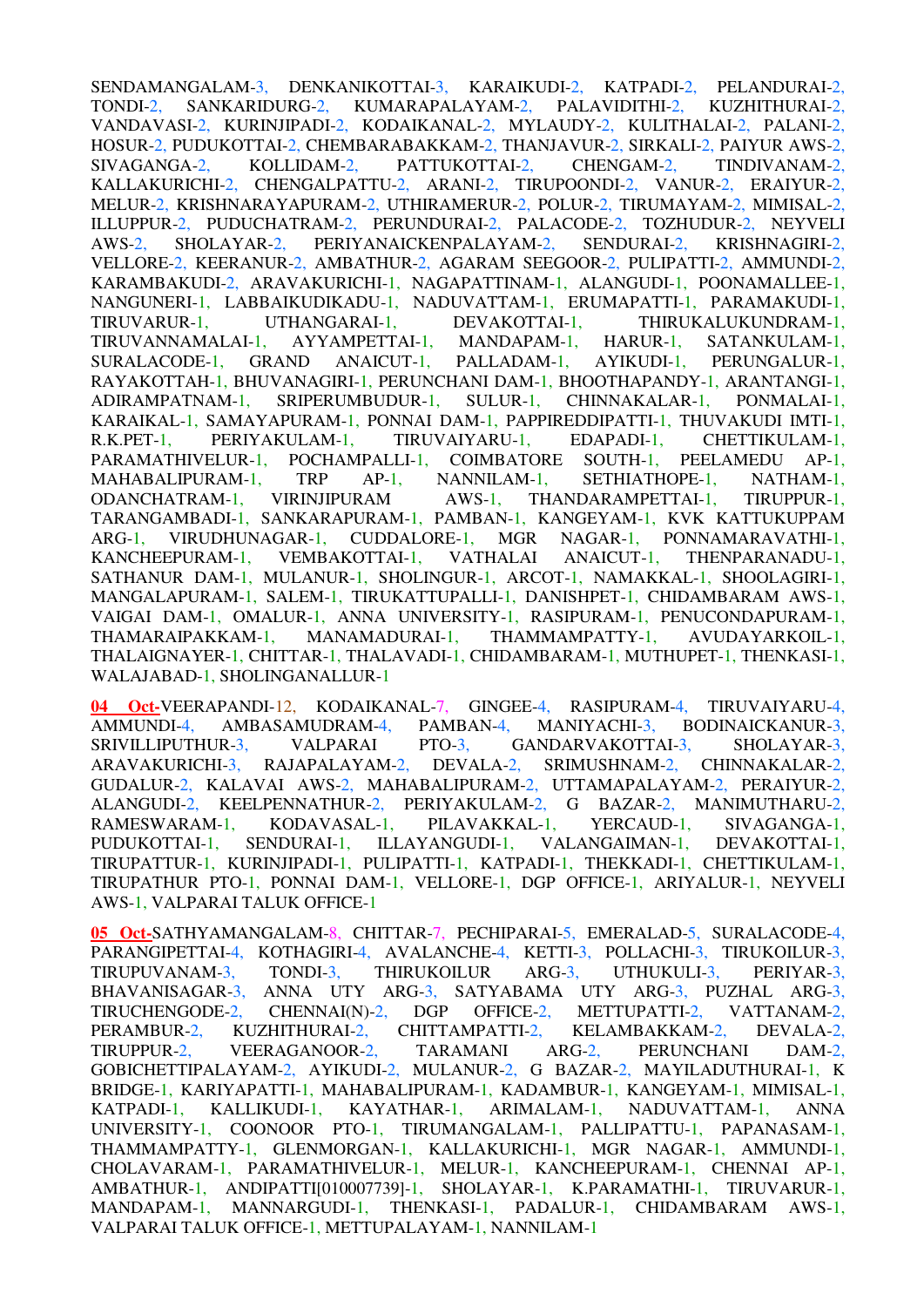SENDAMANGALAM-3, DENKANIKOTTAI-3, KARAIKUDI-2, KATPADI-2, PELANDURAI-2, TONDI-2, SANKARIDURG-2, KUMARAPALAYAM-2, PALAVIDITHI-2, KUZHITHURAI-2, VANDAVASI-2, KURINJIPADI-2, KODAIKANAL-2, MYLAUDY-2, KULITHALAI-2, PALANI-2, HOSUR-2, PUDUKOTTAI-2, CHEMBARABAKKAM-2, THANJAVUR-2, SIRKALI-2, PAIYUR AWS-2, SIVAGANGA-2, KOLLIDAM-2, PATTUKOTTAI-2, CHENGAM-2, TINDIVANAM-2, KALLAKURICHI-2, CHENGALPATTU-2, ARANI-2, TIRUPOONDI-2, VANUR-2, ERAIYUR-2, MELUR-2, KRISHNARAYAPURAM-2, UTHIRAMERUR-2, POLUR-2, TIRUMAYAM-2, MIMISAL-2, ILLUPPUR-2, PUDUCHATRAM-2, PERUNDURAI-2, PALACODE-2, TOZHUDUR-2, NEYVELI AWS-2, SHOLAYAR-2, PERIYANAICKENPALAYAM-2, SENDURAI-2, KRISHNAGIRI-2, VELLORE-2, KEERANUR-2, AMBATHUR-2, AGARAM SEEGOOR-2, PULIPATTI-2, AMMUNDI-2, KARAMBAKUDI-2, ARAVAKURICHI-1, NAGAPATTINAM-1, ALANGUDI-1, POONAMALLEE-1, NANGUNERI-1, LABBAIKUDIKADU-1, NADUVATTAM-1, ERUMAPATTI-1, PARAMAKUDI-1, TIRUVARUR-1, UTHANGARAI-1, DEVAKOTTAI-1, THIRUKALUKUNDRAM-1, TIRUVANNAMALAI-1, AYYAMPETTAI-1, MANDAPAM-1, HARUR-1, SATANKULAM-1, SURALACODE-1, GRAND ANAICUT-1, PALLADAM-1, AYIKUDI-1, PERUNGALUR-1, RAYAKOTTAH-1, BHUVANAGIRI-1, PERUNCHANI DAM-1, BHOOTHAPANDY-1, ARANTANGI-1, ADIRAMPATNAM-1, SRIPERUMBUDUR-1, SULUR-1, CHINNAKALAR-1, PONMALAI-1, KARAIKAL-1, SAMAYAPURAM-1, PONNAI DAM-1, PAPPIREDDIPATTI-1, THUVAKUDI IMTI-1, R.K.PET-1, PERIYAKULAM-1, TIRUVAIYARU-1, EDAPADI-1, CHETTIKULAM-1, PARAMATHIVELUR-1, POCHAMPALLI-1, COIMBATORE SOUTH-1, PEELAMEDU AP-1, MAHABALIPURAM-1, TRP AP-1, NANNILAM-1, SETHIATHOPE-1, NATHAM-1, ODANCHATRAM-1, VIRINJIPURAM AWS-1, THANDARAMPETTAI-1, TIRUPPUR-1, TARANGAMBADI-1, SANKARAPURAM-1, PAMBAN-1, KANGEYAM-1, KVK KATTUKUPPAM ARG-1, VIRUDHUNAGAR-1, CUDDALORE-1, MGR NAGAR-1, PONNAMARAVATHI-1, KANCHEEPURAM-1, VEMBAKOTTAI-1, VATHALAI ANAICUT-1, THENPARANADU-1, SATHANUR DAM-1, MULANUR-1, SHOLINGUR-1, ARCOT-1, NAMAKKAL-1, SHOOLAGIRI-1, MANGALAPURAM-1, SALEM-1, TIRUKATTUPALLI-1, DANISHPET-1, CHIDAMBARAM AWS-1, VAIGAI DAM-1, OMALUR-1, ANNA UNIVERSITY-1, RASIPURAM-1, PENUCONDAPURAM-1, THAMARAIPAKKAM-1, MANAMADURAI-1, THAMMAMPATTY-1, AVUDAYARKOIL-1, THALAIGNAYER-1, CHITTAR-1, THALAVADI-1, CHIDAMBARAM-1, MUTHUPET-1, THENKASI-1, WALAJABAD-1, SHOLINGANALLUR-1

**04 Oct-**VEERAPANDI-12, KODAIKANAL-7, GINGEE-4, RASIPURAM-4, TIRUVAIYARU-4, AMMUNDI-4, AMBASAMUDRAM-4, PAMBAN-4, MANIYACHI-3, BODINAICKANUR-3, SRIVILLIPUTHUR-3, VALPARAI PTO-3, GANDARVAKOTTAI-3, SHOLAYAR-3, ARAVAKURICHI-3, RAJAPALAYAM-2, DEVALA-2, SRIMUSHNAM-2, CHINNAKALAR-2, GUDALUR-2, KALAVAI AWS-2, MAHABALIPURAM-2, UTTAMAPALAYAM-2, PERAIYUR-2, ALANGUDI-2, KEELPENNATHUR-2, PERIYAKULAM-2, G BAZAR-2, MANIMUTHARU-2, RAMESWARAM-1, KODAVASAL-1, PILAVAKKAL-1, YERCAUD-1, SIVAGANGA-1, PUDUKOTTAI-1, SENDURAI-1, ILLAYANGUDI-1, VALANGAIMAN-1, DEVAKOTTAI-1, TIRUPATTUR-1, KURINJIPADI-1, PULIPATTI-1, KATPADI-1, THEKKADI-1, CHETTIKULAM-1, TIRUPATHUR PTO-1, PONNAI DAM-1, VELLORE-1, DGP OFFICE-1, ARIYALUR-1, NEYVELI AWS-1, VALPARAI TALUK OFFICE-1

**05 Oct-**SATHYAMANGALAM-8, CHITTAR-7, PECHIPARAI-5, EMERALAD-5, SURALACODE-4, PARANGIPETTAI-4, KOTHAGIRI-4, AVALANCHE-4, KETTI-3, POLLACHI-3, TIRUKOILUR-3, TIRUPUVANAM-3, TONDI-3, THIRUKOILUR ARG-3, UTHUKULI-3, PERIYAR-3, BHAVANISAGAR-3, ANNA UTY ARG-3, SATYABAMA UTY ARG-3, PUZHAL ARG-3, TIRUCHENGODE-2, CHENNAI(N)-2, DGP OFFICE-2, METTUPATTI-2, VATTANAM-2, PERAMBUR-2, KUZHITHURAI-2, CHITTAMPATTI-2, KELAMBAKKAM-2, DEVALA-2, TIRUPPUR-2, VEERAGANOOR-2, TARAMANI ARG-2, PERUNCHANI DAM-2, GOBICHETTIPALAYAM-2, AYIKUDI-2, MULANUR-2, G BAZAR-2, MAYILADUTHURAI-1, K BRIDGE-1, KARIYAPATTI-1, MAHABALIPURAM-1, KADAMBUR-1, KANGEYAM-1, MIMISAL-1, KATPADI-1, KALLIKUDI-1, KAYATHAR-1, ARIMALAM-1, NADUVATTAM-1, ANNA UNIVERSITY-1, COONOOR PTO-1, TIRUMANGALAM-1, PALLIPATTU-1, PAPANASAM-1, THAMMAMPATTY-1, GLENMORGAN-1, KALLAKURICHI-1, MGR NAGAR-1, AMMUNDI-1, CHOLAVARAM-1, PARAMATHIVELUR-1, MELUR-1, KANCHEEPURAM-1, CHENNAI AP-1, AMBATHUR-1, ANDIPATTI[010007739]-1, SHOLAYAR-1, K.PARAMATHI-1, TIRUVARUR-1, MANDAPAM-1, MANNARGUDI-1, THENKASI-1, PADALUR-1, CHIDAMBARAM AWS-1, VALPARAI TALUK OFFICE-1, METTUPALAYAM-1, NANNILAM-1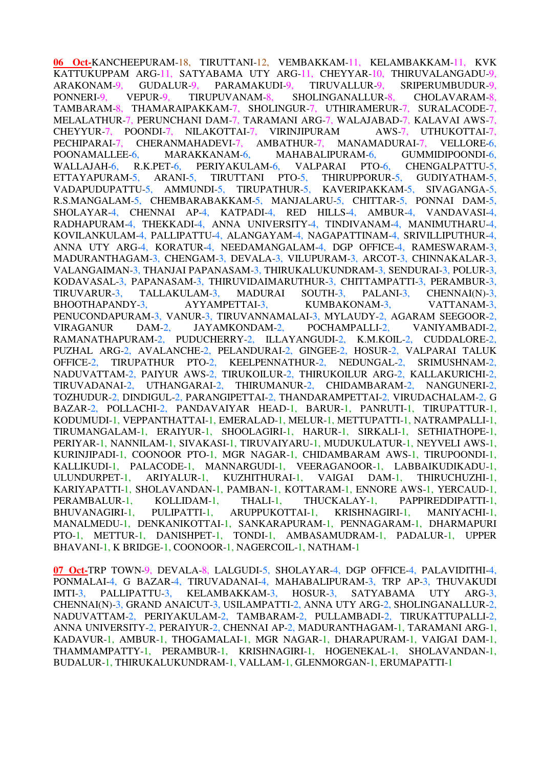**06 Oct-**KANCHEEPURAM-18, TIRUTTANI-12, VEMBAKKAM-11, KELAMBAKKAM-11, KVK KATTUKUPPAM ARG-11, SATYABAMA UTY ARG-11, CHEYYAR-10, THIRUVALANGADU-9, ARAKONAM-9, GUDALUR-9, PARAMAKUDI-9, TIRUVALLUR-9, SRIPERUMBUDUR-9, PONNERI-9, VEPUR-9, TIRUPUVANAM-8, SHOLINGANALLUR-8, CHOLAVARAM-8, TAMBARAM-8, THAMARAIPAKKAM-7, SHOLINGUR-7, UTHIRAMERUR-7, SURALACODE-7, MELALATHUR-7, PERUNCHANI DAM-7, TARAMANI ARG-7, WALAJABAD-7, KALAVAI AWS-7, CHEYYUR-7, POONDI-7, NILAKOTTAI-7, VIRINJIPURAM AWS-7, UTHUKOTTAI-7, PECHIPARAI-7, CHERANMAHADEVI-7, AMBATHUR-7, MANAMADURAI-7, VELLORE-6, POONAMALLEE-6, MARAKKANAM-6, MAHABALIPURAM-6, GUMMIDIPOONDI-6, WALLAJAH-6, R.K.PET-6, PERIYAKULAM-6, VALPARAI PTO-6, CHENGALPATTU-5, ETTAYAPURAM-5, ARANI-5, TIRUTTANI PTO-5, THIRUPPORUR-5, GUDIYATHAM-5, VADAPUDUPATTU-5, AMMUNDI-5, TIRUPATHUR-5, KAVERIPAKKAM-5, SIVAGANGA-5, R.S.MANGALAM-5, CHEMBARABAKKAM-5, MANJALARU-5, CHITTAR-5, PONNAI DAM-5, SHOLAYAR-4, CHENNAI AP-4, KATPADI-4, RED HILLS-4, AMBUR-4, VANDAVASI-4, RADHAPURAM-4, THEKKADI-4, ANNA UNIVERSITY-4, TINDIVANAM-4, MANIMUTHARU-4, KOVILANKULAM-4, PALLIPATTU-4, ALANGAYAM-4, NAGAPATTINAM-4, SRIVILLIPUTHUR-4, ANNA UTY ARG-4, KORATUR-4, NEEDAMANGALAM-4, DGP OFFICE-4, RAMESWARAM-3, MADURANTHAGAM-3, CHENGAM-3, DEVALA-3, VILUPURAM-3, ARCOT-3, CHINNAKALAR-3, VALANGAIMAN-3, THANJAI PAPANASAM-3, THIRUKALUKUNDRAM-3, SENDURAI-3, POLUR-3, KODAVASAL-3, PAPANASAM-3, THIRUVIDAIMARUTHUR-3, CHITTAMPATTI-3, PERAMBUR-3, TIRUVARUR-3, TALLAKULAM-3, MADURAI SOUTH-3, PALANI-3, CHENNAI(N)-3, BHOOTHAPANDY-3, AYYAMPETTAI-3, KUMBAKONAM-3, VATTANAM-3, PENUCONDAPURAM-3, VANUR-3, TIRUVANNAMALAI-3, MYLAUDY-2, AGARAM SEEGOOR-2, VIRAGANUR DAM-2, JAYAMKONDAM-2, POCHAMPALLI-2, VANIYAMBADI-2, RAMANATHAPURAM-2, PUDUCHERRY-2, ILLAYANGUDI-2, K.M.KOIL-2, CUDDALORE-2, PUZHAL ARG-2, AVALANCHE-2, PELANDURAI-2, GINGEE-2, HOSUR-2, VALPARAI TALUK OFFICE-2, TIRUPATHUR PTO-2, KEELPENNATHUR-2, NEDUNGAL-2, SRIMUSHNAM-2, NADUVATTAM-2, PAIYUR AWS-2, TIRUKOILUR-2, THIRUKOILUR ARG-2, KALLAKURICHI-2, TIRUVADANAI-2, UTHANGARAI-2, THIRUMANUR-2, CHIDAMBARAM-2, NANGUNERI-2, TOZHUDUR-2, DINDIGUL-2, PARANGIPETTAI-2, THANDARAMPETTAI-2, VIRUDACHALAM-2, G BAZAR-2, POLLACHI-2, PANDAVAIYAR HEAD-1, BARUR-1, PANRUTI-1, TIRUPATTUR-1, KODUMUDI-1, VEPPANTHATTAI-1, EMERALAD-1, MELUR-1, METTUPATTI-1, NATRAMPALLI-1, TIRUMANGALAM-1, ERAIYUR-1, SHOOLAGIRI-1, HARUR-1, SIRKALI-1, SETHIATHOPE-1, PERIYAR-1, NANNILAM-1, SIVAKASI-1, TIRUVAIYARU-1, MUDUKULATUR-1, NEYVELI AWS-1, KURINJIPADI-1, COONOOR PTO-1, MGR NAGAR-1, CHIDAMBARAM AWS-1, TIRUPOONDI-1, KALLIKUDI-1, PALACODE-1, MANNARGUDI-1, VEERAGANOOR-1, LABBAIKUDIKADU-1, ULUNDURPET-1, ARIYALUR-1, KUZHITHURAI-1, VAIGAI DAM-1, THIRUCHUZHI-1, KARIYAPATTI-1, SHOLAVANDAN-1, PAMBAN-1, KOTTARAM-1, ENNORE AWS-1, YERCAUD-1, PERAMBALUR-1, KOLLIDAM-1, THALI-1, THUCKALAY-1, PAPPIREDDIPATTI-1, BHUVANAGIRI-1, PULIPATTI-1, ARUPPUKOTTAI-1, KRISHNAGIRI-1, MANIYACHI-1, MANALMEDU-1, DENKANIKOTTAI-1, SANKARAPURAM-1, PENNAGARAM-1, DHARMAPURI PTO-1, METTUR-1, DANISHPET-1, TONDI-1, AMBASAMUDRAM-1, PADALUR-1, UPPER BHAVANI-1, K BRIDGE-1, COONOOR-1, NAGERCOIL-1, NATHAM-1

**07 Oct-**TRP TOWN-9, DEVALA-8, LALGUDI-5, SHOLAYAR-4, DGP OFFICE-4, PALAVIDITHI-4, PONMALAI-4, G BAZAR-4, TIRUVADANAI-4, MAHABALIPURAM-3, TRP AP-3, THUVAKUDI IMTI-3, PALLIPATTU-3, KELAMBAKKAM-3, HOSUR-3, SATYABAMA UTY ARG-3, CHENNAI(N)-3, GRAND ANAICUT-3, USILAMPATTI-2, ANNA UTY ARG-2, SHOLINGANALLUR-2, NADUVATTAM-2, PERIYAKULAM-2, TAMBARAM-2, PULLAMBADI-2, TIRUKATTUPALLI-2, ANNA UNIVERSITY-2, PERAIYUR-2, CHENNAI AP-2, MADURANTHAGAM-1, TARAMANI ARG-1, KADAVUR-1, AMBUR-1, THOGAMALAI-1, MGR NAGAR-1, DHARAPURAM-1, VAIGAI DAM-1, THAMMAMPATTY-1, PERAMBUR-1, KRISHNAGIRI-1, HOGENEKAL-1, SHOLAVANDAN-1, BUDALUR-1, THIRUKALUKUNDRAM-1, VALLAM-1, GLENMORGAN-1, ERUMAPATTI-1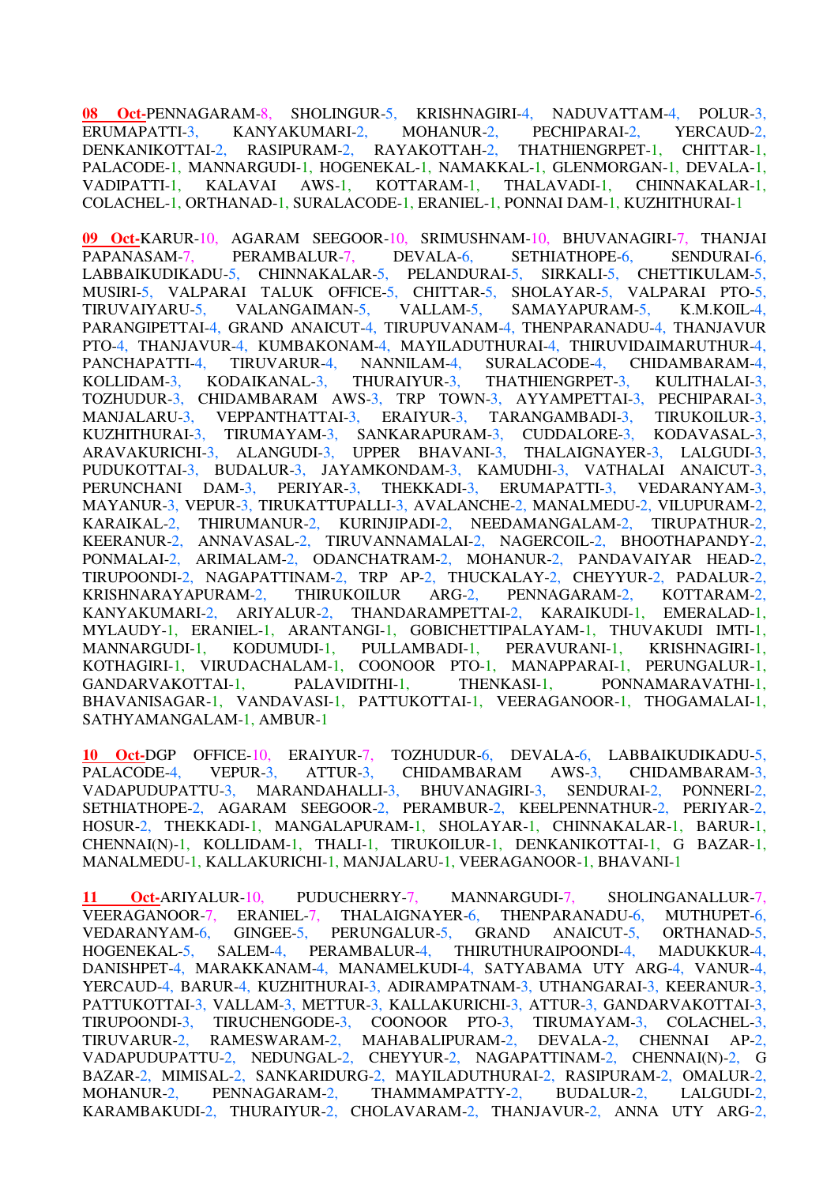**08 Oct**-PENNAGARAM-8, SHOLINGUR-5, KRISHNAGIRI-4, NADUVATTAM-4, POLUR-3, ERUMAPATTI-3, KANYAKUMARI-2, MOHANUR-2, PECHIPARAI-2, YERCAUD-2, DENKANIKOTTAI-2, RASIPURAM-2, RAYAKOTTAH-2, THATHIENGRPET-1, CHITTAR-1, PALACODE-1, MANNARGUDI-1, HOGENEKAL-1, NAMAKKAL-1, GLENMORGAN-1, DEVALA-1, VADIPATTI-1, KALAVAI AWS-1, KOTTARAM-1, THALAVADI-1, CHINNAKALAR-1, COLACHEL-1, ORTHANAD-1, SURALACODE-1, ERANIEL-1, PONNAI DAM-1, KUZHITHURAI-1

**09 Oct**-KARUR-10, AGARAM SEEGOOR-10, SRIMUSHNAM-10, BHUVANAGIRI-7, THANJAI PAPANASAM-7, PERAMBALUR-7, DEVALA-6, SETHIATHOPE-6, SENDURAI-6, LABBAIKUDIKADU-5, CHINNAKALAR-5, PELANDURAI-5, SIRKALI-5, CHETTIKULAM-5, MUSIRI-5, VALPARAI TALUK OFFICE-5, CHITTAR-5, SHOLAYAR-5, VALPARAI PTO-5, TIRUVAIYARU-5, VALANGAIMAN-5, VALLAM-5, SAMAYAPURAM-5, K.M.KOIL-4, PARANGIPETTAI-4, GRAND ANAICUT-4, TIRUPUVANAM-4, THENPARANADU-4, THANJAVUR PTO-4, THANJAVUR-4, KUMBAKONAM-4, MAYILADUTHURAI-4, THIRUVIDAIMARUTHUR-4, PANCHAPATTI-4, TIRUVARUR-4, NANNILAM-4, SURALACODE-4, CHIDAMBARAM-4, KOLLIDAM-3, KODAIKANAL-3, THURAIYUR-3, THATHIENGRPET-3, KULITHALAI-3, TOZHUDUR-3, CHIDAMBARAM AWS-3, TRP TOWN-3, AYYAMPETTAI-3, PECHIPARAI-3, MANJALARU-3, VEPPANTHATTAI-3, ERAIYUR-3, TARANGAMBADI-3, TIRUKOILUR-3, KUZHITHURAI-3, TIRUMAYAM-3, SANKARAPURAM-3, CUDDALORE-3, KODAVASAL-3, ARAVAKURICHI-3, ALANGUDI-3, UPPER BHAVANI-3, THALAIGNAYER-3, LALGUDI-3, PUDUKOTTAI-3, BUDALUR-3, JAYAMKONDAM-3, KAMUDHI-3, VATHALAI ANAICUT-3, PERUNCHANI DAM-3, PERIYAR-3, THEKKADI-3, ERUMAPATTI-3, VEDARANYAM-3, MAYANUR-3, VEPUR-3, TIRUKATTUPALLI-3, AVALANCHE-2, MANALMEDU-2, VILUPURAM-2, KARAIKAL-2, THIRUMANUR-2, KURINJIPADI-2, NEEDAMANGALAM-2, TIRUPATHUR-2, KEERANUR-2, ANNAVASAL-2, TIRUVANNAMALAI-2, NAGERCOIL-2, BHOOTHAPANDY-2, PONMALAI-2, ARIMALAM-2, ODANCHATRAM-2, MOHANUR-2, PANDAVAIYAR HEAD-2, TIRUPOONDI-2, NAGAPATTINAM-2, TRP AP-2, THUCKALAY-2, CHEYYUR-2, PADALUR-2, KRISHNARAYAPURAM-2, THIRUKOILUR ARG-2, PENNAGARAM-2, KOTTARAM-2, KANYAKUMARI-2, ARIYALUR-2, THANDARAMPETTAI-2, KARAIKUDI-1, EMERALAD-1, MYLAUDY-1, ERANIEL-1, ARANTANGI-1, GOBICHETTIPALAYAM-1, THUVAKUDI IMTI-1, MANNARGUDI-1, KODUMUDI-1, PULLAMBADI-1, PERAVURANI-1, KRISHNAGIRI-1, KOTHAGIRI-1, VIRUDACHALAM-1, COONOOR PTO-1, MANAPPARAI-1, PERUNGALUR-1, GANDARVAKOTTAI-1, PALAVIDITHI-1, THENKASI-1, PONNAMARAVATHI-1, BHAVANISAGAR-1, VANDAVASI-1, PATTUKOTTAI-1, VEERAGANOOR-1, THOGAMALAI-1, SATHYAMANGALAM-1, AMBUR-1

**10 Oct**-DGP OFFICE-10, ERAIYUR-7, TOZHUDUR-6, DEVALA-6, LABBAIKUDIKADU-5, PALACODE-4, VEPUR-3, ATTUR-3, CHIDAMBARAM AWS-3, CHIDAMBARAM-3, VADAPUDUPATTU-3, MARANDAHALLI-3, BHUVANAGIRI-3, SENDURAI-2, PONNERI-2, SETHIATHOPE-2, AGARAM SEEGOOR-2, PERAMBUR-2, KEELPENNATHUR-2, PERIYAR-2, HOSUR-2, THEKKADI-1, MANGALAPURAM-1, SHOLAYAR-1, CHINNAKALAR-1, BARUR-1, CHENNAI(N)-1, KOLLIDAM-1, THALI-1, TIRUKOILUR-1, DENKANIKOTTAI-1, G BAZAR-1, MANALMEDU-1, KALLAKURICHI-1, MANJALARU-1, VEERAGANOOR-1, BHAVANI-1

**11 Oct**-ARIYALUR-10, PUDUCHERRY-7, MANNARGUDI-7, SHOLINGANALLUR-7, VEERAGANOOR-7, ERANIEL-7, THALAIGNAYER-6, THENPARANADU-6, MUTHUPET-6, VEDARANYAM-6, GINGEE-5, PERUNGALUR-5, GRAND ANAICUT-5, ORTHANAD-5, HOGENEKAL-5, SALEM-4, PERAMBALUR-4, THIRUTHURAIPOONDI-4, MADUKKUR-4, DANISHPET-4, MARAKKANAM-4, MANAMELKUDI-4, SATYABAMA UTY ARG-4, VANUR-4, YERCAUD-4, BARUR-4, KUZHITHURAI-3, ADIRAMPATNAM-3, UTHANGARAI-3, KEERANUR-3, PATTUKOTTAI-3, VALLAM-3, METTUR-3, KALLAKURICHI-3, ATTUR-3, GANDARVAKOTTAI-3, TIRUPOONDI-3, TIRUCHENGODE-3, COONOOR PTO-3, TIRUMAYAM-3, COLACHEL-3, TIRUVARUR-2, RAMESWARAM-2, MAHABALIPURAM-2, DEVALA-2, CHENNAI AP-2, VADAPUDUPATTU-2, NEDUNGAL-2, CHEYYUR-2, NAGAPATTINAM-2, CHENNAI(N)-2, G BAZAR-2, MIMISAL-2, SANKARIDURG-2, MAYILADUTHURAI-2, RASIPURAM-2, OMALUR-2, MOHANUR-2, PENNAGARAM-2, THAMMAMPATTY-2, BUDALUR-2, LALGUDI-2, KARAMBAKUDI-2, THURAIYUR-2, CHOLAVARAM-2, THANJAVUR-2, ANNA UTY ARG-2,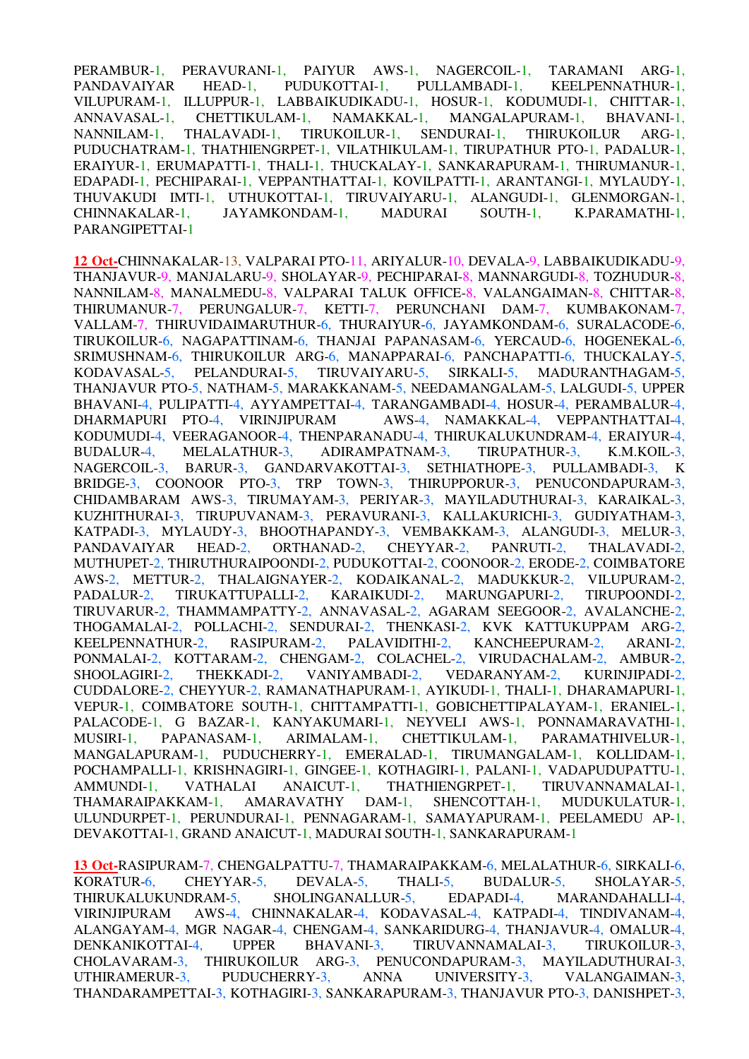PERAMBUR-1, PERAVURANI-1, PAIYUR AWS-1, NAGERCOIL-1, TARAMANI ARG-1, PANDAVAIYAR HEAD-1, PUDUKOTTAI-1, PULLAMBADI-1, KEELPENNATHUR-1, VILUPURAM-1, ILLUPPUR-1, LABBAIKUDIKADU-1, HOSUR-1, KODUMUDI-1, CHITTAR-1, ANNAVASAL-1, CHETTIKULAM-1, NAMAKKAL-1, MANGALAPURAM-1, BHAVANI-1, NANNILAM-1, THALAVADI-1, TIRUKOILUR-1, SENDURAI-1, THIRUKOILUR ARG-1, PUDUCHATRAM-1, THATHIENGRPET-1, VILATHIKULAM-1, TIRUPATHUR PTO-1, PADALUR-1, ERAIYUR-1, ERUMAPATTI-1, THALI-1, THUCKALAY-1, SANKARAPURAM-1, THIRUMANUR-1, EDAPADI-1, PECHIPARAI-1, VEPPANTHATTAI-1, KOVILPATTI-1, ARANTANGI-1, MYLAUDY-1, THUVAKUDI IMTI-1, UTHUKOTTAI-1, TIRUVAIYARU-1, ALANGUDI-1, GLENMORGAN-1, CHINNAKALAR-1, JAYAMKONDAM-1, MADURAI SOUTH-1, K.PARAMATHI-1, PARANGIPETTAI-1

**12 Oct**-CHINNAKALAR-13, VALPARAI PTO-11, ARIYALUR-10, DEVALA-9, LABBAIKUDIKADU-9, THANJAVUR-9, MANJALARU-9, SHOLAYAR-9, PECHIPARAI-8, MANNARGUDI-8, TOZHUDUR-8, NANNILAM-8, MANALMEDU-8, VALPARAI TALUK OFFICE-8, VALANGAIMAN-8, CHITTAR-8, THIRUMANUR-7, PERUNGALUR-7, KETTI-7, PERUNCHANI DAM-7, KUMBAKONAM-7, VALLAM-7, THIRUVIDAIMARUTHUR-6, THURAIYUR-6, JAYAMKONDAM-6, SURALACODE-6, TIRUKOILUR-6, NAGAPATTINAM-6, THANJAI PAPANASAM-6, YERCAUD-6, HOGENEKAL-6, SRIMUSHNAM-6, THIRUKOILUR ARG-6, MANAPPARAI-6, PANCHAPATTI-6, THUCKALAY-5, KODAVASAL-5, PELANDURAI-5, TIRUVAIYARU-5, SIRKALI-5, MADURANTHAGAM-5, THANJAVUR PTO-5, NATHAM-5, MARAKKANAM-5, NEEDAMANGALAM-5, LALGUDI-5, UPPER BHAVANI-4, PULIPATTI-4, AYYAMPETTAI-4, TARANGAMBADI-4, HOSUR-4, PERAMBALUR-4, DHARMAPURI PTO-4, VIRINJIPURAM AWS-4, NAMAKKAL-4, VEPPANTHATTAI-4, KODUMUDI-4, VEERAGANOOR-4, THENPARANADU-4, THIRUKALUKUNDRAM-4, ERAIYUR-4, BUDALUR-4, MELALATHUR-3, ADIRAMPATNAM-3, TIRUPATHUR-3, K.M.KOIL-3, NAGERCOIL-3, BARUR-3, GANDARVAKOTTAI-3, SETHIATHOPE-3, PULLAMBADI-3, K BRIDGE-3, COONOOR PTO-3, TRP TOWN-3, THIRUPPORUR-3, PENUCONDAPURAM-3, CHIDAMBARAM AWS-3, TIRUMAYAM-3, PERIYAR-3, MAYILADUTHURAI-3, KARAIKAL-3, KUZHITHURAI-3, TIRUPUVANAM-3, PERAVURANI-3, KALLAKURICHI-3, GUDIYATHAM-3, KATPADI-3, MYLAUDY-3, BHOOTHAPANDY-3, VEMBAKKAM-3, ALANGUDI-3, MELUR-3, PANDAVAIYAR HEAD-2, ORTHANAD-2, CHEYYAR-2, PANRUTI-2, THALAVADI-2, MUTHUPET-2, THIRUTHURAIPOONDI-2, PUDUKOTTAI-2, COONOOR-2, ERODE-2, COIMBATORE AWS-2, METTUR-2, THALAIGNAYER-2, KODAIKANAL-2, MADUKKUR-2, VILUPURAM-2, PADALUR-2, TIRUKATTUPALLI-2, KARAIKUDI-2, MARUNGAPURI-2, TIRUPOONDI-2, TIRUVARUR-2, THAMMAMPATTY-2, ANNAVASAL-2, AGARAM SEEGOOR-2, AVALANCHE-2, THOGAMALAI-2, POLLACHI-2, SENDURAI-2, THENKASI-2, KVK KATTUKUPPAM ARG-2, KEELPENNATHUR-2, RASIPURAM-2, PALAVIDITHI-2, KANCHEEPURAM-2, ARANI-2, PONMALAI-2, KOTTARAM-2, CHENGAM-2, COLACHEL-2, VIRUDACHALAM-2, AMBUR-2, SHOOLAGIRI-2, THEKKADI-2, VANIYAMBADI-2, VEDARANYAM-2, KURINJIPADI-2, CUDDALORE-2, CHEYYUR-2, RAMANATHAPURAM-1, AYIKUDI-1, THALI-1, DHARAMAPURI-1, VEPUR-1, COIMBATORE SOUTH-1, CHITTAMPATTI-1, GOBICHETTIPALAYAM-1, ERANIEL-1, PALACODE-1, G BAZAR-1, KANYAKUMARI-1, NEYVELI AWS-1, PONNAMARAVATHI-1, MUSIRI-1, PAPANASAM-1, ARIMALAM-1, CHETTIKULAM-1, PARAMATHIVELUR-1, MANGALAPURAM-1, PUDUCHERRY-1, EMERALAD-1, TIRUMANGALAM-1, KOLLIDAM-1, POCHAMPALLI-1, KRISHNAGIRI-1, GINGEE-1, KOTHAGIRI-1, PALANI-1, VADAPUDUPATTU-1, AMMUNDI-1, VATHALAI ANAICUT-1, THATHIENGRPET-1, TIRUVANNAMALAI-1, THAMARAIPAKKAM-1, AMARAVATHY DAM-1, SHENCOTTAH-1, MUDUKULATUR-1, ULUNDURPET-1, PERUNDURAI-1, PENNAGARAM-1, SAMAYAPURAM-1, PEELAMEDU AP-1, DEVAKOTTAI-1, GRAND ANAICUT-1, MADURAI SOUTH-1, SANKARAPURAM-1

**13 Oct**-RASIPURAM-7, CHENGALPATTU-7, THAMARAIPAKKAM-6, MELALATHUR-6, SIRKALI-6, KORATUR-6, CHEYYAR-5, DEVALA-5, THALI-5, BUDALUR-5, SHOLAYAR-5, THIRUKALUKUNDRAM-5, SHOLINGANALLUR-5, EDAPADI-4, MARANDAHALLI-4, VIRINJIPURAM AWS-4, CHINNAKALAR-4, KODAVASAL-4, KATPADI-4, TINDIVANAM-4, ALANGAYAM-4, MGR NAGAR-4, CHENGAM-4, SANKARIDURG-4, THANJAVUR-4, OMALUR-4, DENKANIKOTTAI-4, UPPER BHAVANI-3, TIRUVANNAMALAI-3, TIRUKOILUR-3, CHOLAVARAM-3, THIRUKOILUR ARG-3, PENUCONDAPURAM-3, MAYILADUTHURAI-3, UTHIRAMERUR-3, PUDUCHERRY-3, ANNA UNIVERSITY-3, VALANGAIMAN-3, THANDARAMPETTAI-3, KOTHAGIRI-3, SANKARAPURAM-3, THANJAVUR PTO-3, DANISHPET-3,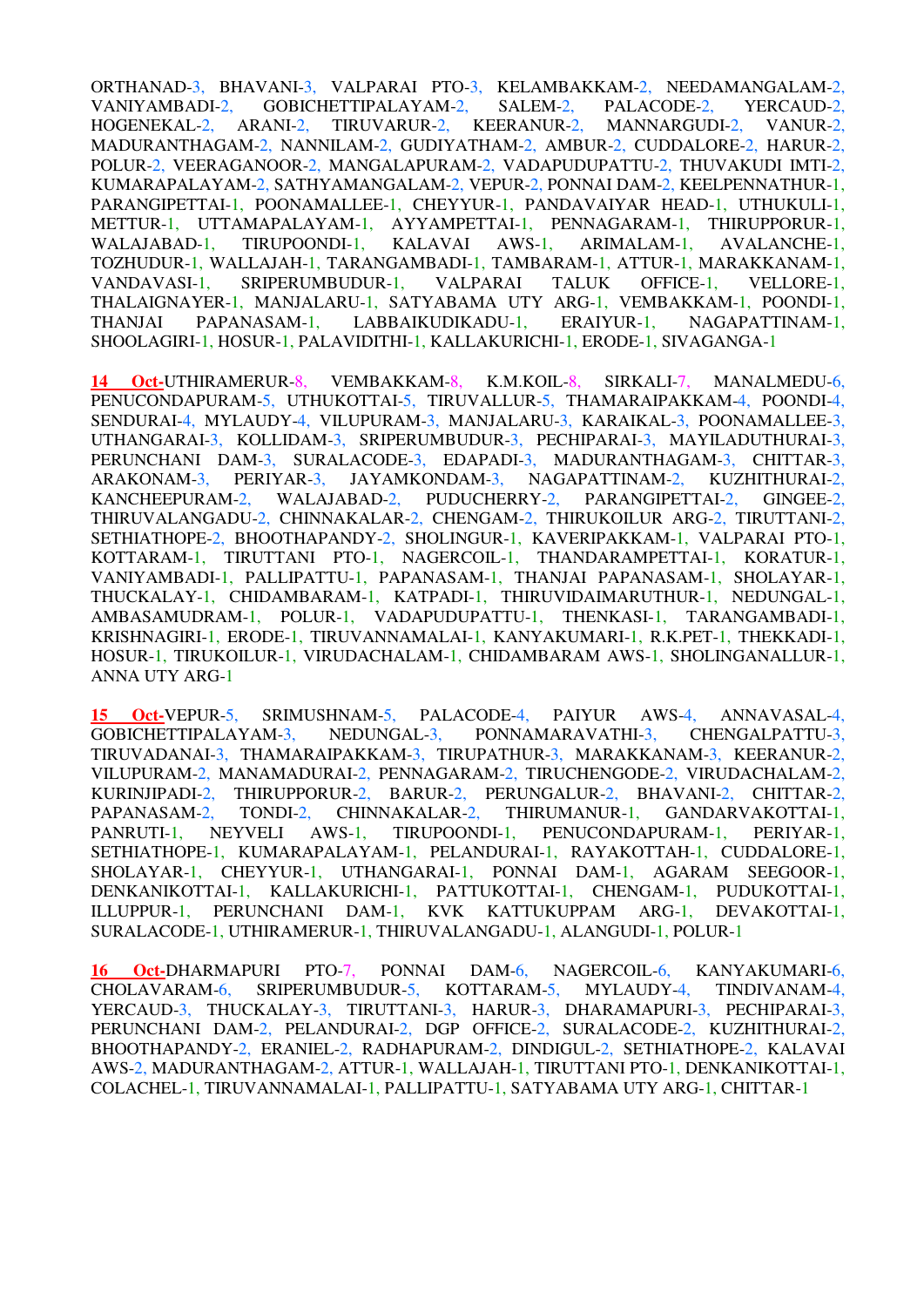ORTHANAD-3, BHAVANI-3, VALPARAI PTO-3, KELAMBAKKAM-2, NEEDAMANGALAM-2, VANIYAMBADI-2, GOBICHETTIPALAYAM-2, SALEM-2, PALACODE-2, YERCAUD-2, HOGENEKAL-2, ARANI-2, TIRUVARUR-2, KEERANUR-2, MANNARGUDI-2, VANUR-2, MADURANTHAGAM-2, NANNILAM-2, GUDIYATHAM-2, AMBUR-2, CUDDALORE-2, HARUR-2, POLUR-2, VEERAGANOOR-2, MANGALAPURAM-2, VADAPUDUPATTU-2, THUVAKUDI IMTI-2, KUMARAPALAYAM-2, SATHYAMANGALAM-2, VEPUR-2, PONNAI DAM-2, KEELPENNATHUR-1, PARANGIPETTAI-1, POONAMALLEE-1, CHEYYUR-1, PANDAVAIYAR HEAD-1, UTHUKULI-1, METTUR-1, UTTAMAPALAYAM-1, AYYAMPETTAI-1, PENNAGARAM-1, THIRUPPORUR-1, WALAJABAD-1, TIRUPOONDI-1, KALAVAI AWS-1, ARIMALAM-1, AVALANCHE-1, TOZHUDUR-1, WALLAJAH-1, TARANGAMBADI-1, TAMBARAM-1, ATTUR-1, MARAKKANAM-1, VANDAVASI-1, SRIPERUMBUDUR-1, VALPARAI TALUK OFFICE-1, VELLORE-1, THALAIGNAYER-1, MANJALARU-1, SATYABAMA UTY ARG-1, VEMBAKKAM-1, POONDI-1, THANJAI PAPANASAM-1, LABBAIKUDIKADU-1, ERAIYUR-1, NAGAPATTINAM-1, SHOOLAGIRI-1, HOSUR-1, PALAVIDITHI-1, KALLAKURICHI-1, ERODE-1, SIVAGANGA-1

**14 Oct**-UTHIRAMERUR-8, VEMBAKKAM-8, K.M.KOIL-8, SIRKALI-7, MANALMEDU-6, PENUCONDAPURAM-5, UTHUKOTTAI-5, TIRUVALLUR-5, THAMARAIPAKKAM-4, POONDI-4, SENDURAI-4, MYLAUDY-4, VILUPURAM-3, MANJALARU-3, KARAIKAL-3, POONAMALLEE-3, UTHANGARAI-3, KOLLIDAM-3, SRIPERUMBUDUR-3, PECHIPARAI-3, MAYILADUTHURAI-3, PERUNCHANI DAM-3, SURALACODE-3, EDAPADI-3, MADURANTHAGAM-3, CHITTAR-3, ARAKONAM-3, PERIYAR-3, JAYAMKONDAM-3, NAGAPATTINAM-2, KUZHITHURAI-2, KANCHEEPURAM-2, WALAJABAD-2, PUDUCHERRY-2, PARANGIPETTAI-2, GINGEE-2, THIRUVALANGADU-2, CHINNAKALAR-2, CHENGAM-2, THIRUKOILUR ARG-2, TIRUTTANI-2, SETHIATHOPE-2, BHOOTHAPANDY-2, SHOLINGUR-1, KAVERIPAKKAM-1, VALPARAI PTO-1, KOTTARAM-1, TIRUTTANI PTO-1, NAGERCOIL-1, THANDARAMPETTAI-1, KORATUR-1, VANIYAMBADI-1, PALLIPATTU-1, PAPANASAM-1, THANJAI PAPANASAM-1, SHOLAYAR-1, THUCKALAY-1, CHIDAMBARAM-1, KATPADI-1, THIRUVIDAIMARUTHUR-1, NEDUNGAL-1, AMBASAMUDRAM-1, POLUR-1, VADAPUDUPATTU-1, THENKASI-1, TARANGAMBADI-1, KRISHNAGIRI-1, ERODE-1, TIRUVANNAMALAI-1, KANYAKUMARI-1, R.K.PET-1, THEKKADI-1, HOSUR-1, TIRUKOILUR-1, VIRUDACHALAM-1, CHIDAMBARAM AWS-1, SHOLINGANALLUR-1, ANNA UTY ARG-1

**15 Oct**-VEPUR-5, SRIMUSHNAM-5, PALACODE-4, PAIYUR AWS-4, ANNAVASAL-4, GOBICHETTIPALAYAM-3, NEDUNGAL-3, PONNAMARAVATHI-3, CHENGALPATTU-3, TIRUVADANAI-3, THAMARAIPAKKAM-3, TIRUPATHUR-3, MARAKKANAM-3, KEERANUR-2, VILUPURAM-2, MANAMADURAI-2, PENNAGARAM-2, TIRUCHENGODE-2, VIRUDACHALAM-2, KURINJIPADI-2, THIRUPPORUR-2, BARUR-2, PERUNGALUR-2, BHAVANI-2, CHITTAR-2, PAPANASAM-2, TONDI-2, CHINNAKALAR-2, THIRUMANUR-1, GANDARVAKOTTAI-1, PANRUTI-1, NEYVELI AWS-1, TIRUPOONDI-1, PENUCONDAPURAM-1, PERIYAR-1, SETHIATHOPE-1, KUMARAPALAYAM-1, PELANDURAI-1, RAYAKOTTAH-1, CUDDALORE-1, SHOLAYAR-1, CHEYYUR-1, UTHANGARAI-1, PONNAI DAM-1, AGARAM SEEGOOR-1, DENKANIKOTTAI-1, KALLAKURICHI-1, PATTUKOTTAI-1, CHENGAM-1, PUDUKOTTAI-1, ILLUPPUR-1, PERUNCHANI DAM-1, KVK KATTUKUPPAM ARG-1, DEVAKOTTAI-1, SURALACODE-1, UTHIRAMERUR-1, THIRUVALANGADU-1, ALANGUDI-1, POLUR-1

**16 Oct**-DHARMAPURI PTO-7, PONNAI DAM-6, NAGERCOIL-6, KANYAKUMARI-6, CHOLAVARAM-6, SRIPERUMBUDUR-5, KOTTARAM-5, MYLAUDY-4, TINDIVANAM-4, YERCAUD-3, THUCKALAY-3, TIRUTTANI-3, HARUR-3, DHARAMAPURI-3, PECHIPARAI-3, PERUNCHANI DAM-2, PELANDURAI-2, DGP OFFICE-2, SURALACODE-2, KUZHITHURAI-2, BHOOTHAPANDY-2, ERANIEL-2, RADHAPURAM-2, DINDIGUL-2, SETHIATHOPE-2, KALAVAI AWS-2, MADURANTHAGAM-2, ATTUR-1, WALLAJAH-1, TIRUTTANI PTO-1, DENKANIKOTTAI-1, COLACHEL-1, TIRUVANNAMALAI-1, PALLIPATTU-1, SATYABAMA UTY ARG-1, CHITTAR-1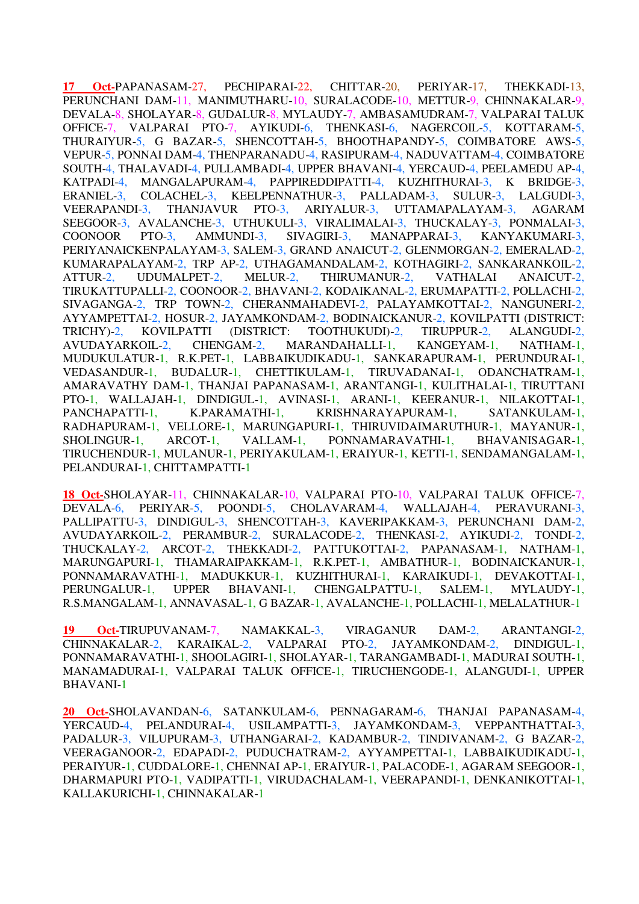**17 Oct-**PAPANASAM-27, PECHIPARAI-22, CHITTAR-20, PERIYAR-17, THEKKADI-13, PERUNCHANI DAM-11, MANIMUTHARU-10, SURALACODE-10, METTUR-9, CHINNAKALAR-9, DEVALA-8, SHOLAYAR-8, GUDALUR-8, MYLAUDY-7, AMBASAMUDRAM-7, VALPARAI TALUK OFFICE-7, VALPARAI PTO-7, AYIKUDI-6, THENKASI-6, NAGERCOIL-5, KOTTARAM-5, THURAIYUR-5, G BAZAR-5, SHENCOTTAH-5, BHOOTHAPANDY-5, COIMBATORE AWS-5, VEPUR-5, PONNAI DAM-4, THENPARANADU-4, RASIPURAM-4, NADUVATTAM-4, COIMBATORE SOUTH-4, THALAVADI-4, PULLAMBADI-4, UPPER BHAVANI-4, YERCAUD-4, PEELAMEDU AP-4, KATPADI-4, MANGALAPURAM-4, PAPPIREDDIPATTI-4, KUZHITHURAI-3, K BRIDGE-3, ERANIEL-3, COLACHEL-3, KEELPENNATHUR-3, PALLADAM-3, SULUR-3, LALGUDI-3, VEERAPANDI-3, THANJAVUR PTO-3, ARIYALUR-3, UTTAMAPALAYAM-3, AGARAM SEEGOOR-3, AVALANCHE-3, UTHUKULI-3, VIRALIMALAI-3, THUCKALAY-3, PONMALAI-3, COONOOR PTO-3, AMMUNDI-3, SIVAGIRI-3, MANAPPARAI-3, KANYAKUMARI-3, PERIYANAICKENPALAYAM-3, SALEM-3, GRAND ANAICUT-2, GLENMORGAN-2, EMERALAD-2, KUMARAPALAYAM-2, TRP AP-2, UTHAGAMANDALAM-2, KOTHAGIRI-2, SANKARANKOIL-2, ATTUR-2, UDUMALPET-2, MELUR-2, THIRUMANUR-2, VATHALAI ANAICUT-2, TIRUKATTUPALLI-2, COONOOR-2, BHAVANI-2, KODAIKANAL-2, ERUMAPATTI-2, POLLACHI-2, SIVAGANGA-2, TRP TOWN-2, CHERANMAHADEVI-2, PALAYAMKOTTAI-2, NANGUNERI-2, AYYAMPETTAI-2, HOSUR-2, JAYAMKONDAM-2, BODINAICKANUR-2, KOVILPATTI (DISTRICT: TRICHY)-2, KOVILPATTI (DISTRICT: TOOTHUKUDI)-2, TIRUPPUR-2, ALANGUDI-2, AVUDAYARKOIL-2, CHENGAM-2, MARANDAHALLI-1, KANGEYAM-1, NATHAM-1, MUDUKULATUR-1, R.K.PET-1, LABBAIKUDIKADU-1, SANKARAPURAM-1, PERUNDURAI-1, VEDASANDUR-1, BUDALUR-1, CHETTIKULAM-1, TIRUVADANAI-1, ODANCHATRAM-1, AMARAVATHY DAM-1, THANJAI PAPANASAM-1, ARANTANGI-1, KULITHALAI-1, TIRUTTANI PTO-1, WALLAJAH-1, DINDIGUL-1, AVINASI-1, ARANI-1, KEERANUR-1, NILAKOTTAI-1, PANCHAPATTI-1, K.PARAMATHI-1, KRISHNARAYAPURAM-1, SATANKULAM-1, RADHAPURAM-1, VELLORE-1, MARUNGAPURI-1, THIRUVIDAIMARUTHUR-1, MAYANUR-1, SHOLINGUR-1, ARCOT-1, VALLAM-1, PONNAMARAVATHI-1, BHAVANISAGAR-1, TIRUCHENDUR-1, MULANUR-1, PERIYAKULAM-1, ERAIYUR-1, KETTI-1, SENDAMANGALAM-1, PELANDURAI-1, CHITTAMPATTI-1

**18 Oct-**SHOLAYAR-11, CHINNAKALAR-10, VALPARAI PTO-10, VALPARAI TALUK OFFICE-7, DEVALA-6, PERIYAR-5, POONDI-5, CHOLAVARAM-4, WALLAJAH-4, PERAVURANI-3, PALLIPATTU-3, DINDIGUL-3, SHENCOTTAH-3, KAVERIPAKKAM-3, PERUNCHANI DAM-2, AVUDAYARKOIL-2, PERAMBUR-2, SURALACODE-2, THENKASI-2, AYIKUDI-2, TONDI-2, THUCKALAY-2, ARCOT-2, THEKKADI-2, PATTUKOTTAI-2, PAPANASAM-1, NATHAM-1, MARUNGAPURI-1, THAMARAIPAKKAM-1, R.K.PET-1, AMBATHUR-1, BODINAICKANUR-1, PONNAMARAVATHI-1, MADUKKUR-1, KUZHITHURAI-1, KARAIKUDI-1, DEVAKOTTAI-1, PERUNGALUR-1, UPPER BHAVANI-1, CHENGALPATTU-1, SALEM-1, MYLAUDY-1, R.S.MANGALAM-1, ANNAVASAL-1, G BAZAR-1, AVALANCHE-1, POLLACHI-1, MELALATHUR-1

**19 Oct-**TIRUPUVANAM-7, NAMAKKAL-3, VIRAGANUR DAM-2, ARANTANGI-2, CHINNAKALAR-2, KARAIKAL-2, VALPARAI PTO-2, JAYAMKONDAM-2, DINDIGUL-1, PONNAMARAVATHI-1, SHOOLAGIRI-1, SHOLAYAR-1, TARANGAMBADI-1, MADURAI SOUTH-1, MANAMADURAI-1, VALPARAI TALUK OFFICE-1, TIRUCHENGODE-1, ALANGUDI-1, UPPER BHAVANI-1

**20 Oct-**SHOLAVANDAN-6, SATANKULAM-6, PENNAGARAM-6, THANJAI PAPANASAM-4, YERCAUD-4, PELANDURAI-4, USILAMPATTI-3, JAYAMKONDAM-3, VEPPANTHATTAI-3, PADALUR-3, VILUPURAM-3, UTHANGARAI-2, KADAMBUR-2, TINDIVANAM-2, G BAZAR-2, VEERAGANOOR-2, EDAPADI-2, PUDUCHATRAM-2, AYYAMPETTAI-1, LABBAIKUDIKADU-1, PERAIYUR-1, CUDDALORE-1, CHENNAI AP-1, ERAIYUR-1, PALACODE-1, AGARAM SEEGOOR-1, DHARMAPURI PTO-1, VADIPATTI-1, VIRUDACHALAM-1, VEERAPANDI-1, DENKANIKOTTAI-1, KALLAKURICHI-1, CHINNAKALAR-1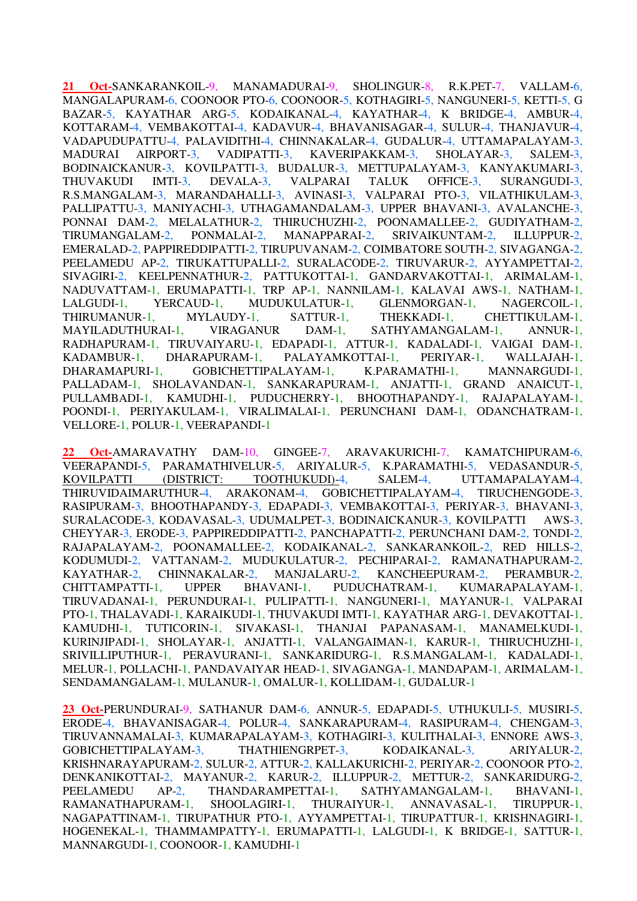**21 Oct-**SANKARANKOIL-9, MANAMADURAI-9, SHOLINGUR-8, R.K.PET-7, VALLAM-6, MANGALAPURAM-6, COONOOR PTO-6, COONOOR-5, KOTHAGIRI-5, NANGUNERI-5, KETTI-5, G BAZAR-5, KAYATHAR ARG-5, KODAIKANAL-4, KAYATHAR-4, K BRIDGE-4, AMBUR-4, KOTTARAM-4, VEMBAKOTTAI-4, KADAVUR-4, BHAVANISAGAR-4, SULUR-4, THANJAVUR-4, VADAPUDUPATTU-4, PALAVIDITHI-4, CHINNAKALAR-4, GUDALUR-4, UTTAMAPALAYAM-3, MADURAI AIRPORT-3, VADIPATTI-3, KAVERIPAKKAM-3, SHOLAYAR-3, SALEM-3, BODINAICKANUR-3, KOVILPATTI-3, BUDALUR-3, METTUPALAYAM-3, KANYAKUMARI-3, THUVAKUDI IMTI-3, DEVALA-3, VALPARAI TALUK OFFICE-3, SURANGUDI-3, R.S.MANGALAM-3, MARANDAHALLI-3, AVINASI-3, VALPARAI PTO-3, VILATHIKULAM-3, PALLIPATTU-3, MANIYACHI-3, UTHAGAMANDALAM-3, UPPER BHAVANI-3, AVALANCHE-3, PONNAI DAM-2, MELALATHUR-2, THIRUCHUZHI-2, POONAMALLEE-2, GUDIYATHAM-2, TIRUMANGALAM-2, PONMALAI-2, MANAPPARAI-2, SRIVAIKUNTAM-2, ILLUPPUR-2, EMERALAD-2, PAPPIREDDIPATTI-2, TIRUPUVANAM-2, COIMBATORE SOUTH-2, SIVAGANGA-2, PEELAMEDU AP-2, TIRUKATTUPALLI-2, SURALACODE-2, TIRUVARUR-2, AYYAMPETTAI-2, SIVAGIRI-2, KEELPENNATHUR-2, PATTUKOTTAI-1, GANDARVAKOTTAI-1, ARIMALAM-1, NADUVATTAM-1, ERUMAPATTI-1, NANNILAM-1, KALAVAI AWS-1, NATHAM-1, LALGUDI-1, YERCAUD-1, MUDUKULATUR-1, GLENMORGAN-1, NAGERCOIL-1, THIRUMANUR-1, MYLAUDY-1, SATTUR-1, THEKKADI-1, CHETTIKULAM-1, MAYILADUTHURAI-1, VIRAGANUR DAM-1, SATHYAMANGALAM-1, ANNUR-1, RADHAPURAM-1, TIRUVAIYARU-1, EDAPADI-1, ATTUR-1, KADALADI-1, VAIGAI DAM-1, KADAMBUR-1, DHARAPURAM-1, PALAYAMKOTTAI-1, PERIYAR-1, WALLAJAH-1, DHARAMAPURI-1, GOBICHETTIPALAYAM-1, K.PARAMATHI-1, MANNARGUDI-1, PALLADAM-1, SHOLAVANDAN-1, SANKARAPURAM-1, ANJATTI-1, GRAND ANAICUT-1, PULLAMBADI-1, KAMUDHI-1, PUDUCHERRY-1, BHOOTHAPANDY-1, RAJAPALAYAM-1, POONDI-1, PERIYAKULAM-1, VIRALIMALAI-1, PERUNCHANI DAM-1, ODANCHATRAM-1, VELLORE-1, POLUR-1, VEERAPANDI-1

**22 Oct-**AMARAVATHY DAM-10, GINGEE-7, ARAVAKURICHI-7, KAMATCHIPURAM-6, VEERAPANDI-5, PARAMATHIVELUR-5, ARIYALUR-5, K.PARAMATHI-5, VEDASANDUR-5, KOVILPATTI (DISTRICT: TOOTHUKUDI)-4, SALEM-4, UTTAMAPALAYAM-4, THIRUVIDAIMARUTHUR-4, ARAKONAM-4, GOBICHETTIPALAYAM-4, TIRUCHENGODE-3, RASIPURAM-3, BHOOTHAPANDY-3, EDAPADI-3, VEMBAKOTTAI-3, PERIYAR-3, BHAVANI-3, SURALACODE-3, KODAVASAL-3, UDUMALPET-3, BODINAICKANUR-3, KOVILPATTI AWS-3, CHEYYAR-3, ERODE-3, PAPPIREDDIPATTI-2, PANCHAPATTI-2, PERUNCHANI DAM-2, TONDI-2, RAJAPALAYAM-2, POONAMALLEE-2, KODAIKANAL-2, SANKARANKOIL-2, RED HILLS-2, KODUMUDI-2, VATTANAM-2, MUDUKULATUR-2, PECHIPARAI-2, RAMANATHAPURAM-2, KAYATHAR-2, CHINNAKALAR-2, MANJALARU-2, KANCHEEPURAM-2, PERAMBUR-2, CHITTAMPATTI-1, UPPER BHAVANI-1, PUDUCHATRAM-1, KUMARAPALAYAM-1, TIRUVADANAI-1, PERUNDURAI-1, PULIPATTI-1, NANGUNERI-1, MAYANUR-1, VALPARAI PTO-1, THALAVADI-1, KARAIKUDI-1, THUVAKUDI IMTI-1, KAYATHAR ARG-1, DEVAKOTTAI-1, KAMUDHI-1, TUTICORIN-1, SIVAKASI-1, THANJAI PAPANASAM-1, MANAMELKUDI-1, KURINJIPADI-1, SHOLAYAR-1, ANJATTI-1, VALANGAIMAN-1, KARUR-1, THIRUCHUZHI-1, SRIVILLIPUTHUR-1, PERAVURANI-1, SANKARIDURG-1, R.S.MANGALAM-1, KADALADI-1, MELUR-1, POLLACHI-1, PANDAVAIYAR HEAD-1, SIVAGANGA-1, MANDAPAM-1, ARIMALAM-1, SENDAMANGALAM-1, MULANUR-1, OMALUR-1, KOLLIDAM-1, GUDALUR-1

**23 Oct-**PERUNDURAI-9, SATHANUR DAM-6, ANNUR-5, EDAPADI-5, UTHUKULI-5, MUSIRI-5, ERODE-4, BHAVANISAGAR-4, POLUR-4, SANKARAPURAM-4, RASIPURAM-4, CHENGAM-3, TIRUVANNAMALAI-3, KUMARAPALAYAM-3, KOTHAGIRI-3, KULITHALAI-3, ENNORE AWS-3, GOBICHETTIPALAYAM-3, THATHIENGRPET-3, KODAIKANAL-3, ARIYALUR-2, KRISHNARAYAPURAM-2, SULUR-2, ATTUR-2, KALLAKURICHI-2, PERIYAR-2, COONOOR PTO-2, DENKANIKOTTAI-2, MAYANUR-2, KARUR-2, ILLUPPUR-2, METTUR-2, SANKARIDURG-2, PEELAMEDU AP-2, THANDARAMPETTAI-1, SATHYAMANGALAM-1, BHAVANI-1, RAMANATHAPURAM-1, SHOOLAGIRI-1, THURAIYUR-1, ANNAVASAL-1, TIRUPPUR-1, NAGAPATTINAM-1, TIRUPATHUR PTO-1, AYYAMPETTAI-1, TIRUPATTUR-1, KRISHNAGIRI-1, HOGENEKAL-1, THAMMAMPATTY-1, ERUMAPATTI-1, LALGUDI-1, K BRIDGE-1, SATTUR-1, MANNARGUDI-1, COONOOR-1, KAMUDHI-1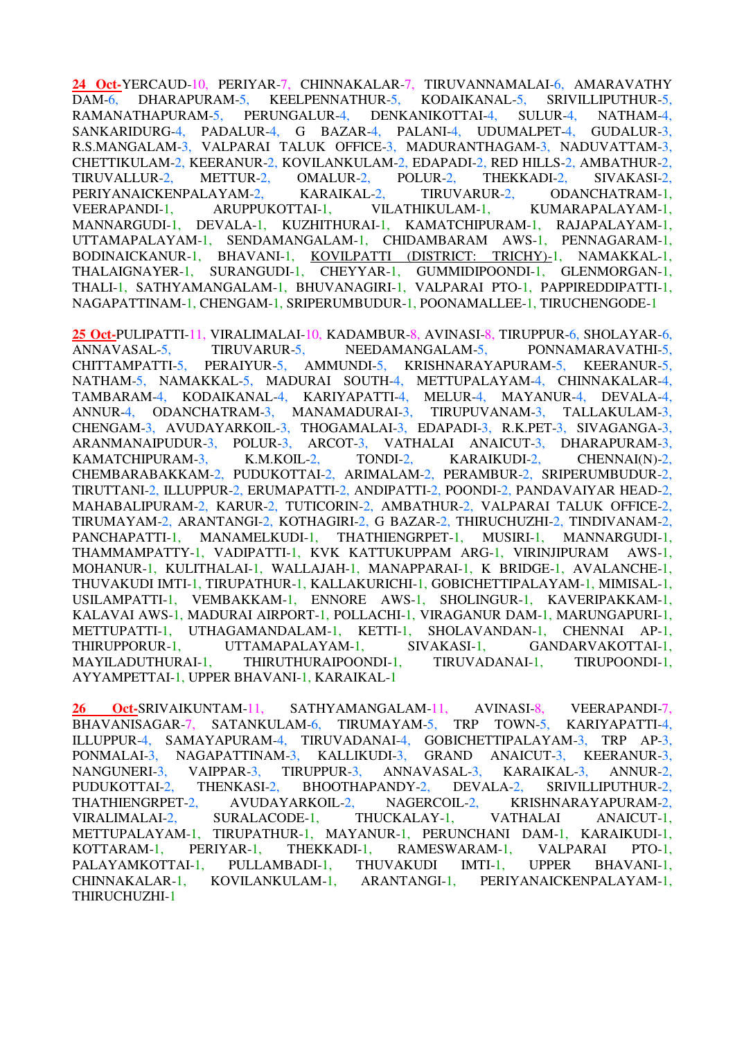**24 Oct**-YERCAUD-10, PERIYAR-7, CHINNAKALAR-7, TIRUVANNAMALAI-6, AMARAVATHY DAM-6, DHARAPURAM-5, KEELPENNATHUR-5, KODAIKANAL-5, SRIVILLIPUTHUR-5, RAMANATHAPURAM-5, PERUNGALUR-4, DENKANIKOTTAI-4, SULUR-4, NATHAM-4, SANKARIDURG-4, PADALUR-4, G BAZAR-4, PALANI-4, UDUMALPET-4, GUDALUR-3, R.S.MANGALAM-3, VALPARAI TALUK OFFICE-3, MADURANTHAGAM-3, NADUVATTAM-3, CHETTIKULAM-2, KEERANUR-2, KOVILANKULAM-2, EDAPADI-2, RED HILLS-2, AMBATHUR-2, TIRUVALLUR-2, METTUR-2, OMALUR-2, POLUR-2, THEKKADI-2, SIVAKASI-2, PERIYANAICKENPALAYAM-2, KARAIKAL-2, TIRUVARUR-2, ODANCHATRAM-1, VEERAPANDI-1, ARUPPUKOTTAI-1, VILATHIKULAM-1, KUMARAPALAYAM-1, MANNARGUDI-1, DEVALA-1, KUZHITHURAI-1, KAMATCHIPURAM-1, RAJAPALAYAM-1, UTTAMAPALAYAM-1, SENDAMANGALAM-1, CHIDAMBARAM AWS-1, PENNAGARAM-1, BODINAICKANUR-1, BHAVANI-1, KOVILPATTI (DISTRICT: TRICHY)-1, NAMAKKAL-1, THALAIGNAYER-1, SURANGUDI-1, CHEYYAR-1, GUMMIDIPOONDI-1, GLENMORGAN-1, THALI-1, SATHYAMANGALAM-1, BHUVANAGIRI-1, VALPARAI PTO-1, PAPPIREDDIPATTI-1, NAGAPATTINAM-1, CHENGAM-1, SRIPERUMBUDUR-1, POONAMALLEE-1, TIRUCHENGODE-1

**25 Oct**-PULIPATTI-11, VIRALIMALAI-10, KADAMBUR-8, AVINASI-8, TIRUPPUR-6, SHOLAYAR-6, ANNAVASAL-5, TIRUVARUR-5, NEEDAMANGALAM-5, PONNAMARAVATHI-5, CHITTAMPATTI-5, PERAIYUR-5, AMMUNDI-5, KRISHNARAYAPURAM-5, KEERANUR-5, NATHAM-5, NAMAKKAL-5, MADURAI SOUTH-4, METTUPALAYAM-4, CHINNAKALAR-4, TAMBARAM-4, KODAIKANAL-4, KARIYAPATTI-4, MELUR-4, MAYANUR-4, DEVALA-4, ANNUR-4, ODANCHATRAM-3, MANAMADURAI-3, TIRUPUVANAM-3, TALLAKULAM-3, CHENGAM-3, AVUDAYARKOIL-3, THOGAMALAI-3, EDAPADI-3, R.K.PET-3, SIVAGANGA-3, ARANMANAIPUDUR-3, POLUR-3, ARCOT-3, VATHALAI ANAICUT-3, DHARAPURAM-3, KAMATCHIPURAM-3, K.M.KOIL-2, TONDI-2, KARAIKUDI-2, CHENNAI(N)-2, CHEMBARABAKKAM-2, PUDUKOTTAI-2, ARIMALAM-2, PERAMBUR-2, SRIPERUMBUDUR-2, TIRUTTANI-2, ILLUPPUR-2, ERUMAPATTI-2, ANDIPATTI-2, POONDI-2, PANDAVAIYAR HEAD-2, MAHABALIPURAM-2, KARUR-2, TUTICORIN-2, AMBATHUR-2, VALPARAI TALUK OFFICE-2, TIRUMAYAM-2, ARANTANGI-2, KOTHAGIRI-2, G BAZAR-2, THIRUCHUZHI-2, TINDIVANAM-2, PANCHAPATTI-1, MANAMELKUDI-1, THATHIENGRPET-1, MUSIRI-1, MANNARGUDI-1, THAMMAMPATTY-1, VADIPATTI-1, KVK KATTUKUPPAM ARG-1, VIRINJIPURAM AWS-1, MOHANUR-1, KULITHALAI-1, WALLAJAH-1, MANAPPARAI-1, K BRIDGE-1, AVALANCHE-1, THUVAKUDI IMTI-1, TIRUPATHUR-1, KALLAKURICHI-1, GOBICHETTIPALAYAM-1, MIMISAL-1, USILAMPATTI-1, VEMBAKKAM-1, ENNORE AWS-1, SHOLINGUR-1, KAVERIPAKKAM-1, KALAVAI AWS-1, MADURAI AIRPORT-1, POLLACHI-1, VIRAGANUR DAM-1, MARUNGAPURI-1, METTUPATTI-1, UTHAGAMANDALAM-1, KETTI-1, SHOLAVANDAN-1, CHENNAI AP-1, THIRUPPORUR-1, UTTAMAPALAYAM-1, SIVAKASI-1, GANDARVAKOTTAI-1, MAYILADUTHURAI-1, THIRUTHURAIPOONDI-1, TIRUVADANAI-1, TIRUPOONDI-1, AYYAMPETTAI-1, UPPER BHAVANI-1, KARAIKAL-1

**26 Oct**-SRIVAIKUNTAM-11, SATHYAMANGALAM-11, AVINASI-8, VEERAPANDI-7, BHAVANISAGAR-7, SATANKULAM-6, TIRUMAYAM-5, TRP TOWN-5, KARIYAPATTI-4, ILLUPPUR-4, SAMAYAPURAM-4, TIRUVADANAI-4, GOBICHETTIPALAYAM-3, TRP AP-3, PONMALAI-3, NAGAPATTINAM-3, KALLIKUDI-3, GRAND ANAICUT-3, KEERANUR-3, NANGUNERI-3, VAIPPAR-3, TIRUPPUR-3, ANNAVASAL-3, KARAIKAL-3, ANNUR-2, PUDUKOTTAI-2, THENKASI-2, BHOOTHAPANDY-2, DEVALA-2, SRIVILLIPUTHUR-2, THATHIENGRPET-2, AVUDAYARKOIL-2, NAGERCOIL-2, KRISHNARAYAPURAM-2, VIRALIMALAI-2, SURALACODE-1, THUCKALAY-1, VATHALAI ANAICUT-1, METTUPALAYAM-1, TIRUPATHUR-1, MAYANUR-1, PERUNCHANI DAM-1, KARAIKUDI-1, KOTTARAM-1, PERIYAR-1, THEKKADI-1, RAMESWARAM-1, VALPARAI PTO-1, PALAYAMKOTTAI-1, PULLAMBADI-1, THUVAKUDI IMTI-1, UPPER BHAVANI-1, CHINNAKALAR-1, KOVILANKULAM-1, ARANTANGI-1, PERIYANAICKENPALAYAM-1, THIRUCHUZHI-1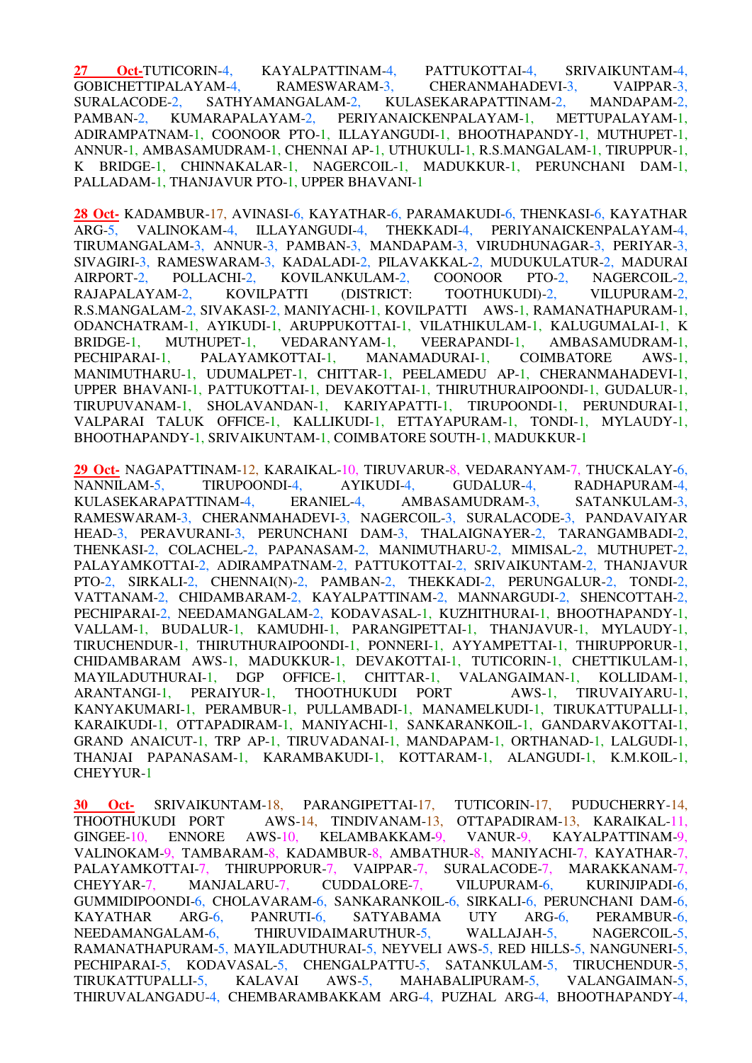**27 Oct-**TUTICORIN-4, KAYALPATTINAM-4, PATTUKOTTAI-4, SRIVAIKUNTAM-4, GOBICHETTIPALAYAM-4, RAMESWARAM-3, CHERANMAHADEVI-3, VAIPPAR-3, SURALACODE-2, SATHYAMANGALAM-2, KULASEKARAPATTINAM-2, MANDAPAM-2, PAMBAN-2, KUMARAPALAYAM-2, PERIYANAICKENPALAYAM-1, METTUPALAYAM-1, ADIRAMPATNAM-1, COONOOR PTO-1, ILLAYANGUDI-1, BHOOTHAPANDY-1, MUTHUPET-1, ANNUR-1, AMBASAMUDRAM-1, CHENNAI AP-1, UTHUKULI-1, R.S.MANGALAM-1, TIRUPPUR-1, K BRIDGE-1, CHINNAKALAR-1, NAGERCOIL-1, MADUKKUR-1, PERUNCHANI DAM-1, PALLADAM-1, THANJAVUR PTO-1, UPPER BHAVANI-1

**28 Oct-** KADAMBUR-17, AVINASI-6, KAYATHAR-6, PARAMAKUDI-6, THENKASI-6, KAYATHAR ARG-5, VALINOKAM-4, ILLAYANGUDI-4, THEKKADI-4, PERIYANAICKENPALAYAM-4, TIRUMANGALAM-3, ANNUR-3, PAMBAN-3, MANDAPAM-3, VIRUDHUNAGAR-3, PERIYAR-3, SIVAGIRI-3, RAMESWARAM-3, KADALADI-2, PILAVAKKAL-2, MUDUKULATUR-2, MADURAI AIRPORT-2, POLLACHI-2, KOVILANKULAM-2, COONOOR PTO-2, NAGERCOIL-2, RAJAPALAYAM-2, KOVILPATTI (DISTRICT: TOOTHUKUDI)-2, VILUPURAM-2, R.S.MANGALAM-2, SIVAKASI-2, MANIYACHI-1, KOVILPATTI AWS-1, RAMANATHAPURAM-1, ODANCHATRAM-1, AYIKUDI-1, ARUPPUKOTTAI-1, VILATHIKULAM-1, KALUGUMALAI-1, K BRIDGE-1, MUTHUPET-1, VEDARANYAM-1, VEERAPANDI-1, AMBASAMUDRAM-1, PECHIPARAI-1, PALAYAMKOTTAI-1, MANAMADURAI-1, COIMBATORE AWS-1, MANIMUTHARU-1, UDUMALPET-1, CHITTAR-1, PEELAMEDU AP-1, CHERANMAHADEVI-1, UPPER BHAVANI-1, PATTUKOTTAI-1, DEVAKOTTAI-1, THIRUTHURAIPOONDI-1, GUDALUR-1, TIRUPUVANAM-1, SHOLAVANDAN-1, KARIYAPATTI-1, TIRUPOONDI-1, PERUNDURAI-1, VALPARAI TALUK OFFICE-1, KALLIKUDI-1, ETTAYAPURAM-1, TONDI-1, MYLAUDY-1, BHOOTHAPANDY-1, SRIVAIKUNTAM-1, COIMBATORE SOUTH-1, MADUKKUR-1

**29 Oct-** NAGAPATTINAM-12, KARAIKAL-10, TIRUVARUR-8, VEDARANYAM-7, THUCKALAY-6, NANNILAM-5, TIRUPOONDI-4, AYIKUDI-4, GUDALUR-4, RADHAPURAM-4, KULASEKARAPATTINAM-4, ERANIEL-4, AMBASAMUDRAM-3, SATANKULAM-3, RAMESWARAM-3, CHERANMAHADEVI-3, NAGERCOIL-3, SURALACODE-3, PANDAVAIYAR HEAD-3, PERAVURANI-3, PERUNCHANI DAM-3, THALAIGNAYER-2, TARANGAMBADI-2, THENKASI-2, COLACHEL-2, PAPANASAM-2, MANIMUTHARU-2, MIMISAL-2, MUTHUPET-2, PALAYAMKOTTAI-2, ADIRAMPATNAM-2, PATTUKOTTAI-2, SRIVAIKUNTAM-2, THANJAVUR PTO-2, SIRKALI-2, CHENNAI(N)-2, PAMBAN-2, THEKKADI-2, PERUNGALUR-2, TONDI-2, VATTANAM-2, CHIDAMBARAM-2, KAYALPATTINAM-2, MANNARGUDI-2, SHENCOTTAH-2, PECHIPARAI-2, NEEDAMANGALAM-2, KODAVASAL-1, KUZHITHURAI-1, BHOOTHAPANDY-1, VALLAM-1, BUDALUR-1, KAMUDHI-1, PARANGIPETTAI-1, THANJAVUR-1, MYLAUDY-1, TIRUCHENDUR-1, THIRUTHURAIPOONDI-1, PONNERI-1, AYYAMPETTAI-1, THIRUPPORUR-1, CHIDAMBARAM AWS-1, MADUKKUR-1, DEVAKOTTAI-1, TUTICORIN-1, CHETTIKULAM-1, MAYILADUTHURAI-1, DGP OFFICE-1, CHITTAR-1, VALANGAIMAN-1, KOLLIDAM-1, ARANTANGI-1, PERAIYUR-1, THOOTHUKUDI PORT AWS-1, TIRUVAIYARU-1, KANYAKUMARI-1, PERAMBUR-1, PULLAMBADI-1, MANAMELKUDI-1, TIRUKATTUPALLI-1, KARAIKUDI-1, OTTAPADIRAM-1, MANIYACHI-1, SANKARANKOIL-1, GANDARVAKOTTAI-1, GRAND ANAICUT-1, TRP AP-1, TIRUVADANAI-1, MANDAPAM-1, ORTHANAD-1, LALGUDI-1, THANJAI PAPANASAM-1, KARAMBAKUDI-1, KOTTARAM-1, ALANGUDI-1, K.M.KOIL-1, CHEYYUR-1

**30 Oct-** SRIVAIKUNTAM-18, PARANGIPETTAI-17, TUTICORIN-17, PUDUCHERRY-14, THOOTHUKUDI PORT AWS-14, TINDIVANAM-13, OTTAPADIRAM-13, KARAIKAL-11, GINGEE-10, ENNORE AWS-10, KELAMBAKKAM-9, VANUR-9, KAYALPATTINAM-9, VALINOKAM-9, TAMBARAM-8, KADAMBUR-8, AMBATHUR-8, MANIYACHI-7, KAYATHAR-7, PALAYAMKOTTAI-7, THIRUPPORUR-7, VAIPPAR-7, SURALACODE-7, MARAKKANAM-7, CHEYYAR-7, MANJALARU-7, CUDDALORE-7, VILUPURAM-6, KURINJIPADI-6, GUMMIDIPOONDI-6, CHOLAVARAM-6, SANKARANKOIL-6, SIRKALI-6, PERUNCHANI DAM-6, KAYATHAR ARG-6, PANRUTI-6, SATYABAMA UTY ARG-6, PERAMBUR-6, NEEDAMANGALAM-6, THIRUVIDAIMARUTHUR-5, WALLAJAH-5, NAGERCOIL-5, RAMANATHAPURAM-5, MAYILADUTHURAI-5, NEYVELI AWS-5, RED HILLS-5, NANGUNERI-5, PECHIPARAI-5, KODAVASAL-5, CHENGALPATTU-5, SATANKULAM-5, TIRUCHENDUR-5, TIRUKATTUPALLI-5, KALAVAI AWS-5, MAHABALIPURAM-5, VALANGAIMAN-5, THIRUVALANGADU-4, CHEMBARAMBAKKAM ARG-4, PUZHAL ARG-4, BHOOTHAPANDY-4,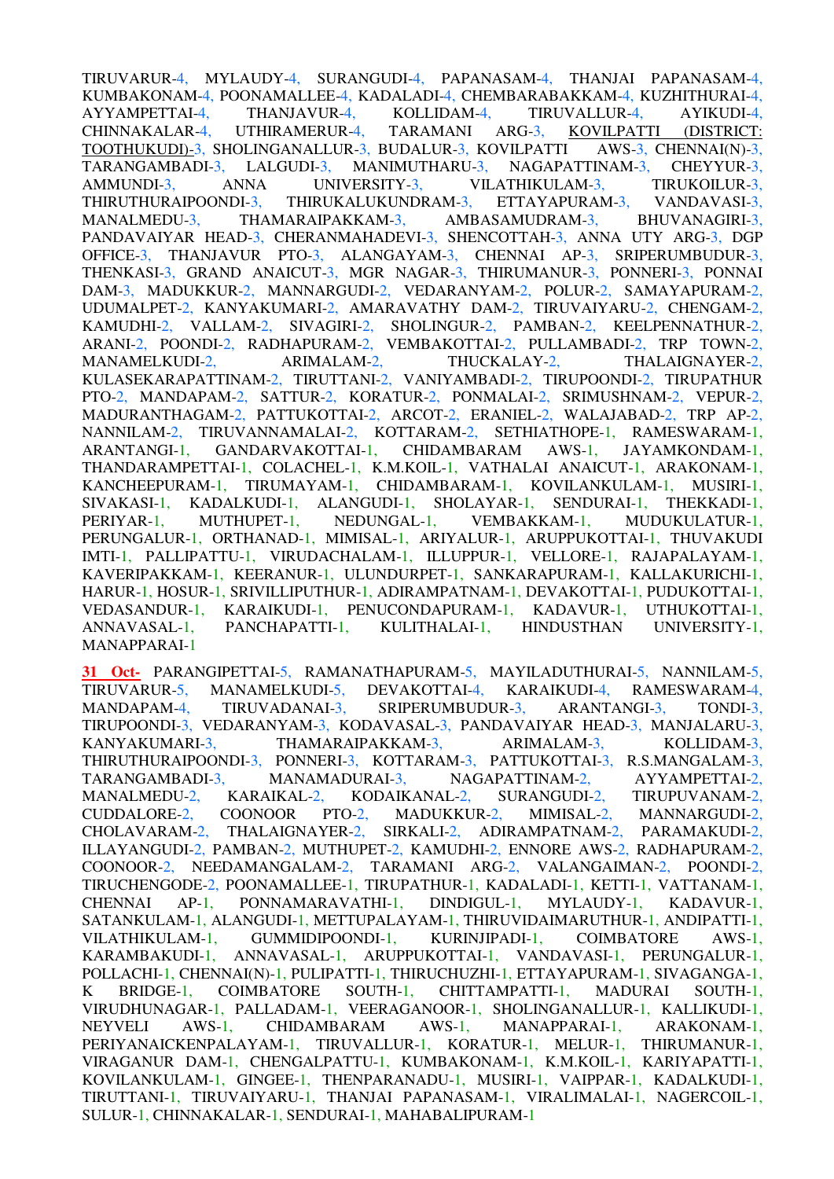TIRUVARUR-4, MYLAUDY-4, SURANGUDI-4, PAPANASAM-4, THANJAI PAPANASAM-4, KUMBAKONAM-4, POONAMALLEE-4, KADALADI-4, CHEMBARABAKKAM-4, KUZHITHURAI-4, AYYAMPETTAI-4, THANJAVUR-4, KOLLIDAM-4, TIRUVALLUR-4, AYIKUDI-4, CHINNAKALAR-4, UTHIRAMERUR-4, TARAMANI ARG-3, KOVILPATTI (DISTRICT: TOOTHUKUDI)-3, SHOLINGANALLUR-3, BUDALUR-3, KOVILPATTI AWS-3, CHENNAI(N)-3, TARANGAMBADI-3, LALGUDI-3, MANIMUTHARU-3, NAGAPATTINAM-3, CHEYYUR-3, AMMUNDI-3, ANNA UNIVERSITY-3, VILATHIKULAM-3, TIRUKOILUR-3, THIRUTHURAIPOONDI-3, THIRUKALUKUNDRAM-3, ETTAYAPURAM-3, VANDAVASI-3, MANALMEDU-3, THAMARAIPAKKAM-3, AMBASAMUDRAM-3, BHUVANAGIRI-3, PANDAVAIYAR HEAD-3, CHERANMAHADEVI-3, SHENCOTTAH-3, ANNA UTY ARG-3, DGP OFFICE-3, THANJAVUR PTO-3, ALANGAYAM-3, CHENNAI AP-3, SRIPERUMBUDUR-3, THENKASI-3, GRAND ANAICUT-3, MGR NAGAR-3, THIRUMANUR-3, PONNERI-3, PONNAI DAM-3, MADUKKUR-2, MANNARGUDI-2, VEDARANYAM-2, POLUR-2, SAMAYAPURAM-2, UDUMALPET-2, KANYAKUMARI-2, AMARAVATHY DAM-2, TIRUVAIYARU-2, CHENGAM-2, KAMUDHI-2, VALLAM-2, SIVAGIRI-2, SHOLINGUR-2, PAMBAN-2, KEELPENNATHUR-2, ARANI-2, POONDI-2, RADHAPURAM-2, VEMBAKOTTAI-2, PULLAMBADI-2, TRP TOWN-2, MANAMELKUDI-2, ARIMALAM-2, THUCKALAY-2, THALAIGNAYER-2, KULASEKARAPATTINAM-2, TIRUTTANI-2, VANIYAMBADI-2, TIRUPOONDI-2, TIRUPATHUR PTO-2, MANDAPAM-2, SATTUR-2, KORATUR-2, PONMALAI-2, SRIMUSHNAM-2, VEPUR-2, MADURANTHAGAM-2, PATTUKOTTAI-2, ARCOT-2, ERANIEL-2, WALAJABAD-2, TRP AP-2, NANNILAM-2, TIRUVANNAMALAI-2, KOTTARAM-2, SETHIATHOPE-1, RAMESWARAM-1, ARANTANGI-1, GANDARVAKOTTAI-1, CHIDAMBARAM AWS-1, JAYAMKONDAM-1, THANDARAMPETTAI-1, COLACHEL-1, K.M.KOIL-1, VATHALAI ANAICUT-1, ARAKONAM-1, KANCHEEPURAM-1, TIRUMAYAM-1, CHIDAMBARAM-1, KOVILANKULAM-1, MUSIRI-1, SIVAKASI-1, KADALKUDI-1, ALANGUDI-1, SHOLAYAR-1, SENDURAI-1, THEKKADI-1, PERIYAR-1, MUTHUPET-1, NEDUNGAL-1, VEMBAKKAM-1, MUDUKULATUR-1, PERUNGALUR-1, ORTHANAD-1, MIMISAL-1, ARIYALUR-1, ARUPPUKOTTAI-1, THUVAKUDI IMTI-1, PALLIPATTU-1, VIRUDACHALAM-1, ILLUPPUR-1, VELLORE-1, RAJAPALAYAM-1, KAVERIPAKKAM-1, KEERANUR-1, ULUNDURPET-1, SANKARAPURAM-1, KALLAKURICHI-1, HARUR-1, HOSUR-1, SRIVILLIPUTHUR-1, ADIRAMPATNAM-1, DEVAKOTTAI-1, PUDUKOTTAI-1, VEDASANDUR-1, KARAIKUDI-1, PENUCONDAPURAM-1, KADAVUR-1, UTHUKOTTAI-1, ANNAVASAL-1, PANCHAPATTI-1, KULITHALAI-1, HINDUSTHAN UNIVERSITY-1, MANAPPARAI-1

**31 Oct-** PARANGIPETTAI-5, RAMANATHAPURAM-5, MAYILADUTHURAI-5, NANNILAM-5, TIRUVARUR-5, MANAMELKUDI-5, DEVAKOTTAI-4, KARAIKUDI-4, RAMESWARAM-4, MANDAPAM-4, TIRUVADANAI-3, SRIPERUMBUDUR-3, ARANTANGI-3, TONDI-3, TIRUPOONDI-3, VEDARANYAM-3, KODAVASAL-3, PANDAVAIYAR HEAD-3, MANJALARU-3, KANYAKUMARI-3, THAMARAIPAKKAM-3, ARIMALAM-3, KOLLIDAM-3, THIRUTHURAIPOONDI-3, PONNERI-3, KOTTARAM-3, PATTUKOTTAI-3, R.S.MANGALAM-3, TARANGAMBADI-3, MANAMADURAI-3, NAGAPATTINAM-2, AYYAMPETTAI-2, MANALMEDU-2, KARAIKAL-2, KODAIKANAL-2, SURANGUDI-2, TIRUPUVANAM-2, CUDDALORE-2, COONOOR PTO-2, MADUKKUR-2, MIMISAL-2, MANNARGUDI-2, CHOLAVARAM-2, THALAIGNAYER-2, SIRKALI-2, ADIRAMPATNAM-2, PARAMAKUDI-2, ILLAYANGUDI-2, PAMBAN-2, MUTHUPET-2, KAMUDHI-2, ENNORE AWS-2, RADHAPURAM-2, COONOOR-2, NEEDAMANGALAM-2, TARAMANI ARG-2, VALANGAIMAN-2, POONDI-2, TIRUCHENGODE-2, POONAMALLEE-1, TIRUPATHUR-1, KADALADI-1, KETTI-1, VATTANAM-1, CHENNAI AP-1, PONNAMARAVATHI-1, DINDIGUL-1, MYLAUDY-1, KADAVUR-1, SATANKULAM-1, ALANGUDI-1, METTUPALAYAM-1, THIRUVIDAIMARUTHUR-1, ANDIPATTI-1, VILATHIKULAM-1, GUMMIDIPOONDI-1, KURINJIPADI-1, COIMBATORE AWS-1, KARAMBAKUDI-1, ANNAVASAL-1, ARUPPUKOTTAI-1, VANDAVASI-1, PERUNGALUR-1, POLLACHI-1, CHENNAI(N)-1, PULIPATTI-1, THIRUCHUZHI-1, ETTAYAPURAM-1, SIVAGANGA-1, K BRIDGE-1, COIMBATORE SOUTH-1, CHITTAMPATTI-1, MADURAI SOUTH-1, VIRUDHUNAGAR-1, PALLADAM-1, VEERAGANOOR-1, SHOLINGANALLUR-1, KALLIKUDI-1, NEYVELI AWS-1, CHIDAMBARAM AWS-1, MANAPPARAI-1, ARAKONAM-1, PERIYANAICKENPALAYAM-1, TIRUVALLUR-1, KORATUR-1, MELUR-1, THIRUMANUR-1, VIRAGANUR DAM-1, CHENGALPATTU-1, KUMBAKONAM-1, K.M.KOIL-1, KARIYAPATTI-1, KOVILANKULAM-1, GINGEE-1, THENPARANADU-1, MUSIRI-1, VAIPPAR-1, KADALKUDI-1, TIRUTTANI-1, TIRUVAIYARU-1, THANJAI PAPANASAM-1, VIRALIMALAI-1, NAGERCOIL-1, SULUR-1, CHINNAKALAR-1, SENDURAI-1, MAHABALIPURAM-1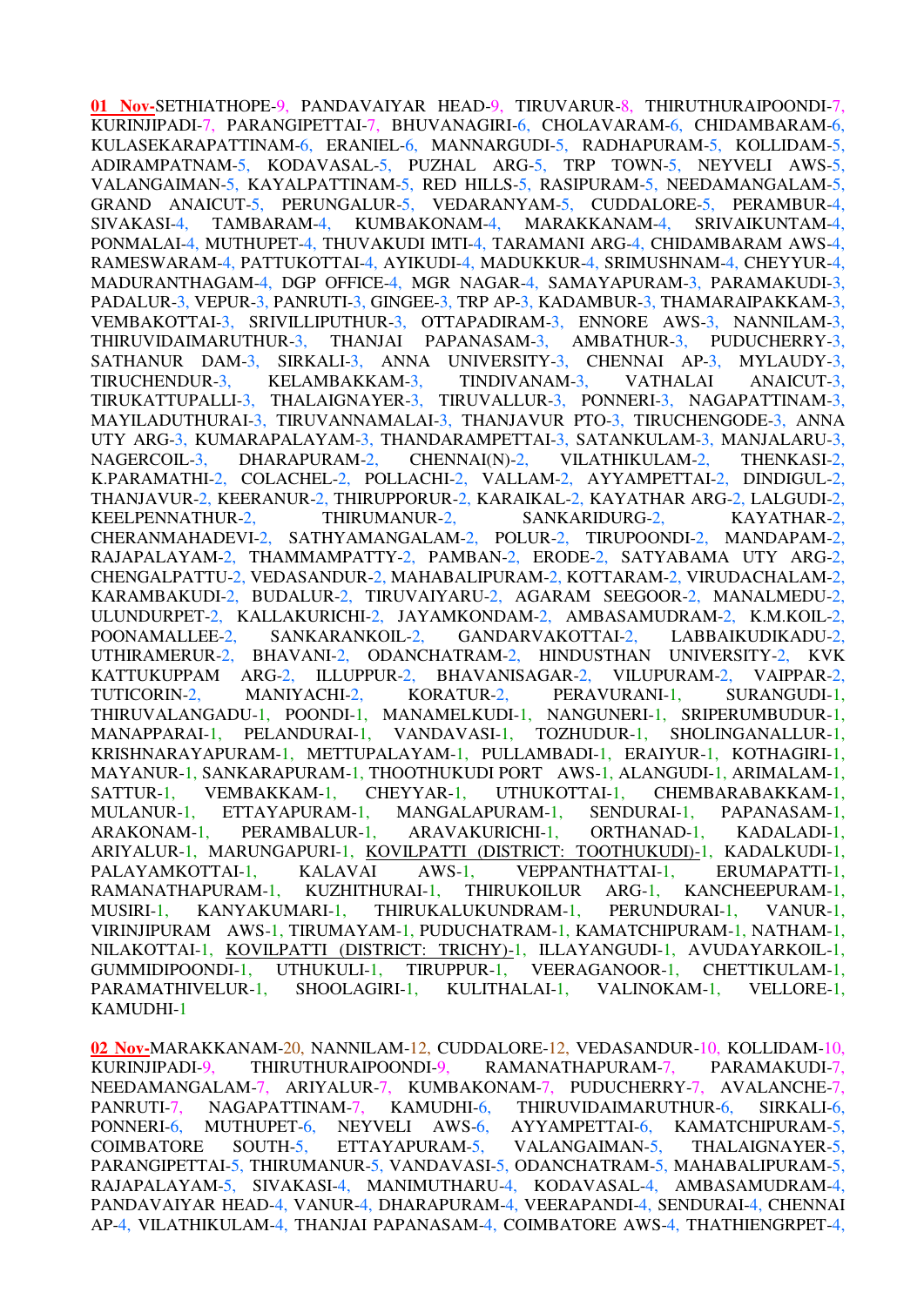**01 Nov-**SETHIATHOPE-9, PANDAVAIYAR HEAD-9, TIRUVARUR-8, THIRUTHURAIPOONDI-7, KURINJIPADI-7, PARANGIPETTAI-7, BHUVANAGIRI-6, CHOLAVARAM-6, CHIDAMBARAM-6, KULASEKARAPATTINAM-6, ERANIEL-6, MANNARGUDI-5, RADHAPURAM-5, KOLLIDAM-5, ADIRAMPATNAM-5, KODAVASAL-5, PUZHAL ARG-5, TRP TOWN-5, NEYVELI AWS-5, VALANGAIMAN-5, KAYALPATTINAM-5, RED HILLS-5, RASIPURAM-5, NEEDAMANGALAM-5, GRAND ANAICUT-5, PERUNGALUR-5, VEDARANYAM-5, CUDDALORE-5, PERAMBUR-4, SIVAKASI-4, TAMBARAM-4, KUMBAKONAM-4, MARAKKANAM-4, SRIVAIKUNTAM-4, PONMALAI-4, MUTHUPET-4, THUVAKUDI IMTI-4, TARAMANI ARG-4, CHIDAMBARAM AWS-4, RAMESWARAM-4, PATTUKOTTAI-4, AYIKUDI-4, MADUKKUR-4, SRIMUSHNAM-4, CHEYYUR-4, MADURANTHAGAM-4, DGP OFFICE-4, MGR NAGAR-4, SAMAYAPURAM-3, PARAMAKUDI-3, PADALUR-3, VEPUR-3, PANRUTI-3, GINGEE-3, TRP AP-3, KADAMBUR-3, THAMARAIPAKKAM-3, VEMBAKOTTAI-3, SRIVILLIPUTHUR-3, OTTAPADIRAM-3, ENNORE AWS-3, NANNILAM-3, THIRUVIDAIMARUTHUR-3, THANJAI PAPANASAM-3, AMBATHUR-3, PUDUCHERRY-3, SATHANUR DAM-3, SIRKALI-3, ANNA UNIVERSITY-3, CHENNAI AP-3, MYLAUDY-3, TIRUCHENDUR-3, KELAMBAKKAM-3, TINDIVANAM-3, VATHALAI ANAICUT-3, TIRUKATTUPALLI-3, THALAIGNAYER-3, TIRUVALLUR-3, PONNERI-3, NAGAPATTINAM-3, MAYILADUTHURAI-3, TIRUVANNAMALAI-3, THANJAVUR PTO-3, TIRUCHENGODE-3, ANNA UTY ARG-3, KUMARAPALAYAM-3, THANDARAMPETTAI-3, SATANKULAM-3, MANJALARU-3, NAGERCOIL-3, DHARAPURAM-2, CHENNAI(N)-2, VILATHIKULAM-2, THENKASI-2, K.PARAMATHI-2, COLACHEL-2, POLLACHI-2, VALLAM-2, AYYAMPETTAI-2, DINDIGUL-2, THANJAVUR-2, KEERANUR-2, THIRUPPORUR-2, KARAIKAL-2, KAYATHAR ARG-2, LALGUDI-2, KEELPENNATHUR-2, THIRUMANUR-2, SANKARIDURG-2, KAYATHAR-2, CHERANMAHADEVI-2, SATHYAMANGALAM-2, POLUR-2, TIRUPOONDI-2, MANDAPAM-2, RAJAPALAYAM-2, THAMMAMPATTY-2, PAMBAN-2, ERODE-2, SATYABAMA UTY ARG-2, CHENGALPATTU-2, VEDASANDUR-2, MAHABALIPURAM-2, KOTTARAM-2, VIRUDACHALAM-2, KARAMBAKUDI-2, BUDALUR-2, TIRUVAIYARU-2, AGARAM SEEGOOR-2, MANALMEDU-2, ULUNDURPET-2, KALLAKURICHI-2, JAYAMKONDAM-2, AMBASAMUDRAM-2, K.M.KOIL-2, POONAMALLEE-2, SANKARANKOIL-2, GANDARVAKOTTAI-2, LABBAIKUDIKADU-2, UTHIRAMERUR-2, BHAVANI-2, ODANCHATRAM-2, HINDUSTHAN UNIVERSITY-2, KVK KATTUKUPPAM ARG-2, ILLUPPUR-2, BHAVANISAGAR-2, VILUPURAM-2, VAIPPAR-2, TUTICORIN-2, MANIYACHI-2, KORATUR-2, PERAVURANI-1, SURANGUDI-1, THIRUVALANGADU-1, POONDI-1, MANAMELKUDI-1, NANGUNERI-1, SRIPERUMBUDUR-1, MANAPPARAI-1, PELANDURAI-1, VANDAVASI-1, TOZHUDUR-1, SHOLINGANALLUR-1, KRISHNARAYAPURAM-1, METTUPALAYAM-1, PULLAMBADI-1, ERAIYUR-1, KOTHAGIRI-1, MAYANUR-1, SANKARAPURAM-1, THOOTHUKUDI PORT AWS-1, ALANGUDI-1, ARIMALAM-1, SATTUR-1, VEMBAKKAM-1, CHEYYAR-1, UTHUKOTTAI-1, CHEMBARABAKKAM-1, MULANUR-1, ETTAYAPURAM-1, MANGALAPURAM-1, SENDURAI-1, PAPANASAM-1, ARAKONAM-1, PERAMBALUR-1, ARAVAKURICHI-1, ORTHANAD-1, KADALADI-1, ARIYALUR-1, MARUNGAPURI-1, KOVILPATTI (DISTRICT: TOOTHUKUDI)-1, KADALKUDI-1, PALAYAMKOTTAI-1, KALAVAI AWS-1, VEPPANTHATTAI-1, ERUMAPATTI-1, RAMANATHAPURAM-1, KUZHITHURAI-1, THIRUKOILUR ARG-1, KANCHEEPURAM-1, MUSIRI-1, KANYAKUMARI-1, THIRUKALUKUNDRAM-1, PERUNDURAI-1, VANUR-1, VIRINJIPURAM AWS-1, TIRUMAYAM-1, PUDUCHATRAM-1, KAMATCHIPURAM-1, NATHAM-1, NILAKOTTAI-1, KOVILPATTI (DISTRICT: TRICHY)-1, ILLAYANGUDI-1, AVUDAYARKOIL-1, GUMMIDIPOONDI-1, UTHUKULI-1, TIRUPPUR-1, VEERAGANOOR-1, CHETTIKULAM-1, PARAMATHIVELUR-1, SHOOLAGIRI-1, KULITHALAI-1, VALINOKAM-1, VELLORE-1, KAMUDHI-1

**02 Nov-**MARAKKANAM-20, NANNILAM-12, CUDDALORE-12, VEDASANDUR-10, KOLLIDAM-10, KURINJIPADI-9, THIRUTHURAIPOONDI-9, RAMANATHAPURAM-7, PARAMAKUDI-7, NEEDAMANGALAM-7, ARIYALUR-7, KUMBAKONAM-7, PUDUCHERRY-7, AVALANCHE-7, PANRUTI-7, NAGAPATTINAM-7, KAMUDHI-6, THIRUVIDAIMARUTHUR-6, SIRKALI-6, PONNERI-6, MUTHUPET-6, NEYVELI AWS-6, AYYAMPETTAI-6, KAMATCHIPURAM-5, COIMBATORE SOUTH-5, ETTAYAPURAM-5, VALANGAIMAN-5, THALAIGNAYER-5, PARANGIPETTAI-5, THIRUMANUR-5, VANDAVASI-5, ODANCHATRAM-5, MAHABALIPURAM-5, RAJAPALAYAM-5, SIVAKASI-4, MANIMUTHARU-4, KODAVASAL-4, AMBASAMUDRAM-4, PANDAVAIYAR HEAD-4, VANUR-4, DHARAPURAM-4, VEERAPANDI-4, SENDURAI-4, CHENNAI AP-4, VILATHIKULAM-4, THANJAI PAPANASAM-4, COIMBATORE AWS-4, THATHIENGRPET-4,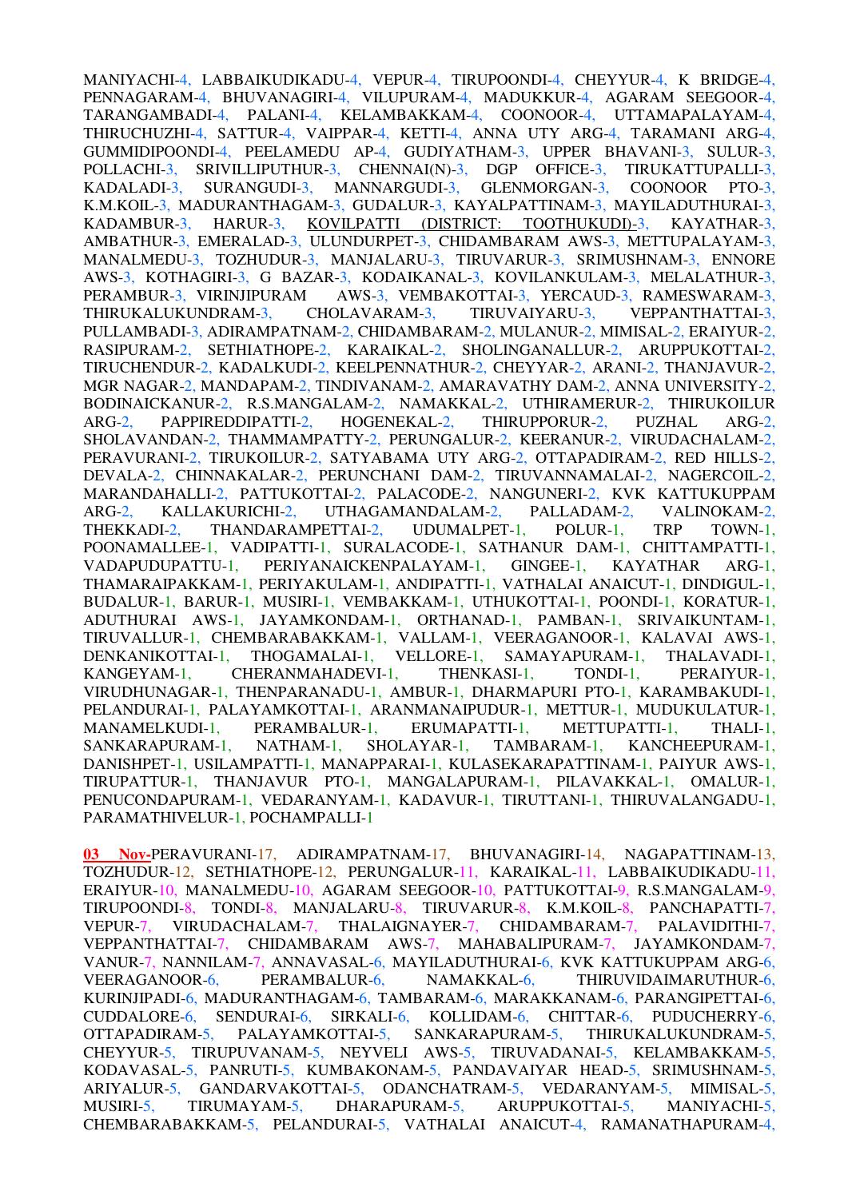MANIYACHI-4, LABBAIKUDIKADU-4, VEPUR-4, TIRUPOONDI-4, CHEYYUR-4, K BRIDGE-4, PENNAGARAM-4, BHUVANAGIRI-4, VILUPURAM-4, MADUKKUR-4, AGARAM SEEGOOR-4, TARANGAMBADI-4, PALANI-4, KELAMBAKKAM-4, COONOOR-4, UTTAMAPALAYAM-4, THIRUCHUZHI-4, SATTUR-4, VAIPPAR-4, KETTI-4, ANNA UTY ARG-4, TARAMANI ARG-4, GUMMIDIPOONDI-4, PEELAMEDU AP-4, GUDIYATHAM-3, UPPER BHAVANI-3, SULUR-3, POLLACHI-3, SRIVILLIPUTHUR-3, CHENNAI(N)-3, DGP OFFICE-3, TIRUKATTUPALLI-3, KADALADI-3, SURANGUDI-3, MANNARGUDI-3, GLENMORGAN-3, COONOOR PTO-3, K.M.KOIL-3, MADURANTHAGAM-3, GUDALUR-3, KAYALPATTINAM-3, MAYILADUTHURAI-3, KADAMBUR-3, HARUR-3, KOVILPATTI (DISTRICT: TOOTHUKUDI)-3, KAYATHAR-3, AMBATHUR-3, EMERALAD-3, ULUNDURPET-3, CHIDAMBARAM AWS-3, METTUPALAYAM-3, MANALMEDU-3, TOZHUDUR-3, MANJALARU-3, TIRUVARUR-3, SRIMUSHNAM-3, ENNORE AWS-3, KOTHAGIRI-3, G BAZAR-3, KODAIKANAL-3, KOVILANKULAM-3, MELALATHUR-3, PERAMBUR-3, VIRINJIPURAM AWS-3, VEMBAKOTTAI-3, YERCAUD-3, RAMESWARAM-3, THIRUKALUKUNDRAM-3, CHOLAVARAM-3, TIRUVAIYARU-3, VEPPANTHATTAI-3, PULLAMBADI-3, ADIRAMPATNAM-2, CHIDAMBARAM-2, MULANUR-2, MIMISAL-2, ERAIYUR-2, RASIPURAM-2, SETHIATHOPE-2, KARAIKAL-2, SHOLINGANALLUR-2, ARUPPUKOTTAI-2, TIRUCHENDUR-2, KADALKUDI-2, KEELPENNATHUR-2, CHEYYAR-2, ARANI-2, THANJAVUR-2, MGR NAGAR-2, MANDAPAM-2, TINDIVANAM-2, AMARAVATHY DAM-2, ANNA UNIVERSITY-2, BODINAICKANUR-2, R.S.MANGALAM-2, NAMAKKAL-2, UTHIRAMERUR-2, THIRUKOILUR ARG-2, PAPPIREDDIPATTI-2, HOGENEKAL-2, THIRUPPORUR-2, PUZHAL ARG-2, SHOLAVANDAN-2, THAMMAMPATTY-2, PERUNGALUR-2, KEERANUR-2, VIRUDACHALAM-2, PERAVURANI-2, TIRUKOILUR-2, SATYABAMA UTY ARG-2, OTTAPADIRAM-2, RED HILLS-2, DEVALA-2, CHINNAKALAR-2, PERUNCHANI DAM-2, TIRUVANNAMALAI-2, NAGERCOIL-2, MARANDAHALLI-2, PATTUKOTTAI-2, PALACODE-2, NANGUNERI-2, KVK KATTUKUPPAM ARG-2, KALLAKURICHI-2, UTHAGAMANDALAM-2, PALLADAM-2, VALINOKAM-2, THEKKADI-2, THANDARAMPETTAI-2, UDUMALPET-1, POLUR-1, TRP TOWN-1, POONAMALLEE-1, VADIPATTI-1, SURALACODE-1, SATHANUR DAM-1, CHITTAMPATTI-1, VADAPUDUPATTU-1, PERIYANAICKENPALAYAM-1, GINGEE-1, KAYATHAR ARG-1, THAMARAIPAKKAM-1, PERIYAKULAM-1, ANDIPATTI-1, VATHALAI ANAICUT-1, DINDIGUL-1, BUDALUR-1, BARUR-1, MUSIRI-1, VEMBAKKAM-1, UTHUKOTTAI-1, POONDI-1, KORATUR-1, ADUTHURAI AWS-1, JAYAMKONDAM-1, ORTHANAD-1, PAMBAN-1, SRIVAIKUNTAM-1, TIRUVALLUR-1, CHEMBARABAKKAM-1, VALLAM-1, VEERAGANOOR-1, KALAVAI AWS-1, DENKANIKOTTAI-1, THOGAMALAI-1, VELLORE-1, SAMAYAPURAM-1, THALAVADI-1, KANGEYAM-1, CHERANMAHADEVI-1, THENKASI-1, TONDI-1, PERAIYUR-1, VIRUDHUNAGAR-1, THENPARANADU-1, AMBUR-1, DHARMAPURI PTO-1, KARAMBAKUDI-1, PELANDURAI-1, PALAYAMKOTTAI-1, ARANMANAIPUDUR-1, METTUR-1, MUDUKULATUR-1, MANAMELKUDI-1, PERAMBALUR-1, ERUMAPATTI-1, METTUPATTI-1, THALI-1, SANKARAPURAM-1, NATHAM-1, SHOLAYAR-1, TAMBARAM-1, KANCHEEPURAM-1, DANISHPET-1, USILAMPATTI-1, MANAPPARAI-1, KULASEKARAPATTINAM-1, PAIYUR AWS-1, TIRUPATTUR-1, THANJAVUR PTO-1, MANGALAPURAM-1, PILAVAKKAL-1, OMALUR-1, PENUCONDAPURAM-1, VEDARANYAM-1, KADAVUR-1, TIRUTTANI-1, THIRUVALANGADU-1, PARAMATHIVELUR-1, POCHAMPALLI-1

**03 Nov-**PERAVURANI-17, ADIRAMPATNAM-17, BHUVANAGIRI-14, NAGAPATTINAM-13, TOZHUDUR-12, SETHIATHOPE-12, PERUNGALUR-11, KARAIKAL-11, LABBAIKUDIKADU-11, ERAIYUR-10, MANALMEDU-10, AGARAM SEEGOOR-10, PATTUKOTTAI-9, R.S.MANGALAM-9, TIRUPOONDI-8, TONDI-8, MANJALARU-8, TIRUVARUR-8, K.M.KOIL-8, PANCHAPATTI-7, VEPUR-7, VIRUDACHALAM-7, THALAIGNAYER-7, CHIDAMBARAM-7, PALAVIDITHI-7, VEPPANTHATTAI-7, CHIDAMBARAM AWS-7, MAHABALIPURAM-7, JAYAMKONDAM-7, VANUR-7, NANNILAM-7, ANNAVASAL-6, MAYILADUTHURAI-6, KVK KATTUKUPPAM ARG-6, VEERAGANOOR-6, PERAMBALUR-6, NAMAKKAL-6, THIRUVIDAIMARUTHUR-6, KURINJIPADI-6, MADURANTHAGAM-6, TAMBARAM-6, MARAKKANAM-6, PARANGIPETTAI-6, CUDDALORE-6, SENDURAI-6, SIRKALI-6, KOLLIDAM-6, CHITTAR-6, PUDUCHERRY-6, OTTAPADIRAM-5, PALAYAMKOTTAI-5, SANKARAPURAM-5, THIRUKALUKUNDRAM-5, CHEYYUR-5, TIRUPUVANAM-5, NEYVELI AWS-5, TIRUVADANAI-5, KELAMBAKKAM-5, KODAVASAL-5, PANRUTI-5, KUMBAKONAM-5, PANDAVAIYAR HEAD-5, SRIMUSHNAM-5, ARIYALUR-5, GANDARVAKOTTAI-5, ODANCHATRAM-5, VEDARANYAM-5, MIMISAL-5, MUSIRI-5, TIRUMAYAM-5, DHARAPURAM-5, ARUPPUKOTTAI-5, MANIYACHI-5, CHEMBARABAKKAM-5, PELANDURAI-5, VATHALAI ANAICUT-4, RAMANATHAPURAM-4,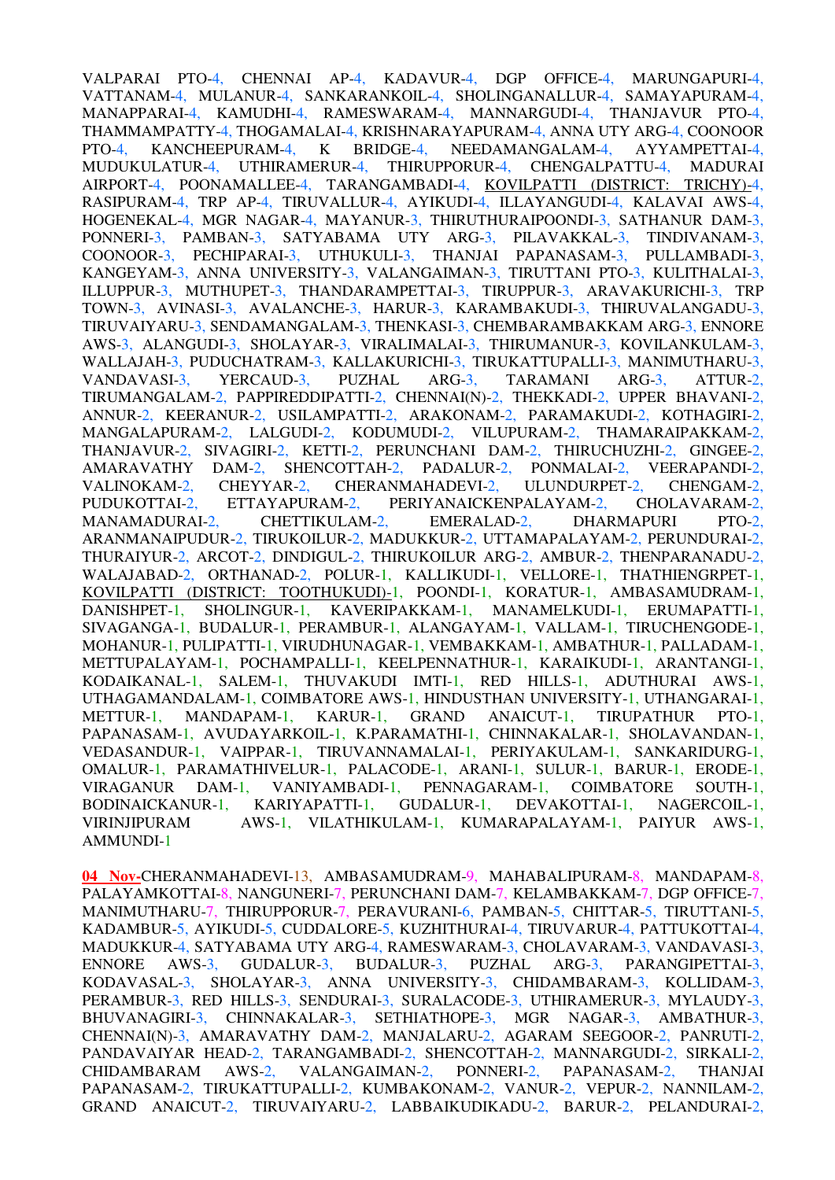VALPARAI PTO-4, CHENNAI AP-4, KADAVUR-4, DGP OFFICE-4, MARUNGAPURI-4, VATTANAM-4, MULANUR-4, SANKARANKOIL-4, SHOLINGANALLUR-4, SAMAYAPURAM-4, MANAPPARAI-4, KAMUDHI-4, RAMESWARAM-4, MANNARGUDI-4, THANJAVUR PTO-4, THAMMAMPATTY-4, THOGAMALAI-4, KRISHNARAYAPURAM-4, ANNA UTY ARG-4, COONOOR PTO-4, KANCHEEPURAM-4, K BRIDGE-4, NEEDAMANGALAM-4, AYYAMPETTAI-4, MUDUKULATUR-4, UTHIRAMERUR-4, THIRUPPORUR-4, CHENGALPATTU-4, MADURAI AIRPORT-4, POONAMALLEE-4, TARANGAMBADI-4, KOVILPATTI (DISTRICT: TRICHY)-4, RASIPURAM-4, TRP AP-4, TIRUVALLUR-4, AYIKUDI-4, ILLAYANGUDI-4, KALAVAI AWS-4, HOGENEKAL-4, MGR NAGAR-4, MAYANUR-3, THIRUTHURAIPOONDI-3, SATHANUR DAM-3, PONNERI-3, PAMBAN-3, SATYABAMA UTY ARG-3, PILAVAKKAL-3, TINDIVANAM-3, COONOOR-3, PECHIPARAI-3, UTHUKULI-3, THANJAI PAPANASAM-3, PULLAMBADI-3, KANGEYAM-3, ANNA UNIVERSITY-3, VALANGAIMAN-3, TIRUTTANI PTO-3, KULITHALAI-3, ILLUPPUR-3, MUTHUPET-3, THANDARAMPETTAI-3, TIRUPPUR-3, ARAVAKURICHI-3, TRP TOWN-3, AVINASI-3, AVALANCHE-3, HARUR-3, KARAMBAKUDI-3, THIRUVALANGADU-3, TIRUVAIYARU-3, SENDAMANGALAM-3, THENKASI-3, CHEMBARAMBAKKAM ARG-3, ENNORE AWS-3, ALANGUDI-3, SHOLAYAR-3, VIRALIMALAI-3, THIRUMANUR-3, KOVILANKULAM-3, WALLAJAH-3, PUDUCHATRAM-3, KALLAKURICHI-3, TIRUKATTUPALLI-3, MANIMUTHARU-3, VANDAVASI-3, YERCAUD-3, PUZHAL ARG-3, TARAMANI ARG-3, ATTUR-2, TIRUMANGALAM-2, PAPPIREDDIPATTI-2, CHENNAI(N)-2, THEKKADI-2, UPPER BHAVANI-2, ANNUR-2, KEERANUR-2, USILAMPATTI-2, ARAKONAM-2, PARAMAKUDI-2, KOTHAGIRI-2, MANGALAPURAM-2, LALGUDI-2, KODUMUDI-2, VILUPURAM-2, THAMARAIPAKKAM-2, THANJAVUR-2, SIVAGIRI-2, KETTI-2, PERUNCHANI DAM-2, THIRUCHUZHI-2, GINGEE-2, AMARAVATHY DAM-2, SHENCOTTAH-2, PADALUR-2, PONMALAI-2, VEERAPANDI-2, VALINOKAM-2, CHEYYAR-2, CHERANMAHADEVI-2, ULUNDURPET-2, CHENGAM-2, PUDUKOTTAI-2, ETTAYAPURAM-2, PERIYANAICKENPALAYAM-2, CHOLAVARAM-2, MANAMADURAI-2, CHETTIKULAM-2, EMERALAD-2, DHARMAPURI PTO-2, ARANMANAIPUDUR-2, TIRUKOILUR-2, MADUKKUR-2, UTTAMAPALAYAM-2, PERUNDURAI-2, THURAIYUR-2, ARCOT-2, DINDIGUL-2, THIRUKOILUR ARG-2, AMBUR-2, THENPARANADU-2, WALAJABAD-2, ORTHANAD-2, POLUR-1, KALLIKUDI-1, VELLORE-1, THATHIENGRPET-1, KOVILPATTI (DISTRICT: TOOTHUKUDI)-1, POONDI-1, KORATUR-1, AMBASAMUDRAM-1, DANISHPET-1, SHOLINGUR-1, KAVERIPAKKAM-1, MANAMELKUDI-1, ERUMAPATTI-1, SIVAGANGA-1, BUDALUR-1, PERAMBUR-1, ALANGAYAM-1, VALLAM-1, TIRUCHENGODE-1, MOHANUR-1, PULIPATTI-1, VIRUDHUNAGAR-1, VEMBAKKAM-1, AMBATHUR-1, PALLADAM-1, METTUPALAYAM-1, POCHAMPALLI-1, KEELPENNATHUR-1, KARAIKUDI-1, ARANTANGI-1, KODAIKANAL-1, SALEM-1, THUVAKUDI IMTI-1, RED HILLS-1, ADUTHURAI AWS-1, UTHAGAMANDALAM-1, COIMBATORE AWS-1, HINDUSTHAN UNIVERSITY-1, UTHANGARAI-1, METTUR-1, MANDAPAM-1, KARUR-1, GRAND ANAICUT-1, TIRUPATHUR PTO-1, PAPANASAM-1, AVUDAYARKOIL-1, K.PARAMATHI-1, CHINNAKALAR-1, SHOLAVANDAN-1, VEDASANDUR-1, VAIPPAR-1, TIRUVANNAMALAI-1, PERIYAKULAM-1, SANKARIDURG-1, OMALUR-1, PARAMATHIVELUR-1, PALACODE-1, ARANI-1, SULUR-1, BARUR-1, ERODE-1, VIRAGANUR DAM-1, VANIYAMBADI-1, PENNAGARAM-1, COIMBATORE SOUTH-1, BODINAICKANUR-1, KARIYAPATTI-1, GUDALUR-1, DEVAKOTTAI-1, NAGERCOIL-1, VIRINJIPURAM AWS-1, VILATHIKULAM-1, KUMARAPALAYAM-1, PAIYUR AWS-1, AMMUNDI-1

**04 Nov-**CHERANMAHADEVI-13, AMBASAMUDRAM-9, MAHABALIPURAM-8, MANDAPAM-8, PALAYAMKOTTAI-8, NANGUNERI-7, PERUNCHANI DAM-7, KELAMBAKKAM-7, DGP OFFICE-7, MANIMUTHARU-7, THIRUPPORUR-7, PERAVURANI-6, PAMBAN-5, CHITTAR-5, TIRUTTANI-5, KADAMBUR-5, AYIKUDI-5, CUDDALORE-5, KUZHITHURAI-4, TIRUVARUR-4, PATTUKOTTAI-4, MADUKKUR-4, SATYABAMA UTY ARG-4, RAMESWARAM-3, CHOLAVARAM-3, VANDAVASI-3, ENNORE AWS-3, GUDALUR-3, BUDALUR-3, PUZHAL ARG-3, PARANGIPETTAI-3, KODAVASAL-3, SHOLAYAR-3, ANNA UNIVERSITY-3, CHIDAMBARAM-3, KOLLIDAM-3, PERAMBUR-3, RED HILLS-3, SENDURAI-3, SURALACODE-3, UTHIRAMERUR-3, MYLAUDY-3, BHUVANAGIRI-3, CHINNAKALAR-3, SETHIATHOPE-3, MGR NAGAR-3, AMBATHUR-3, CHENNAI(N)-3, AMARAVATHY DAM-2, MANJALARU-2, AGARAM SEEGOOR-2, PANRUTI-2, PANDAVAIYAR HEAD-2, TARANGAMBADI-2, SHENCOTTAH-2, MANNARGUDI-2, SIRKALI-2, CHIDAMBARAM AWS-2, VALANGAIMAN-2, PONNERI-2, PAPANASAM-2, THANJAI PAPANASAM-2, TIRUKATTUPALLI-2, KUMBAKONAM-2, VANUR-2, VEPUR-2, NANNILAM-2, GRAND ANAICUT-2, TIRUVAIYARU-2, LABBAIKUDIKADU-2, BARUR-2, PELANDURAI-2,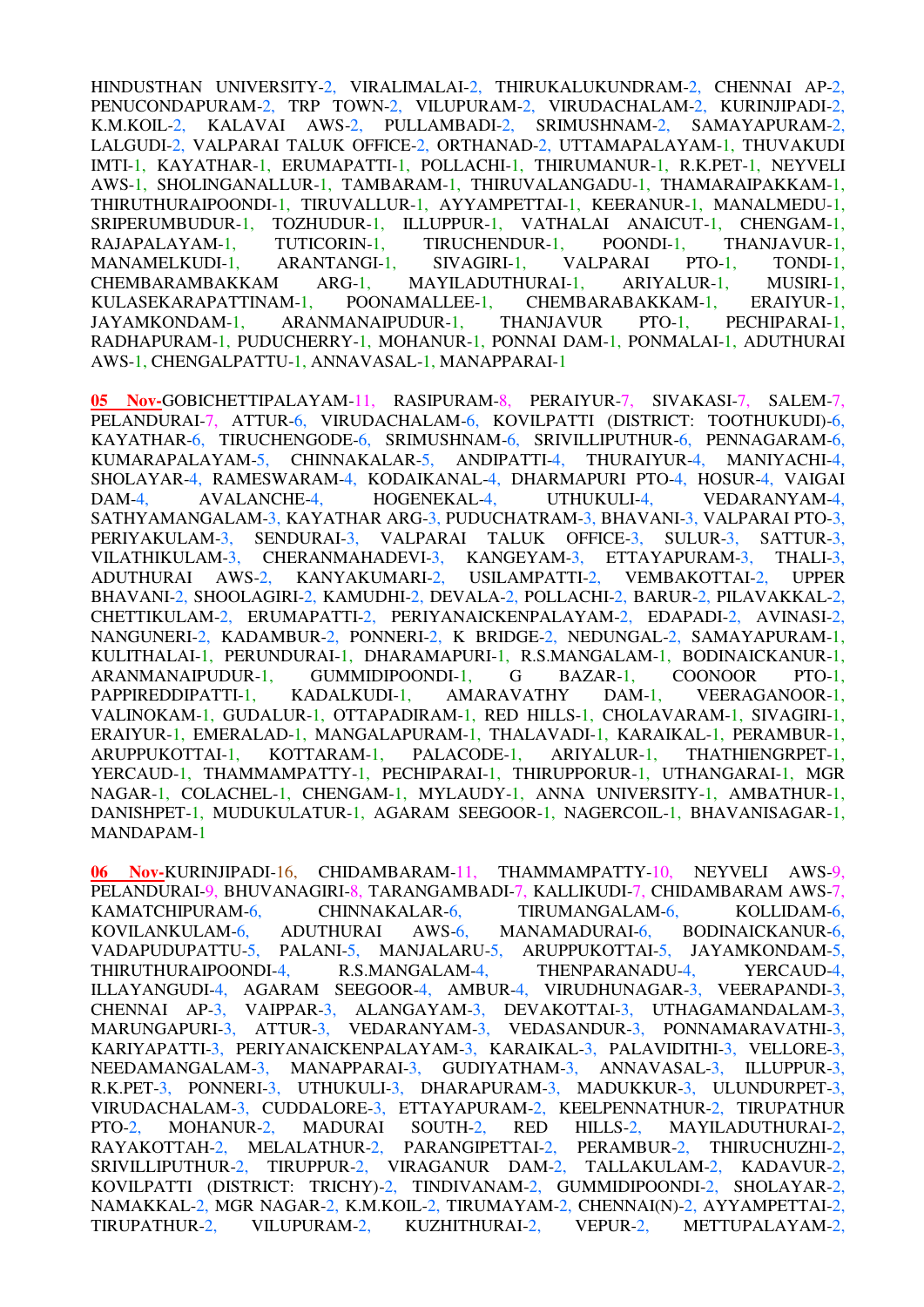HINDUSTHAN UNIVERSITY-2, VIRALIMALAI-2, THIRUKALUKUNDRAM-2, CHENNAI AP-2, PENUCONDAPURAM-2, TRP TOWN-2, VILUPURAM-2, VIRUDACHALAM-2, KURINJIPADI-2, K.M.KOIL-2, KALAVAI AWS-2, PULLAMBADI-2, SRIMUSHNAM-2, SAMAYAPURAM-2, LALGUDI-2, VALPARAI TALUK OFFICE-2, ORTHANAD-2, UTTAMAPALAYAM-1, THUVAKUDI IMTI-1, KAYATHAR-1, ERUMAPATTI-1, POLLACHI-1, THIRUMANUR-1, R.K.PET-1, NEYVELI AWS-1, SHOLINGANALLUR-1, TAMBARAM-1, THIRUVALANGADU-1, THAMARAIPAKKAM-1, THIRUTHURAIPOONDI-1, TIRUVALLUR-1, AYYAMPETTAI-1, KEERANUR-1, MANALMEDU-1, SRIPERUMBUDUR-1, TOZHUDUR-1, ILLUPPUR-1, VATHALAI ANAICUT-1, CHENGAM-1, RAJAPALAYAM-1, TUTICORIN-1, TIRUCHENDUR-1, POONDI-1, THANJAVUR-1, MANAMELKUDI-1, ARANTANGI-1, SIVAGIRI-1, VALPARAI PTO-1, TONDI-1, CHEMBARAMBAKKAM ARG-1, MAYILADUTHURAI-1, ARIYALUR-1, MUSIRI-1, KULASEKARAPATTINAM-1, POONAMALLEE-1, CHEMBARABAKKAM-1, ERAIYUR-1, JAYAMKONDAM-1, ARANMANAIPUDUR-1, THANJAVUR PTO-1, PECHIPARAI-1, RADHAPURAM-1, PUDUCHERRY-1, MOHANUR-1, PONNAI DAM-1, PONMALAI-1, ADUTHURAI AWS-1, CHENGALPATTU-1, ANNAVASAL-1, MANAPPARAI-1

**05 Nov-**GOBICHETTIPALAYAM-11, RASIPURAM-8, PERAIYUR-7, SIVAKASI-7, SALEM-7, PELANDURAI-7, ATTUR-6, VIRUDACHALAM-6, KOVILPATTI (DISTRICT: TOOTHUKUDI)-6, KAYATHAR-6, TIRUCHENGODE-6, SRIMUSHNAM-6, SRIVILLIPUTHUR-6, PENNAGARAM-6, KUMARAPALAYAM-5, CHINNAKALAR-5, ANDIPATTI-4, THURAIYUR-4, MANIYACHI-4, SHOLAYAR-4, RAMESWARAM-4, KODAIKANAL-4, DHARMAPURI PTO-4, HOSUR-4, VAIGAI DAM-4, AVALANCHE-4, HOGENEKAL-4, UTHUKULI-4, VEDARANYAM-4, SATHYAMANGALAM-3, KAYATHAR ARG-3, PUDUCHATRAM-3, BHAVANI-3, VALPARAI PTO-3, PERIYAKULAM-3, SENDURAI-3, VALPARAI TALUK OFFICE-3, SULUR-3, SATTUR-3, VILATHIKULAM-3, CHERANMAHADEVI-3, KANGEYAM-3, ETTAYAPURAM-3, THALI-3, ADUTHURAI AWS-2, KANYAKUMARI-2, USILAMPATTI-2, VEMBAKOTTAI-2, UPPER BHAVANI-2, SHOOLAGIRI-2, KAMUDHI-2, DEVALA-2, POLLACHI-2, BARUR-2, PILAVAKKAL-2, CHETTIKULAM-2, ERUMAPATTI-2, PERIYANAICKENPALAYAM-2, EDAPADI-2, AVINASI-2, NANGUNERI-2, KADAMBUR-2, PONNERI-2, K BRIDGE-2, NEDUNGAL-2, SAMAYAPURAM-1, KULITHALAI-1, PERUNDURAI-1, DHARAMAPURI-1, R.S.MANGALAM-1, BODINAICKANUR-1, ARANMANAIPUDUR-1, GUMMIDIPOONDI-1, G BAZAR-1, COONOOR PTO-1, PAPPIREDDIPATTI-1, KADALKUDI-1, AMARAVATHY DAM-1, VEERAGANOOR-1, VALINOKAM-1, GUDALUR-1, OTTAPIDARAM-1, RED HILLS-1, CHOLAVARAM-1, SIVAGIRI-1, ERAIYUR-1, EMERALAD-1, MANGALAPURAM-1, THALAVADI-1, KARAIKAL-1, PERAMBUR-1, ARUPPUKOTTAI-1, KOTTARAM-1, PALACODE-1, ARIYALUR-1, THATHIENGRPET-1, YERCAUD-1, THAMMAMPATTY-1, PECHIPARAI-1, THIRUPPORUR-1, UTHANGARAI-1, MGR NAGAR-1, COLACHEL-1, CHENGAM-1, MYLAUDY-1, ANNA UNIVERSITY-1, AMBATHUR-1, DANISHPET-1, MUDUKULATUR-1, AGARAM SEEGOOR-1, NAGERCOIL-1, BHAVANISAGAR-1, MANDAPAM-1

**06 Nov-**KURINJIPADI-16, CHIDAMBARAM-11, THAMMAMPATTY-10, NEYVELI AWS-9, PELANDURAI-9, BHUVANAGIRI-8, TARANGAMBADI-7, KALLIKUDI-7, CHIDAMBARAM AWS-7, KAMATCHIPURAM-6, CHINNAKALAR-6, TIRUMANGALAM-6, KOLLIDAM-6, KOVILANKULAM-6, ADUTHURAI AWS-6, MANAMADURAI-6, BODINAICKANUR-6, VADAPUDUPATTU-5, PALANI-5, MANJALARU-5, ARUPPUKOTTAI-5, JAYAMKONDAM-5, THIRUTHURAIPOONDI-4, R.S.MANGALAM-4, THENPARANADU-4, YERCAUD-4, ILLAYANGUDI-4, AGARAM SEEGOOR-4, AMBUR-4, VIRUDHUNAGAR-3, VEERAPANDI-3, CHENNAI AP-3, VAIPPAR-3, ALANGAYAM-3, DEVAKOTTAI-3, UTHAGAMANDALAM-3, MARUNGAPURI-3, ATTUR-3, VEDARANYAM-3, VEDASANDUR-3, PONNAMARAVATHI-3, KARIYAPATTI-3, PERIYANAICKENPALAYAM-3, KARAIKAL-3, PALAVIDITHI-3, VELLORE-3, NEEDAMANGALAM-3, MANAPPARAI-3, GUDIYATHAM-3, ANNAVASAL-3, ILLUPPUR-3, R.K.PET-3, PONNERI-3, UTHUKULI-3, DHARAPURAM-3, MADUKKUR-3, ULUNDURPET-3, VIRUDACHALAM-3, CUDDALORE-3, ETTAYAPURAM-2, KEELPENNATHUR-2, TIRUPATHUR PTO-2, MOHANUR-2, MADURAI SOUTH-2, RED HILLS-2, MAYILADUTHURAI-2, RAYAKOTTAH-2, MELALATHUR-2, PARANGIPETTAI-2, PERAMBUR-2, THIRUCHUZHI-2, SRIVILLIPUTHUR-2, TIRUPPUR-2, VIRAGANUR DAM-2, TALLAKULAM-2, KADAVUR-2, KOVILPATTI (DISTRICT: TRICHY)-2, TINDIVANAM-2, GUMMIDIPOONDI-2, SHOLAYAR-2, NAMAKKAL-2, MGR NAGAR-2, K.M.KOIL-2, TIRUMAYAM-2, CHENNAI(N)-2, AYYAMPETTAI-2, TIRUPATHUR-2, VILUPURAM-2, KUZHITHURAI-2, VEPUR-2, METTUPALAYAM-2,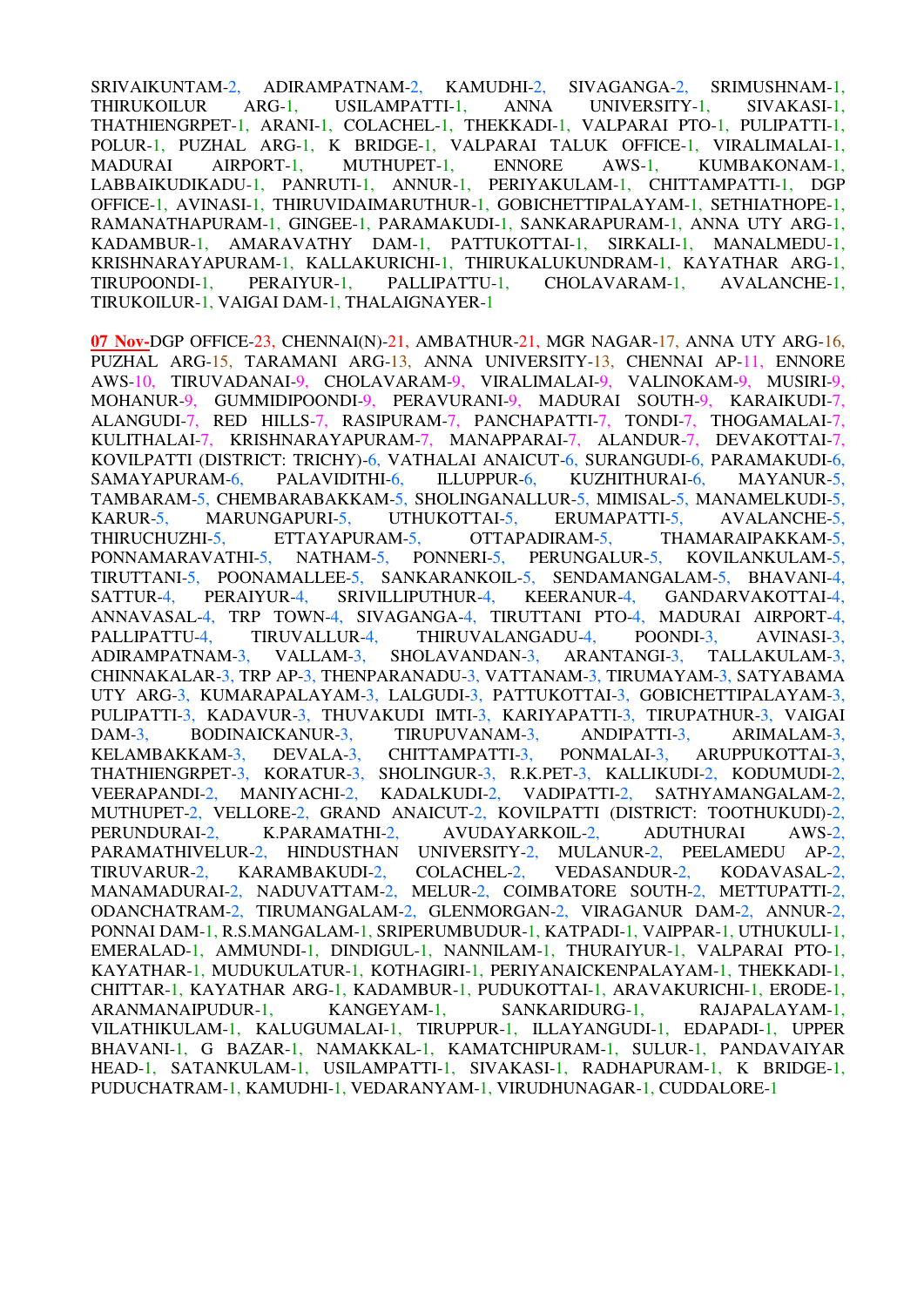SRIVAIKUNTAM-2, ADIRAMPATNAM-2, KAMUDHI-2, SIVAGANGA-2, SRIMUSHNAM-1, THIRUKOILUR ARG-1, USILAMPATTI-1, ANNA UNIVERSITY-1, SIVAKASI-1, THATHIENGRPET-1, ARANI-1, COLACHEL-1, THEKKADI-1, VALPARAI PTO-1, PULIPATTI-1, POLUR-1, PUZHAL ARG-1, K BRIDGE-1, VALPARAI TALUK OFFICE-1, VIRALIMALAI-1, MADURAI AIRPORT-1, MUTHUPET-1, ENNORE AWS-1, KUMBAKONAM-1, LABBAIKUDIKADU-1, PANRUTI-1, ANNUR-1, PERIYAKULAM-1, CHITTAMPATTI-1, DGP OFFICE-1, AVINASI-1, THIRUVIDAIMARUTHUR-1, GOBICHETTIPALAYAM-1, SETHIATHOPE-1, RAMANATHAPURAM-1, GINGEE-1, PARAMAKUDI-1, SANKARAPURAM-1, ANNA UTY ARG-1, KADAMBUR-1, AMARAVATHY DAM-1, PATTUKOTTAI-1, SIRKALI-1, MANALMEDU-1, KRISHNARAYAPURAM-1, KALLAKURICHI-1, THIRUKALUKUNDRAM-1, KAYATHAR ARG-1, TIRUPOONDI-1, PERAIYUR-1, PALLIPATTU-1, CHOLAVARAM-1, AVALANCHE-1, TIRUKOILUR-1, VAIGAI DAM-1, THALAIGNAYER-1

07 Nov-DGP OFFICE-23, CHENNAI(N)-21, AMBATHUR-21, MGR NAGAR-17, ANNA UTY ARG-16, PUZHAL ARG-15, TARAMANI ARG-13, ANNA UNIVERSITY-13, CHENNAI AP-11, ENNORE AWS-10, TIRUVADANAI-9, CHOLAVARAM-9, VIRALIMALAI-9, VALINOKAM-9, MUSIRI-9, MOHANUR-9, GUMMIDIPOONDI-9, PERAVURANI-9, MADURAI SOUTH-9, KARAIKUDI-7, ALANGUDI-7, RED HILLS-7, RASIPURAM-7, PANCHAPATTI-7, TONDI-7, THOGAMALAI-7, KULITHALAI-7, KRISHNARAYAPURAM-7, MANAPPARAI-7, ALANDUR-7, DEVAKOTTAI-7, KOVILPATTI (DISTRICT: TRICHY)-6, VATHALAI ANAICUT-6, SURANGUDI-6, PARAMAKUDI-6, SAMAYAPURAM-6, PALAVIDITHI-6, ILLUPPUR-6, KUZHITHURAI-6, MAYANUR-5, TAMBARAM-5, CHEMBARABAKKAM-5, SHOLINGANALLUR-5, MIMISAL-5, MANAMELKUDI-5, KARUR-5, MARUNGAPURI-5, UTHUKOTTAI-5, ERUMAPATTI-5, AVALANCHE-5, THIRUCHUZHI-5, ETTAYAPURAM-5, OTTAPADIRAM-5, THAMARAIPAKKAM-5, PONNAMARAVATHI-5, NATHAM-5, PONNERI-5, PERUNGALUR-5, KOVILANKULAM-5, TIRUTTANI-5, POONAMALLEE-5, SANKARANKOIL-5, SENDAMANGALAM-5, BHAVANI-4, SATTUR-4, PERAIYUR-4, SRIVILLIPUTHUR-4, KEERANUR-4, GANDARVAKOTTAI-4, ANNAVASAL-4, TRP TOWN-4, SIVAGANGA-4, TIRUTTANI PTO-4, MADURAI AIRPORT-4, PALLIPATTU-4, TIRUVALLUR-4, THIRUVALANGADU-4, POONDI-3, AVINASI-3, ADIRAMPATNAM-3, VALLAM-3, SHOLAVANDAN-3, ARANTANGI-3, TALLAKULAM-3, CHINNAKALAR-3, TRP AP-3, THENPARANADU-3, VATTANAM-3, TIRUMAYAM-3, SATYABAMA UTY ARG-3, KUMARAPALAYAM-3, LALGUDI-3, PATTUKOTTAI-3, GOBICHETTIPALAYAM-3, PULIPATTI-3, KADAVUR-3, THUVAKUDI IMTI-3, KARIYAPATTI-3, TIRUPATHUR-3, VAIGAI DAM-3, BODINAICKANUR-3, TIRUPUVANAM-3, ANDIPATTI-3, ARIMALAM-3, KELAMBAKKAM-3, DEVALA-3, CHITTAMPATTI-3, PONMALAI-3, ARUPPUKOTTAI-3, THATHIENGRPET-3, KORATUR-3, SHOLINGUR-3, R.K.PET-3, KALLIKUDI-2, KODUMUDI-2, VEERAPANDI-2, MANIYACHI-2, KADALKUDI-2, VADIPATTI-2, SATHYAMANGALAM-2, MUTHUPET-2, VELLORE-2, GRAND ANAICUT-2, KOVILPATTI (DISTRICT: TOOTHUKUDI)-2, PERUNDURAI-2, K.PARAMATHI-2, AVUDAYARKOIL-2, ADUTHURAI AWS-2, PARAMATHIVELUR-2, HINDUSTHAN UNIVERSITY-2, MULANUR-2, PEELAMEDU AP-2, TIRUVARUR-2, KARAMBAKUDI-2, COLACHEL-2, VEDASANDUR-2, KODAVASAL-2, MANAMADURAI-2, NADUVATTAM-2, MELUR-2, COIMBATORE SOUTH-2, METTUPATTI-2, ODANCHATRAM-2, TIRUMANGALAM-2, GLENMORGAN-2, VIRAGANUR DAM-2, ANNUR-2, PONNAI DAM-1, R.S.MANGALAM-1, SRIPERUMBUDUR-1, KATPADI-1, VAIPPAR-1, UTHUKULI-1, EMERALAD-1, AMMUNDI-1, DINDIGUL-1, NANNILAM-1, THURAIYUR-1, VALPARAI PTO-1, KAYATHAR-1, MUDUKULATUR-1, KOTHAGIRI-1, PERIYANAICKENPALAYAM-1, THEKKADI-1, CHITTAR-1, KAYATHAR ARG-1, KADAMBUR-1, PUDUKOTTAI-1, ARAVAKURICHI-1, ERODE-1, ARANMANAIPUDUR-1, KANGEYAM-1, SANKARIDURG-1, RAJAPALAYAM-1, VILATHIKULAM-1, KALUGUMALAI-1, TIRUPPUR-1, ILLAYANGUDI-1, EDAPADI-1, UPPER BHAVANI-1, G BAZAR-1, NAMAKKAL-1, KAMATCHIPURAM-1, SULUR-1, PANDAVAIYAR HEAD-1, SATANKULAM-1, USILAMPATTI-1, SIVAKASI-1, RADHAPURAM-1, K BRIDGE-1, PUDUCHATRAM-1, KAMUDHI-1, VEDARANYAM-1, VIRUDHUNAGAR-1, CUDDALORE-1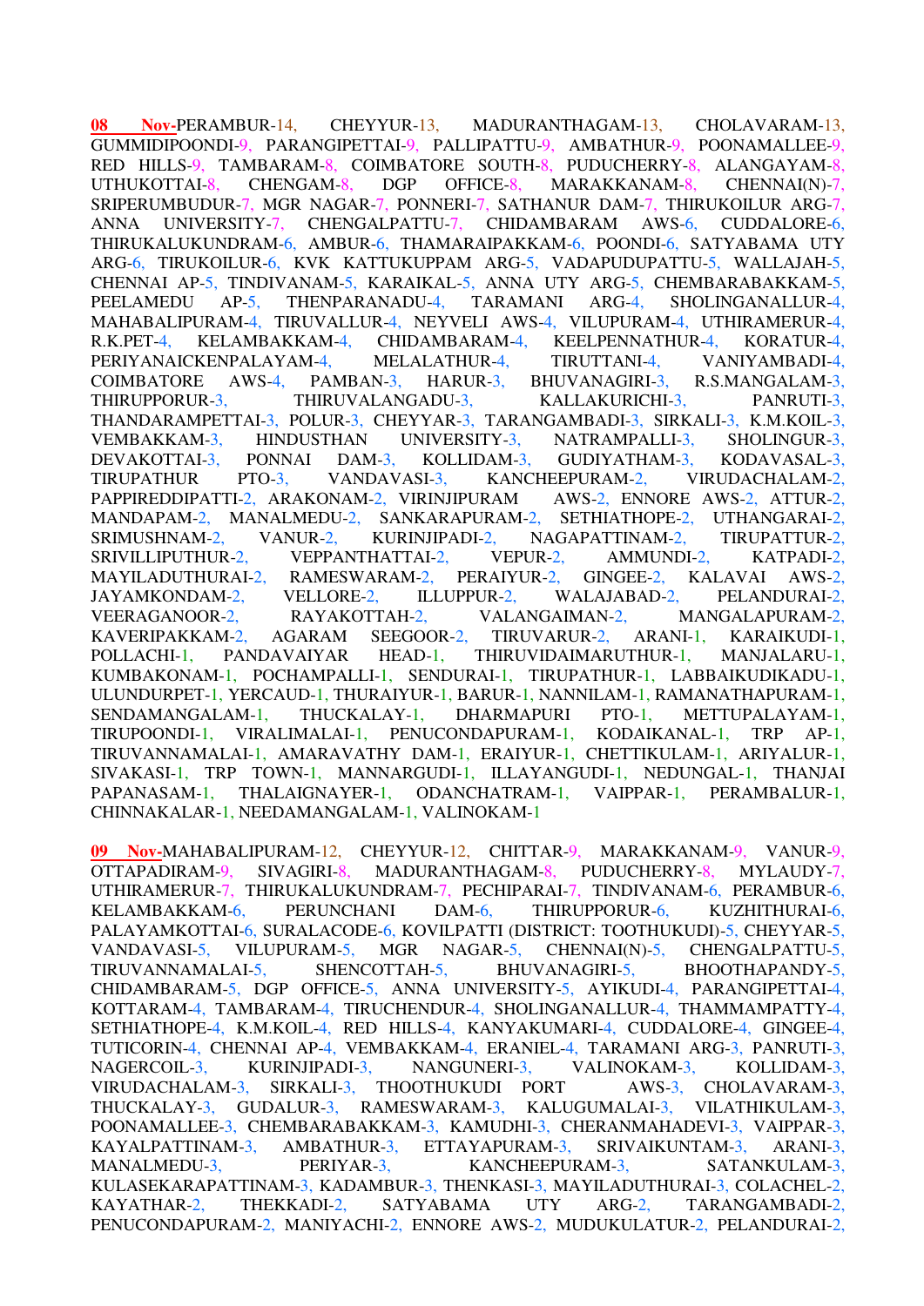**08 Nov-**PERAMBUR-14, CHEYYUR-13, MADURANTHAGAM-13, CHOLAVARAM-13, GUMMIDIPOONDI-9, PARANGIPETTAI-9, PALLIPATTU-9, AMBATHUR-9, POONAMALLEE-9, RED HILLS-9, TAMBARAM-8, COIMBATORE SOUTH-8, PUDUCHERRY-8, ALANGAYAM-8, UTHUKOTTAI-8, CHENGAM-8, DGP OFFICE-8, MARAKKANAM-8, CHENNAI(N)-7, SRIPERUMBUDUR-7, MGR NAGAR-7, PONNERI-7, SATHANUR DAM-7, THIRUKOILUR ARG-7, ANNA UNIVERSITY-7, CHENGALPATTU-7, CHIDAMBARAM AWS-6, CUDDALORE-6, THIRUKALUKUNDRAM-6, AMBUR-6, THAMARAIPAKKAM-6, POONDI-6, SATYABAMA UTY ARG-6, TIRUKOILUR-6, KVK KATTUKUPPAM ARG-5, VADAPUDUPATTU-5, WALLAJAH-5, CHENNAI AP-5, TINDIVANAM-5, KARAIKAL-5, ANNA UTY ARG-5, CHEMBARABAKKAM-5, PEELAMEDU AP-5, THENPARANADU-4, TARAMANI ARG-4, SHOLINGANALLUR-4, MAHABALIPURAM-4, TIRUVALLUR-4, NEYVELI AWS-4, VILUPURAM-4, UTHIRAMERUR-4, R.K.PET-4, KELAMBAKKAM-4, CHIDAMBARAM-4, KEELPENNATHUR-4, KORATUR-4, PERIYANAICKENPALAYAM-4, MELALATHUR-4, TIRUTTANI-4, VANIYAMBADI-4, COIMBATORE AWS-4, PAMBAN-3, HARUR-3, BHUVANAGIRI-3, R.S.MANGALAM-3, THIRUPPORUR-3, THIRUVALANGADU-3, KALLAKURICHI-3, PANRUTI-3, THANDARAMPETTAI-3, POLUR-3, CHEYYAR-3, TARANGAMBADI-3, SIRKALI-3, K.M.KOIL-3, VEMBAKKAM-3, HINDUSTHAN UNIVERSITY-3, NATRAMPALLI-3, SHOLINGUR-3, DEVAKOTTAI-3, PONNAI DAM-3, KOLLIDAM-3, GUDIYATHAM-3, KODAVASAL-3, TIRUPATHUR PTO-3, VANDAVASI-3, KANCHEEPURAM-2, VIRUDACHALAM-2, PAPPIREDDIPATTI-2, ARAKONAM-2, VIRINJIPURAM AWS-2, ENNORE AWS-2, ATTUR-2, MANDAPAM-2, MANALMEDU-2, SANKARAPURAM-2, SETHIATHOPE-2, UTHANGARAI-2, SRIMUSHNAM-2, VANUR-2, KURINJIPADI-2, NAGAPATTINAM-2, TIRUPATTUR-2, SRIVILLIPUTHUR-2, VEPPANTHATTAI-2, VEPUR-2, AMMUNDI-2, KATPADI-2, MAYILADUTHURAI-2, RAMESWARAM-2, PERAIYUR-2, GINGEE-2, KALAVAI AWS-2, JAYAMKONDAM-2, VELLORE-2, ILLUPPUR-2, WALAJABAD-2, PELANDURAI-2, VEERAGANOOR-2, RAYAKOTTAH-2, VALANGAIMAN-2, MANGALAPURAM-2, KAVERIPAKKAM-2, AGARAM SEEGOOR-2, TIRUVARUR-2, ARANI-1, KARAIKUDI-1, POLLACHI-1, PANDAVAIYAR HEAD-1, THIRUVIDAIMARUTHUR-1, MANJALARU-1, KUMBAKONAM-1, POCHAMPALLI-1, SENDURAI-1, TIRUPATHUR-1, LABBAIKUDIKADU-1, ULUNDURPET-1, YERCAUD-1, THURAIYUR-1, BARUR-1, NANNILAM-1, RAMANATHAPURAM-1, SENDAMANGALAM-1, THUCKALAY-1, DHARMAPURI PTO-1, METTUPALAYAM-1, TIRUPOONDI-1, VIRALIMALAI-1, PENUCONDAPURAM-1, KODAIKANAL-1, TRP AP-1, TIRUVANNAMALAI-1, AMARAVATHY DAM-1, ERAIYUR-1, CHETTIKULAM-1, ARIYALUR-1, SIVAKASI-1, TRP TOWN-1, MANNARGUDI-1, ILLAYANGUDI-1, NEDUNGAL-1, THANJAI PAPANASAM-1, THALAIGNAYER-1, ODANCHATRAM-1, VAIPPAR-1, PERAMBALUR-1, CHINNAKALAR-1, NEEDAMANGALAM-1, VALINOKAM-1

**09 Nov-**MAHABALIPURAM-12, CHEYYUR-12, CHITTAR-9, MARAKKANAM-9, VANUR-9, OTTAPADIRAM-9, SIVAGIRI-8, MADURANTHAGAM-8, PUDUCHERRY-8, MYLAUDY-7, UTHIRAMERUR-7, THIRUKALUKUNDRAM-7, PECHIPARAI-7, TINDIVANAM-6, PERAMBUR-6, KELAMBAKKAM-6, PERUNCHANI DAM-6, THIRUPPORUR-6, KUZHITHURAI-6, PALAYAMKOTTAI-6, SURALACODE-6, KOVILPATTI (DISTRICT: TOOTHUKUDI)-5, CHEYYAR-5, VANDAVASI-5, VILUPURAM-5, MGR NAGAR-5, CHENNAI(N)-5, CHENGALPATTU-5, TIRUVANNAMALAI-5, SHENCOTTAH-5, BHUVANAGIRI-5, BHOOTHAPANDY-5, CHIDAMBARAM-5, DGP OFFICE-5, ANNA UNIVERSITY-5, AYIKUDI-4, PARANGIPETTAI-4, KOTTARAM-4, TAMBARAM-4, TIRUCHENDUR-4, SHOLINGANALLUR-4, THAMMAMPATTY-4, SETHIATHOPE-4, K.M.KOIL-4, RED HILLS-4, KANYAKUMARI-4, CUDDALORE-4, GINGEE-4, TUTICORIN-4, CHENNAI AP-4, VEMBAKKAM-4, ERANIEL-4, TARAMANI ARG-3, PANRUTI-3, NAGERCOIL-3, KURINJIPADI-3, NANGUNERI-3, VALINOKAM-3, KOLLIDAM-3, VIRUDACHALAM-3, SIRKALI-3, THOOTHUKUDI PORT AWS-3, CHOLAVARAM-3, THUCKALAY-3, GUDALUR-3, RAMESWARAM-3, KALUGUMALAI-3, VILATHIKULAM-3, POONAMALLEE-3, CHEMBARABAKKAM-3, KAMUDHI-3, CHERANMAHADEVI-3, VAIPPAR-3, KAYALPATTINAM-3, AMBATHUR-3, ETTAYAPURAM-3, SRIVAIKUNTAM-3, ARANI-3, MANALMEDU-3, PERIYAR-3, KANCHEEPURAM-3, SATANKULAM-3, KULASEKARAPATTINAM-3, KADAMBUR-3, THENKASI-3, MAYILADUTHURAI-3, COLACHEL-2, KAYATHAR-2, THEKKADI-2, SATYABAMA UTY ARG-2, TARANGAMBADI-2, PENUCONDAPURAM-2, MANIYACHI-2, ENNORE AWS-2, MUDUKULATUR-2, PELANDURAI-2,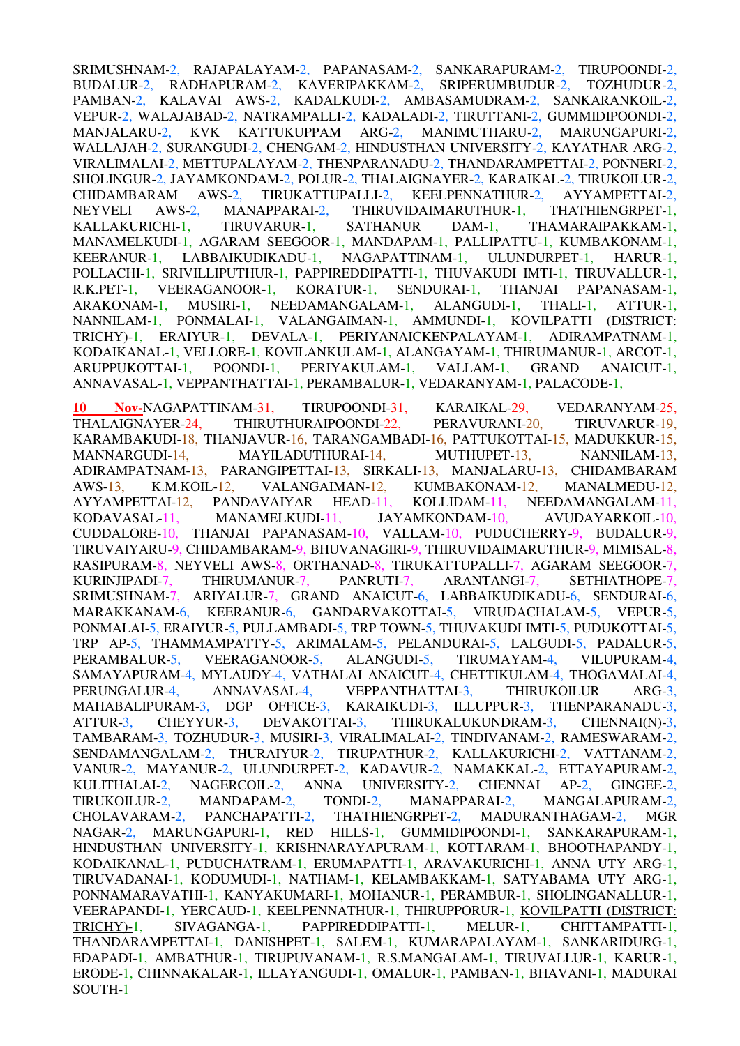SRIMUSHNAM-2, RAJAPALAYAM-2, PAPANASAM-2, SANKARAPURAM-2, TIRUPOONDI-2, BUDALUR-2, RADHAPURAM-2, KAVERIPAKKAM-2, SRIPERUMBUDUR-2, TOZHUDUR-2, PAMBAN-2, KALAVAI AWS-2, KADALKUDI-2, AMBASAMUDRAM-2, SANKARANKOIL-2, VEPUR-2, WALAJABAD-2, NATRAMPALLI-2, KADALADI-2, TIRUTTANI-2, GUMMIDIPOONDI-2, MANJALARU-2, KVK KATTUKUPPAM ARG-2, MANIMUTHARU-2, MARUNGAPURI-2, WALLAJAH-2, SURANGUDI-2, CHENGAM-2, HINDUSTHAN UNIVERSITY-2, KAYATHAR ARG-2, VIRALIMALAI-2, METTUPALAYAM-2, THENPARANADU-2, THANDARAMPETTAI-2, PONNERI-2, SHOLINGUR-2, JAYAMKONDAM-2, POLUR-2, THALAIGNAYER-2, KARAIKAL-2, TIRUKOILUR-2, CHIDAMBARAM AWS-2, TIRUKATTUPALLI-2, KEELPENNATHUR-2, AYYAMPETTAI-2, NEYVELI AWS-2, MANAPPARAI-2, THIRUVIDAIMARUTHUR-1, THATHIENGRPET-1, KALLAKURICHI-1, TIRUVARUR-1, SATHANUR DAM-1, THAMARAIPAKKAM-1, MANAMELKUDI-1, AGARAM SEEGOOR-1, MANDAPAM-1, PALLIPATTU-1, KUMBAKONAM-1, KEERANUR-1, LABBAIKUDIKADU-1, NAGAPATTINAM-1, ULUNDURPET-1, HARUR-1, POLLACHI-1, SRIVILLIPUTHUR-1, PAPPIREDDIPATTI-1, THUVAKUDI IMTI-1, TIRUVALLUR-1, R.K.PET-1, VEERAGANOOR-1, KORATUR-1, SENDURAI-1, THANJAI PAPANASAM-1, ARAKONAM-1, MUSIRI-1, NEEDAMANGALAM-1, ALANGUDI-1, THALI-1, ATTUR-1, NANNILAM-1, PONMALAI-1, VALANGAIMAN-1, AMMUNDI-1, KOVILPATTI (DISTRICT: TRICHY)-1, ERAIYUR-1, DEVALA-1, PERIYANAICKENPALAYAM-1, ADIRAMPATNAM-1, KODAIKANAL-1, VELLORE-1, KOVILANKULAM-1, ALANGAYAM-1, THIRUMANUR-1, ARCOT-1, ARUPPUKOTTAI-1, POONDI-1, PERIYAKULAM-1, VALLAM-1, GRAND ANAICUT-1, ANNAVASAL-1, VEPPANTHATTAI-1, PERAMBALUR-1, VEDARANYAM-1, PALACODE-1,

**10 Nov-**NAGAPATTINAM-31, TIRUPOONDI-31, KARAIKAL-29, VEDARANYAM-25, THALAIGNAYER-24, THIRUTHURAIPOONDI-22, PERAVURANI-20, TIRUVARUR-19, KARAMBAKUDI-18, THANJAVUR-16, TARANGAMBADI-16, PATTUKOTTAI-15, MADUKKUR-15, MANNARGUDI-14, MAYILADUTHURAI-14, MUTHUPET-13, NANNILAM-13, ADIRAMPATNAM-13, PARANGIPETTAI-13, SIRKALI-13, MANJALARU-13, CHIDAMBARAM AWS-13, K.M.KOIL-12, VALANGAIMAN-12, KUMBAKONAM-12, MANALMEDU-12, AYYAMPETTAI-12, PANDAVAIYAR HEAD-11, KOLLIDAM-11, NEEDAMANGALAM-11, KODAVASAL-11, MANAMELKUDI-11, JAYAMKONDAM-10, AVUDAYARKOIL-10, CUDDALORE-10, THANJAI PAPANASAM-10, VALLAM-10, PUDUCHERRY-9, BUDALUR-9, TIRUVAIYARU-9, CHIDAMBARAM-9, BHUVANAGIRI-9, THIRUVIDAIMARUTHUR-9, MIMISAL-8, RASIPURAM-8, NEYVELI AWS-8, ORTHANAD-8, TIRUKATTUPALLI-7, AGARAM SEEGOOR-7, KURINJIPADI-7, THIRUMANUR-7, PANRUTI-7, ARANTANGI-7, SETHIATHOPE-7, SRIMUSHNAM-7, ARIYALUR-7, GRAND ANAICUT-6, LABBAIKUDIKADU-6, SENDURAI-6, MARAKKANAM-6, KEERANUR-6, GANDARVAKOTTAI-5, VIRUDACHALAM-5, VEPUR-5, PONMALAI-5, ERAIYUR-5, PULLAMBADI-5, TRP TOWN-5, THUVAKUDI IMTI-5, PUDUKOTTAI-5, TRP AP-5, THAMMAMPATTY-5, ARIMALAM-5, PELANDURAI-5, LALGUDI-5, PADALUR-5, PERAMBALUR-5, VEERAGANOOR-5, ALANGUDI-5, TIRUMAYAM-4, VILUPURAM-4, SAMAYAPURAM-4, MYLAUDY-4, VATHALAI ANAICUT-4, CHETTIKULAM-4, THOGAMALAI-4, PERUNGALUR-4, ANNAVASAL-4, VEPPANTHATTAI-3, THIRUKOILUR ARG-3, MAHABALIPURAM-3, DGP OFFICE-3, KARAIKUDI-3, ILLUPPUR-3, THENPARANADU-3, ATTUR-3, CHEYYUR-3, DEVAKOTTAI-3, THIRUKALUKUNDRAM-3, CHENNAI(N)-3, TAMBARAM-3, TOZHUDUR-3, MUSIRI-3, VIRALIMALAI-2, TINDIVANAM-2, RAMESWARAM-2, SENDAMANGALAM-2, THURAIYUR-2, TIRUPATHUR-2, KALLAKURICHI-2, VATTANAM-2, VANUR-2, MAYANUR-2, ULUNDURPET-2, KADAVUR-2, NAMAKKAL-2, ETTAYAPURAM-2, KULITHALAI-2, NAGERCOIL-2, ANNA UNIVERSITY-2, CHENNAI AP-2, GINGEE-2, TIRUKOILUR-2, MANDAPAM-2, TONDI-2, MANAPPARAI-2, MANGALAPURAM-2, CHOLAVARAM-2, PANCHAPATTI-2, THATHIENGRPET-2, MADURANTHAGAM-2, MGR NAGAR-2, MARUNGAPURI-1, RED HILLS-1, GUMMIDIPOONDI-1, SANKARAPURAM-1, HINDUSTHAN UNIVERSITY-1, KRISHNARAYAPURAM-1, KOTTARAM-1, BHOOTHAPANDY-1, KODAIKANAL-1, PUDUCHATRAM-1, ERUMAPATTI-1, ARAVAKURICHI-1, ANNA UTY ARG-1, TIRUVADANAI-1, KODUMUDI-1, NATHAM-1, KELAMBAKKAM-1, SATYABAMA UTY ARG-1, PONNAMARAVATHI-1, KANYAKUMARI-1, MOHANUR-1, PERAMBUR-1, SHOLINGANALLUR-1, VEERAPANDI-1, YERCAUD-1, KEELPENNATHUR-1, THIRUPPORUR-1, KOVILPATTI (DISTRICT: TRICHY)-1, SIVAGANGA-1, PAPPIREDDIPATTI-1, MELUR-1, CHITTAMPATTI-1, THANDARAMPETTAI-1, DANISHPET-1, SALEM-1, KUMARAPALAYAM-1, SANKARIDURG-1, EDAPADI-1, AMBATHUR-1, TIRUPUVANAM-1, R.S.MANGALAM-1, TIRUVALLUR-1, KARUR-1, ERODE-1, CHINNAKALAR-1, ILLAYANGUDI-1, OMALUR-1, PAMBAN-1, BHAVANI-1, MADURAI SOUTH-1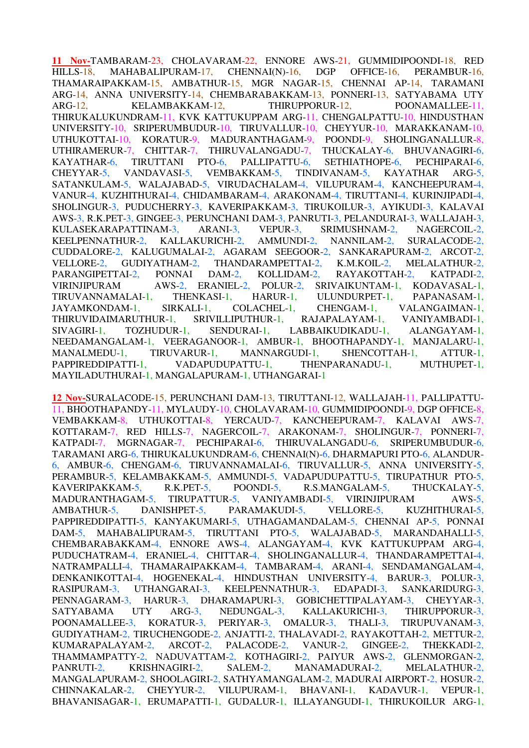**11 Nov**-TAMBARAM-23, CHOLAVARAM-22, ENNORE AWS-21, GUMMIDIPOONDI-18, RED HILLS-18, MAHABALIPURAM-17, CHENNAI(N)-16, DGP OFFICE-16, PERAMBUR-16, THAMARAIPAKKAM-15, AMBATHUR-15, MGR NAGAR-15, CHENNAI AP-14, TARAMANI ARG-14, ANNA UNIVERSITY-14, CHEMBARABAKKAM-13, PONNERI-13, SATYABAMA UTY ARG-12, KELAMBAKKAM-12, THIRUPPORUR-12, POONAMALLEE-11, THIRUKALUKUNDRAM-11, KVK KATTUKUPPAM ARG-11, CHENGALPATTU-10, HINDUSTHAN UNIVERSITY-10, SRIPERUMBUDUR-10, TIRUVALLUR-10, CHEYYUR-10, MARAKKANAM-10, UTHUKOTTAI-10, KORATUR-9, MADURANTHAGAM-9, POONDI-9, SHOLINGANALLUR-8, UTHIRAMERUR-7, CHITTAR-7, THIRUVALANGADU-7, THUCKALAY-6, BHUVANAGIRI-6, KAYATHAR-6, TIRUTTANI PTO-6, PALLIPATTU-6, SETHIATHOPE-6, PECHIPARAI-6, CHEYYAR-5, VANDAVASI-5, VEMBAKKAM-5, TINDIVANAM-5, KAYATHAR ARG-5, SATANKULAM-5, WALAJABAD-5, VIRUDACHALAM-4, VILUPURAM-4, KANCHEEPURAM-4, VANUR-4, KUZHITHURAI-4, CHIDAMBARAM-4, ARAKONAM-4, TIRUTTANI-4, KURINJIPADI-4, SHOLINGUR-3, PUDUCHERRY-3, KAVERIPAKKAM-3, TIRUKOILUR-3, AYIKUDI-3, KALAVAI AWS-3, R.K.PET-3, GINGEE-3, PERUNCHANI DAM-3, PANRUTI-3, PELANDURAI-3, WALLAJAH-3, KULASEKARAPATTINAM-3, ARANI-3, VEPUR-3, SRIMUSHNAM-2, NAGERCOIL-2, KEELPENNATHUR-2, KALLAKURICHI-2, AMMUNDI-2, NANNILAM-2, SURALACODE-2, CUDDALORE-2, KALUGUMALAI-2, AGARAM SEEGOOR-2, SANKARAPURAM-2, ARCOT-2, VELLORE-2, GUDIYATHAM-2, THANDARAMPETTAI-2, K.M.KOIL-2, MELALATHUR-2, PARANGIPETTAI-2, PONNAI DAM-2, KOLLIDAM-2, RAYAKOTTAH-2, KATPADI-2, VIRINJIPURAM AWS-2, ERANIEL-2, POLUR-2, SRIVAIKUNTAM-1, KODAVASAL-1, TIRUVANNAMALAI-1, THENKASI-1, HARUR-1, ULUNDURPET-1, PAPANASAM-1, JAYAMKONDAM-1, SIRKALI-1, COLACHEL-1, CHENGAM-1, VALANGAIMAN-1, THIRUVIDAIMARUTHUR-1, SRIVILLIPUTHUR-1, RAJAPALAYAM-1, VANIYAMBADI-1, SIVAGIRI-1, TOZHUDUR-1, SENDURAI-1, LABBAIKUDIKADU-1, ALANGAYAM-1, NEEDAMANGALAM-1, VEERAGANOOR-1, AMBUR-1, BHOOTHAPANDY-1, MANJALARU-1, MANALMEDU-1, TIRUVARUR-1, MANNARGUDI-1, SHENCOTTAH-1, ATTUR-1, PAPPIREDDIPATTI-1, VADAPUDUPATTU-1, THENPARANADU-1, MUTHUPET-1, MAYILADUTHURAI-1, MANGALAPURAM-1, UTHANGARAI-1

**12 Nov**-SURALACODE-15, PERUNCHANI DAM-13, TIRUTTANI-12, WALLAJAH-11, PALLIPATTU-11, BHOOTHAPANDY-11, MYLAUDY-10, CHOLAVARAM-10, GUMMIDIPOONDI-9, DGP OFFICE-8, VEMBAKKAM-8, UTHUKOTTAI-8, YERCAUD-7, KANCHEEPURAM-7, KALAVAI AWS-7, KOTTARAM-7, RED HILLS-7, NAGERCOIL-7, ARAKONAM-7, SHOLINGUR-7, PONNERI-7, KATPADI-7, MGRNAGAR-7, PECHIPARAI-6, THIRUVALANGADU-6, SRIPERUMBUDUR-6, TARAMANI ARG-6, THIRUKALUKUNDRAM-6, CHENNAI(N)-6, DHARMAPURI PTO-6, ALANDUR-6, AMBUR-6, CHENGAM-6, TIRUVANNAMALAI-6, TIRUVALLUR-5, ANNA UNIVERSITY-5, PERAMBUR-5, KELAMBAKKAM-5, AMMUNDI-5, VADAPUDUPATTU-5, TIRUPATHUR PTO-5, KAVERIPAKKAM-5, R.K.PET-5, POONDI-5, R.S.MANGALAM-5, THUCKALAY-5, MADURANTHAGAM-5, TIRUPATTUR-5, VANIYAMBADI-5, VIRINJIPURAM AWS-5, AMBATHUR-5, DANISHPET-5, PARAMAKUDI-5, VELLORE-5, KUZHITHURAI-5, PAPPIREDDIPATTI-5, KANYAKUMARI-5, UTHAGAMANDALAM-5, CHENNAI AP-5, PONNAI DAM-5, MAHABALIPURAM-5, TIRUTTANI PTO-5, WALAJABAD-5, MARANDAHALLI-5, CHEMBARABAKKAM-4, ENNORE AWS-4, ALANGAYAM-4, KVK KATTUKUPPAM ARG-4, PUDUCHATRAM-4, ERANIEL-4, CHITTAR-4, SHOLINGANALLUR-4, THANDARAMPETTAI-4, NATRAMPALLI-4, THAMARAIPAKKAM-4, TAMBARAM-4, ARANI-4, SENDAMANGALAM-4, DENKANIKOTTAI-4, HOGENEKAL-4, HINDUSTHAN UNIVERSITY-4, BARUR-3, POLUR-3, RASIPURAM-3, UTHANGARAI-3, KEELPENNATHUR-3, EDAPADI-3, SANKARIDURG-3, PENNAGARAM-3, HARUR-3, DHARAMAPURI-3, GOBICHETTIPALAYAM-3, CHEYYAR-3, SATYABAMA UTY ARG-3, NEDUNGAL-3, KALLAKURICHI-3, THIRUPPORUR-3, POONAMALLEE-3, KORATUR-3, PERIYAR-3, OMALUR-3, THALI-3, TIRUPUVANAM-3, GUDIYATHAM-2, TIRUCHENGODE-2, ANJATTI-2, THALAVADI-2, RAYAKOTTAH-2, METTUR-2, KUMARAPALAYAM-2, ARCOT-2, PALACODE-2, VANUR-2, GINGEE-2, THEKKADI-2, THAMMAMPATTY-2, NADUVATTAM-2, KOTHAGIRI-2, PAIYUR AWS-2, GLENMORGAN-2, PANRUTI-2, KRISHNAGIRI-2, SALEM-2, MANAMADURAI-2, MELALATHUR-2, MANGALAPURAM-2, SHOOLAGIRI-2, SATHYAMANGALAM-2, MADURAI AIRPORT-2, HOSUR-2, CHINNAKALAR-2, CHEYYUR-2, VILUPURAM-1, BHAVANI-1, KADAVUR-1, VEPUR-1, BHAVANISAGAR-1, ERUMAPATTI-1, GUDALUR-1, ILLAYANGUDI-1, THIRUKOILUR ARG-1,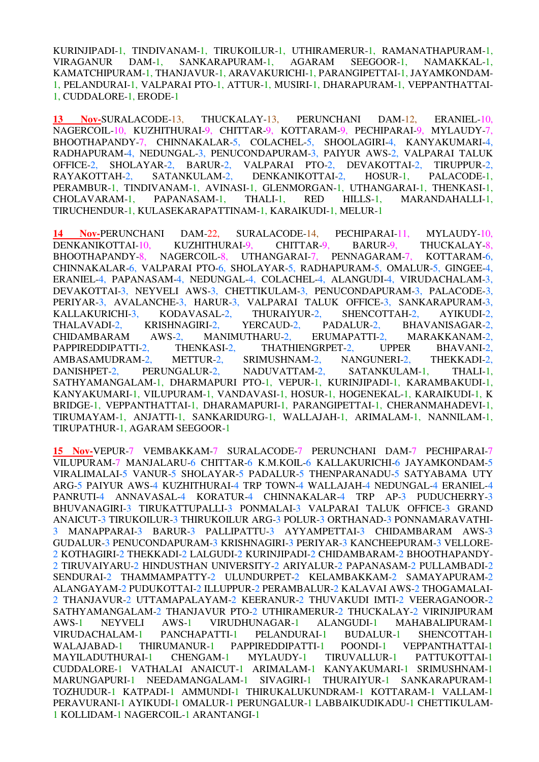KURINJIPADI-1, TINDIVANAM-1, TIRUKOILUR-1, UTHIRAMERUR-1, RAMANATHAPURAM-1, VIRAGANUR DAM-1, SANKARAPURAM-1, AGARAM SEEGOOR-1, NAMAKKAL-1, KAMATCHIPURAM-1, THANJAVUR-1, ARAVAKURICHI-1, PARANGIPETTAI-1, JAYAMKONDAM-1, PELANDURAI-1, VALPARAI PTO-1, ATTUR-1, MUSIRI-1, DHARAPURAM-1, VEPPANTHATTAI-1, CUDDALORE-1, ERODE-1

**13 Nov-**SURALACODE-13, THUCKALAY-13, PERUNCHANI DAM-12, ERANIEL-10, NAGERCOIL-10, KUZHITHURAI-9, CHITTAR-9, KOTTARAM-9, PECHIPARAI-9, MYLAUDY-7, BHOOTHAPANDY-7, CHINNAKALAR-5, COLACHEL-5, SHOOLAGIRI-4, KANYAKUMARI-4, RADHAPURAM-4, NEDUNGAL-3, PENUCONDAPURAM-3, PAIYUR AWS-2, VALPARAI TALUK OFFICE-2, SHOLAYAR-2, BARUR-2, VALPARAI PTO-2, DEVAKOTTAI-2, TIRUPPUR-2, RAYAKOTTAH-2, SATANKULAM-2, DENKANIKOTTAI-2, HOSUR-1, PALACODE-1, PERAMBUR-1, TINDIVANAM-1, AVINASI-1, GLENMORGAN-1, UTHANGARAI-1, THENKASI-1, CHOLAVARAM-1, PAPANASAM-1, THALI-1, RED HILLS-1, MARANDAHALLI-1, TIRUCHENDUR-1, KULASEKARAPATTINAM-1, KARAIKUDI-1, MELUR-1

**14 Nov-**PERUNCHANI DAM-22, SURALACODE-14, PECHIPARAI-11, MYLAUDY-10, DENKANIKOTTAI-10, KUZHITHURAI-9, CHITTAR-9, BARUR-9, THUCKALAY-8, BHOOTHAPANDY-8, NAGERCOIL-8, UTHANGARAI-7, PENNAGARAM-7, KOTTARAM-6, CHINNAKALAR-6, VALPARAI PTO-6, SHOLAYAR-5, RADHAPURAM-5, OMALUR-5, GINGEE-4, ERANIEL-4, PAPANASAM-4, NEDUNGAL-4, COLACHEL-4, ALANGUDI-4, VIRUDACHALAM-3, DEVAKOTTAI-3, NEYVELI AWS-3, CHETTIKULAM-3, PENUCONDAPURAM-3, PALACODE-3, PERIYAR-3, AVALANCHE-3, HARUR-3, VALPARAI TALUK OFFICE-3, SANKARAPURAM-3, KALLAKURICHI-3, KODAVASAL-2, THURAIYUR-2, SHENCOTTAH-2, AYIKUDI-2, THALAVADI-2, KRISHNAGIRI-2, YERCAUD-2, PADALUR-2, BHAVANISAGAR-2, CHIDAMBARAM AWS-2, MANIMUTHARU-2, ERUMAPATTI-2, MARAKKANAM-2, PAPPIREDDIPATTI-2, THENKASI-2, THATHIENGRPET-2, UPPER BHAVANI-2, AMBASAMUDRAM-2, METTUR-2, SRIMUSHNAM-2, NANGUNERI-2, THEKKADI-2, DANISHPET-2, PERUNGALUR-2, NADUVATTAM-2, SATANKULAM-1, THALI-1, SATHYAMANGALAM-1, DHARMAPURI PTO-1, VEPUR-1, KURINJIPADI-1, KARAMBAKUDI-1, KANYAKUMARI-1, VILUPURAM-1, VANDAVASI-1, HOSUR-1, HOGENEKAL-1, KARAIKUDI-1, K BRIDGE-1, VEPPANTHATTAI-1, DHARAMAPURI-1, PARANGIPETTAI-1, CHERANMAHADEVI-1, TIRUMAYAM-1, ANJATTI-1, SANKARIDURG-1, WALLAJAH-1, ARIMALAM-1, NANNILAM-1, TIRUPATHUR-1, AGARAM SEEGOOR-1

**15 Nov-**VEPUR-7 VEMBAKKAM-7 SURALACODE-7 PERUNCHANI DAM-7 PECHIPARAI-7 VILUPURAM-7 MANJALARU-6 CHITTAR-6 K.M.KOIL-6 KALLAKURICHI-6 JAYAMKONDAM-5 VIRALIMALAI-5 VANUR-5 SHOLAYAR-5 PADALUR-5 THENPARANADU-5 SATYABAMA UTY ARG-5 PAIYUR AWS-4 KUZHITHURAI-4 TRP TOWN-4 WALLAJAH-4 NEDUNGAL-4 ERANIEL-4 PANRUTI-4 ANNAVASAL-4 KORATUR-4 CHINNAKALAR-4 TRP AP-3 PUDUCHERRY-3 BHUVANAGIRI-3 TIRUKATTUPALLI-3 PONMALAI-3 VALPARAI TALUK OFFICE-3 GRAND ANAICUT-3 TIRUKOILUR-3 THIRUKOILUR ARG-3 POLUR-3 ORTHANAD-3 PONNAMARAVATHI-3 MANAPPARAI-3 BARUR-3 PALLIPATTU-3 AYYAMPETTAI-3 CHIDAMBARAM AWS-3 GUDALUR-3 PENUCONDAPURAM-3 KRISHNAGIRI-3 PERIYAR-3 KANCHEEPURAM-3 VELLORE-2 KOTHAGIRI-2 THEKKADI-2 LALGUDI-2 KURINJIPADI-2 CHIDAMBARAM-2 BHOOTHAPANDY-2 TIRUVAIYARU-2 HINDUSTHAN UNIVERSITY-2 ARIYALUR-2 PAPANASAM-2 PULLAMBADI-2 SENDURAI-2 THAMMAMPATTY-2 ULUNDURPET-2 KELAMBAKKAM-2 SAMAYAPURAM-2 ALANGAYAM-2 PUDUKOTTAI-2 ILLUPPUR-2 PERAMBALUR-2 KALAVAI AWS-2 THOGAMALAI-2 THANJAVUR-2 UTTAMAPALAYAM-2 KEERANUR-2 THUVAKUDI IMTI-2 VEERAGANOOR-2 SATHYAMANGALAM-2 THANJAVUR PTO-2 UTHIRAMERUR-2 THUCKALAY-2 VIRINJIPURAM AWS-1 NEYVELI AWS-1 VIRUDHUNAGAR-1 ALANGUDI-1 MAHABALIPURAM-1 VIRUDACHALAM-1 PANCHAPATTI-1 PELANDURAI-1 BUDALUR-1 SHENCOTTAH-1 WALAJABAD-1 THIRUMANUR-1 PAPPIREDDIPATTI-1 POONDI-1 VEPPANTHATTAI-1 MAYILADUTHURAI-1 CHENGAM-1 MYLAUDY-1 TIRUVALLUR-1 PATTUKOTTAI-1 CUDDALORE-1 VATHALAI ANAICUT-1 ARIMALAM-1 KANYAKUMARI-1 SRIMUSHNAM-1 MARUNGAPURI-1 NEEDAMANGALAM-1 SIVAGIRI-1 THURAIYUR-1 SANKARAPURAM-1 TOZHUDUR-1 KATPADI-1 AMMUNDI-1 THIRUKALUKUNDRAM-1 KOTTARAM-1 VALLAM-1 PERAVURANI-1 AYIKUDI-1 OMALUR-1 PERUNGALUR-1 LABBAIKUDIKADU-1 CHETTIKULAM-1 KOLLIDAM-1 NAGERCOIL-1 ARANTANGI-1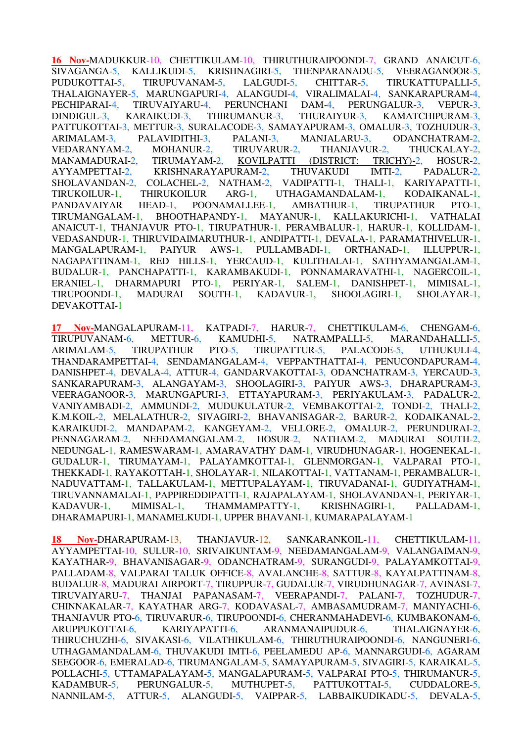**16 Nov**-MADUKKUR-10, CHETTIKULAM-10, THIRUTHURAIPOONDI-7, GRAND ANAICUT-6, SIVAGANGA-5, KALLIKUDI-5, KRISHNAGIRI-5, THENPARANADU-5, VEERAGANOOR-5, PUDUKOTTAI-5, TIRUPUVANAM-5, LALGUDI-5, CHITTAR-5, TIRUKATTUPALLI-5, THALAIGNAYER-5, MARUNGAPURI-4, ALANGUDI-4, VIRALIMALAI-4, SANKARAPURAM-4, PECHIPARAI-4, TIRUVAIYARU-4, PERUNCHANI DAM-4, PERUNGALUR-3, VEPUR-3, DINDIGUL-3, KARAIKUDI-3, THIRUMANUR-3, THURAIYUR-3, KAMATCHIPURAM-3, PATTUKOTTAI-3, METTUR-3, SURALACODE-3, SAMAYAPURAM-3, OMALUR-3, TOZHUDUR-3, ARIMALAM-3, PALAVIDITHI-3, PALANI-3, MANJALARU-3, ODANCHATRAM-2, VEDARANYAM-2, MOHANUR-2, TIRUVARUR-2, THANJAVUR-2, THUCKALAY-2, MANAMADURAI-2, TIRUMAYAM-2, KOVILPATTI (DISTRICT: TRICHY)-2, HOSUR-2, AYYAMPETTAI-2, KRISHNARAYAPURAM-2, THUVAKUDI IMTI-2, PADALUR-2, SHOLAVANDAN-2, COLACHEL-2, NATHAM-2, VADIPATTI-1, THALI-1, KARIYAPATTI-1, TIRUKOILUR-1, THIRUKOILUR ARG-1, UTHAGAMANDALAM-1, KODAIKANAL-1, PANDAVAIYAR HEAD-1, POONAMALLEE-1, AMBATHUR-1, TIRUPATHUR PTO-1, TIRUMANGALAM-1, BHOOTHAPANDY-1, MAYANUR-1, KALLAKURICHI-1, VATHALAI ANAICUT-1, THANJAVUR PTO-1, TIRUPATHUR-1, PERAMBALUR-1, HARUR-1, KOLLIDAM-1, VEDASANDUR-1, THIRUVIDAIMARUTHUR-1, ANDIPATTI-1, DEVALA-1, PARAMATHIVELUR-1, MANGALAPURAM-1, PAIYUR AWS-1, PULLAMBADI-1, ORTHANAD-1, ILLUPPUR-1, NAGAPATTINAM-1, RED HILLS-1, YERCAUD-1, KULITHALAI-1, SATHYAMANGALAM-1, BUDALUR-1, PANCHAPATTI-1, KARAMBAKUDI-1, PONNAMARAVATHI-1, NAGERCOIL-1, ERANIEL-1, DHARMAPURI PTO-1, PERIYAR-1, SALEM-1, DANISHPET-1, MIMISAL-1, TIRUPOONDI-1, MADURAI SOUTH-1, KADAVUR-1, SHOOLAGIRI-1, SHOLAYAR-1, DEVAKOTTAI-1

**17 Nov**-MANGALAPURAM-11, KATPADI-7, HARUR-7, CHETTIKULAM-6, CHENGAM-6, TIRUPUVANAM-6, METTUR-6, KAMUDHI-5, NATRAMPALLI-5, MARANDAHALLI-5, ARIMALAM-5, TIRUPATHUR PTO-5, TIRUPATTUR-5, PALACODE-5, UTHUKULI-4, THANDARAMPETTAI-4, SENDAMANGALAM-4, VEPPANTHATTAI-4, PENUCONDAPURAM-4, DANISHPET-4, DEVALA-4, ATTUR-4, GANDARVAKOTTAI-3, ODANCHATRAM-3, YERCAUD-3, SANKARAPURAM-3, ALANGAYAM-3, SHOOLAGIRI-3, PAIYUR AWS-3, DHARAPURAM-3, VEERAGANOOR-3, MARUNGAPURI-3, ETTAYAPURAM-3, PERIYAKULAM-3, PADALUR-2, VANIYAMBADI-2, AMMUNDI-2, MUDUKULATUR-2, VEMBAKOTTAI-2, TONDI-2, THALI-2, K.M.KOIL-2, MELALATHUR-2, SIVAGIRI-2, BHAVANISAGAR-2, BARUR-2, KODAIKANAL-2, KARAIKUDI-2, MANDAPAM-2, KANGEYAM-2, VELLORE-2, OMALUR-2, PERUNDURAI-2, PENNAGARAM-2, NEEDAMANGALAM-2, HOSUR-2, NATHAM-2, MADURAI SOUTH-2, NEDUNGAL-1, RAMESWARAM-1, AMARAVATHY DAM-1, VIRUDHUNAGAR-1, HOGENEKAL-1, GUDALUR-1, TIRUMAYAM-1, PALAYAMKOTTAI-1, GLENMORGAN-1, VALPARAI PTO-1, THEKKADI-1, RAYAKOTTAH-1, SHOLAYAR-1, NILAKOTTAI-1, VATTANAM-1, PERAMBALUR-1, NADUVATTAM-1, TALLAKULAM-1, METTUPALAYAM-1, TIRUVADANAI-1, GUDIYATHAM-1, TIRUVANNAMALAI-1, PAPPIREDDIPATTI-1, RAJAPALAYAM-1, SHOLAVANDAN-1, PERIYAR-1, KADAVUR-1, MIMISAL-1, THAMMAMPATTY-1, KRISHNAGIRI-1, PALLADAM-1, DHARAMAPURI-1, MANAMELKUDI-1, UPPER BHAVANI-1, KUMARAPALAYAM-1

**18 Nov**-DHARAPURAM-13, THANJAVUR-12, SANKARANKOIL-11, CHETTIKULAM-11, AYYAMPETTAI-10, SULUR-10, SRIVAIKUNTAM-9, NEEDAMANGALAM-9, VALANGAIMAN-9, KAYATHAR-9, BHAVANISAGAR-9, ODANCHATRAM-9, SURANGUDI-9, PALAYAMKOTTAI-9, PALLADAM-8, VALPARAI TALUK OFFICE-8, AVALANCHE-8, SATTUR-8, KAYALPATTINAM-8, BUDALUR-8, MADURAI AIRPORT-7, TIRUPPUR-7, GUDALUR-7, VIRUDHUNAGAR-7, AVINASI-7, TIRUVAIYARU-7, THANJAI PAPANASAM-7, VEERAPANDI-7, PALANI-7, TOZHUDUR-7, CHINNAKALAR-7, KAYATHAR ARG-7, KODAVASAL-7, AMBASAMUDRAM-7, MANIYACHI-6, THANJAVUR PTO-6, TIRUVARUR-6, TIRUPOONDI-6, CHERANMAHADEVI-6, KUMBAKONAM-6, ARUPPUKOTTAI-6, KARIYAPATTI-6, ARANMANAIPUDUR-6, THALAIGNAYER-6, THIRUCHUZHI-6, SIVAKASI-6, VILATHIKULAM-6, THIRUTHURAIPOONDI-6, NANGUNERI-6, UTHAGAMANDALAM-6, THUVAKUDI IMTI-6, PEELAMEDU AP-6, MANNARGUDI-6, AGARAM SEEGOOR-6, EMERALAD-6, TIRUMANGALAM-5, SAMAYAPURAM-5, SIVAGIRI-5, KARAIKAL-5, POLLACHI-5, UTTAMAPALAYAM-5, MANGALAPURAM-5, VALPARAI PTO-5, THIRUMANUR-5, KADAMBUR-5, PERUNGALUR-5, MUTHUPET-5, PATTUKOTTAI-5, CUDDALORE-5, NANNILAM-5, ATTUR-5, ALANGUDI-5, VAIPPAR-5, LABBAIKUDIKADU-5, DEVALA-5,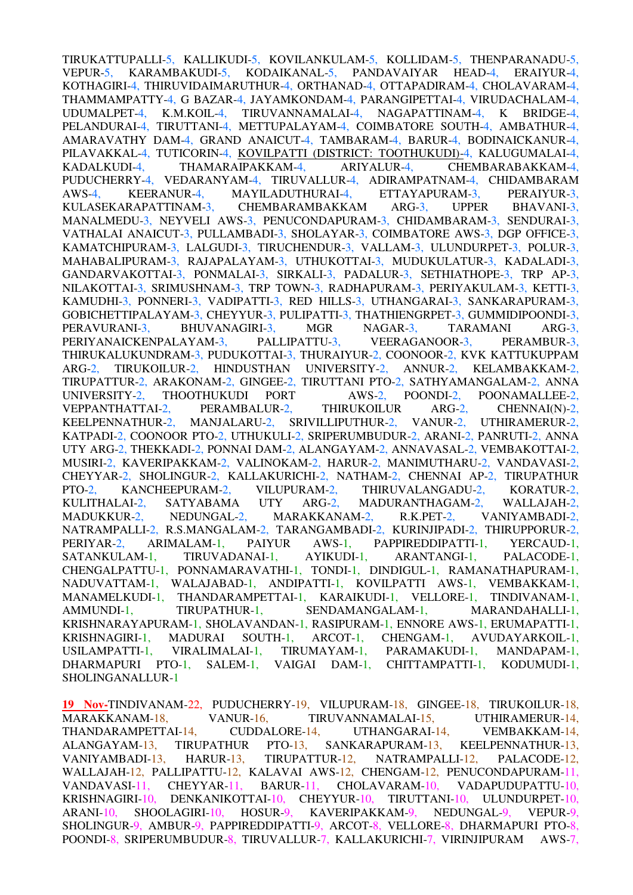TIRUKATTUPALLI-5, KALLIKUDI-5, KOVILANKULAM-5, KOLLIDAM-5, THENPARANADU-5, VEPUR-5, KARAMBAKUDI-5, KODAIKANAL-5, PANDAVAIYAR HEAD-4, ERAIYUR-4, KOTHAGIRI-4, THIRUVIDAIMARUTHUR-4, ORTHANAD-4, OTTAPADIRAM-4, CHOLAVARAM-4, THAMMAMPATTY-4, G BAZAR-4, JAYAMKONDAM-4, PARANGIPETTAI-4, VIRUDACHALAM-4, UDUMALPET-4, K.M.KOIL-4, TIRUVANNAMALAI-4, NAGAPATTINAM-4, K BRIDGE-4, PELANDURAI-4, TIRUTTANI-4, METTUPALAYAM-4, COIMBATORE SOUTH-4, AMBATHUR-4, AMARAVATHY DAM-4, GRAND ANAICUT-4, TAMBARAM-4, BARUR-4, BODINAICKANUR-4, PILAVAKKAL-4, TUTICORIN-4, KOVILPATTI (DISTRICT: TOOTHUKUDI)-4, KALUGUMALAI-4, KADALKUDI-4, THAMARAIPAKKAM-4, ARIYALUR-4, CHEMBARABAKKAM-4, PUDUCHERRY-4, VEDARANYAM-4, TIRUVALLUR-4, ADIRAMPATNAM-4, CHIDAMBARAM AWS-4, KEERANUR-4, MAYILADUTHURAI-4, ETTAYAPURAM-3, PERAIYUR-3, KULASEKARAPATTINAM-3, CHEMBARAMBAKKAM ARG-3, UPPER BHAVANI-3, MANALMEDU-3, NEYVELI AWS-3, PENUCONDAPURAM-3, CHIDAMBARAM-3, SENDURAI-3, VATHALAI ANAICUT-3, PULLAMBADI-3, SHOLAYAR-3, COIMBATORE AWS-3, DGP OFFICE-3, KAMATCHIPURAM-3, LALGUDI-3, TIRUCHENDUR-3, VALLAM-3, ULUNDURPET-3, POLUR-3, MAHABALIPURAM-3, RAJAPALAYAM-3, UTHUKOTTAI-3, MUDUKULATUR-3, KADALADI-3, GANDARVAKOTTAI-3, PONMALAI-3, SIRKALI-3, PADALUR-3, SETHIATHOPE-3, TRP AP-3, NILAKOTTAI-3, SRIMUSHNAM-3, TRP TOWN-3, RADHAPURAM-3, PERIYAKULAM-3, KETTI-3, KAMUDHI-3, PONNERI-3, VADIPATTI-3, RED HILLS-3, UTHANGARAI-3, SANKARAPURAM-3, GOBICHETTIPALAYAM-3, CHEYYUR-3, PULIPATTI-3, THATHIENGRPET-3, GUMMIDIPOONDI-3, PERAVURANI-3, BHUVANAGIRI-3, MGR NAGAR-3, TARAMANI ARG-3, PERIYANAICKENPALAYAM-3, PALLIPATTU-3, VEERAGANOOR-3, PERAMBUR-3, THIRUKALUKUNDRAM-3, PUDUKOTTAI-3, THURAIYUR-2, COONOOR-2, KVK KATTUKUPPAM ARG-2, TIRUKOILUR-2, HINDUSTHAN UNIVERSITY-2, ANNUR-2, KELAMBAKKAM-2, TIRUPATTUR-2, ARAKONAM-2, GINGEE-2, TIRUTTANI PTO-2, SATHYAMANGALAM-2, ANNA UNIVERSITY-2, THOOTHUKUDI PORT AWS-2, POONDI-2, POONAMALLEE-2, VEPPANTHATTAI-2, PERAMBALUR-2, THIRUKOILUR ARG-2, CHENNAI(N)-2, KEELPENNATHUR-2, MANJALARU-2, SRIVILLIPUTHUR-2, VANUR-2, UTHIRAMERUR-2, KATPADI-2, COONOOR PTO-2, UTHUKULI-2, SRIPERUMBUDUR-2, ARANI-2, PANRUTI-2, ANNA UTY ARG-2, THEKKADI-2, PONNAI DAM-2, ALANGAYAM-2, ANNAVASAL-2, VEMBAKOTTAI-2, MUSIRI-2, KAVERIPAKKAM-2, VALINOKAM-2, HARUR-2, MANIMUTHARU-2, VANDAVASI-2, CHEYYAR-2, SHOLINGUR-2, KALLAKURICHI-2, NATHAM-2, CHENNAI AP-2, TIRUPATHUR PTO-2, KANCHEEPURAM-2, VILUPURAM-2, THIRUVALANGADU-2, KORATUR-2, KULITHALAI-2, SATYABAMA UTY ARG-2, MADURANTHAGAM-2, WALLAJAH-2, MADUKKUR-2, NEDUNGAL-2, MARAKKANAM-2, R.K.PET-2, VANIYAMBADI-2, NATRAMPALLI-2, R.S.MANGALAM-2, TARANGAMBADI-2, KURINJIPADI-2, THIRUPPORUR-2, PERIYAR-2, ARIMALAM-1, PAIYUR AWS-1, PAPPIREDDIPATTI-1, YERCAUD-1, SATANKULAM-1, TIRUVADANAI-1, AYIKUDI-1, ARANTANGI-1, PALACODE-1, CHENGALPATTU-1, PONNAMARAVATHI-1, TONDI-1, DINDIGUL-1, RAMANATHAPURAM-1, NADUVATTAM-1, WALAJABAD-1, ANDIPATTI-1, KOVILPATTI AWS-1, VEMBAKKAM-1, MANAMELKUDI-1, THANDARAMPETTAI-1, KARAIKUDI-1, VELLORE-1, TINDIVANAM-1, AMMUNDI-1, TIRUPATHUR-1, SENDAMANGALAM-1, MARANDAHALLI-1, KRISHNARAYAPURAM-1, SHOLAVANDAN-1, RASIPURAM-1, ENNORE AWS-1, ERUMAPATTI-1, KRISHNAGIRI-1, MADURAI SOUTH-1, ARCOT-1, CHENGAM-1, AVUDAYARKOIL-1, USILAMPATTI-1, VIRALIMALAI-1, TIRUMAYAM-1, PARAMAKUDI-1, MANDAPAM-1, DHARMAPURI PTO-1, SALEM-1, VAIGAI DAM-1, CHITTAMPATTI-1, KODUMUDI-1, SHOLINGANALLUR-1

**19 Nov**-TINDIVANAM-22, PUDUCHERRY-19, VILUPURAM-18, GINGEE-18, TIRUKOILUR-18, MARAKKANAM-18, VANUR-16, TIRUVANNAMALAI-15, UTHIRAMERUR-14, THANDARAMPETTAI-14, CUDDALORE-14, UTHANGARAI-14, VEMBAKKAM-14, ALANGAYAM-13, TIRUPATHUR PTO-13, SANKARAPURAM-13, KEELPENNATHUR-13, VANIYAMBADI-13, HARUR-13, TIRUPATTUR-12, NATRAMPALLI-12, PALACODE-12, WALLAJAH-12, PALLIPATTU-12, KALAVAI AWS-12, CHENGAM-12, PENUCONDAPURAM-11, VANDAVASI-11, CHEYYAR-11, BARUR-11, CHOLAVARAM-10, VADAPUDUPATTU-10, KRISHNAGIRI-10, DENKANIKOTTAI-10, CHEYYUR-10, TIRUTTANI-10, ULUNDURPET-10, ARANI-10, SHOOLAGIRI-10, HOSUR-9, KAVERIPAKKAM-9, NEDUNGAL-9, VEPUR-9, SHOLINGUR-9, AMBUR-9, PAPPIREDDIPATTI-9, ARCOT-8, VELLORE-8, DHARMAPURI PTO-8, POONDI-8, SRIPERUMBUDUR-8, TIRUVALLUR-7, KALLAKURICHI-7, VIRINJIPURAM AWS-7,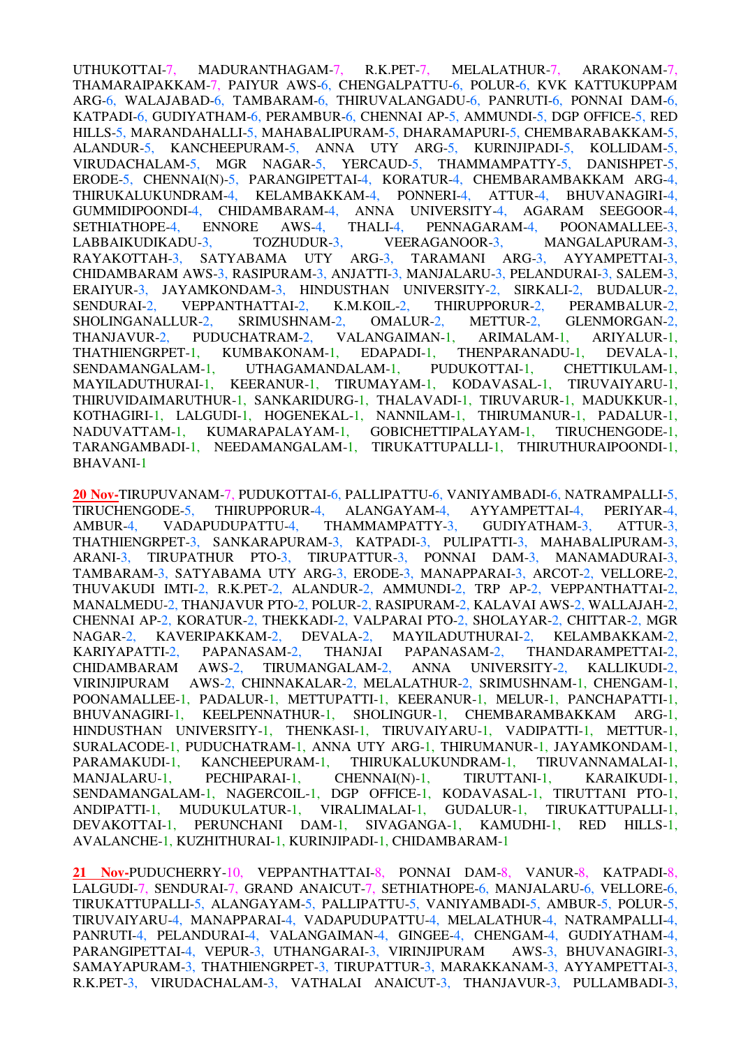UTHUKOTTAI-7, MADURANTHAGAM-7, R.K.PET-7, MELALATHUR-7, ARAKONAM-7, THAMARAIPAKKAM-7, PAIYUR AWS-6, CHENGALPATTU-6, POLUR-6, KVK KATTUKUPPAM ARG-6, WALAJABAD-6, TAMBARAM-6, THIRUVALANGADU-6, PANRUTI-6, PONNAI DAM-6, KATPADI-6, GUDIYATHAM-6, PERAMBUR-6, CHENNAI AP-5, AMMUNDI-5, DGP OFFICE-5, RED HILLS-5, MARANDAHALLI-5, MAHABALIPURAM-5, DHARAMAPURI-5, CHEMBARABAKKAM-5, ALANDUR-5, KANCHEEPURAM-5, ANNA UTY ARG-5, KURINJIPADI-5, KOLLIDAM-5, VIRUDACHALAM-5, MGR NAGAR-5, YERCAUD-5, THAMMAMPATTY-5, DANISHPET-5, ERODE-5, CHENNAI(N)-5, PARANGIPETTAI-4, KORATUR-4, CHEMBARAMBAKKAM ARG-4, THIRUKALUKUNDRAM-4, KELAMBAKKAM-4, PONNERI-4, ATTUR-4, BHUVANAGIRI-4, GUMMIDIPOONDI-4, CHIDAMBARAM-4, ANNA UNIVERSITY-4, AGARAM SEEGOOR-4, SETHIATHOPE-4, ENNORE AWS-4, THALI-4, PENNAGARAM-4, POONAMALLEE-3, LABBAIKUDIKADU-3, TOZHUDUR-3, VEERAGANOOR-3, MANGALAPURAM-3, RAYAKOTTAH-3, SATYABAMA UTY ARG-3, TARAMANI ARG-3, AYYAMPETTAI-3, CHIDAMBARAM AWS-3, RASIPURAM-3, ANJATTI-3, MANJALARU-3, PELANDURAI-3, SALEM-3, ERAIYUR-3, JAYAMKONDAM-3, HINDUSTHAN UNIVERSITY-2, SIRKALI-2, BUDALUR-2, SENDURAI-2, VEPPANTHATTAI-2, K.M.KOIL-2, THIRUPPORUR-2, PERAMBALUR-2, SHOLINGANALLUR-2, SRIMUSHNAM-2, OMALUR-2, METTUR-2, GLENMORGAN-2, THANJAVUR-2, PUDUCHATRAM-2, VALANGAIMAN-1, ARIMALAM-1, ARIYALUR-1, THATHIENGRPET-1, KUMBAKONAM-1, EDAPADI-1, THENPARANADU-1, DEVALA-1, SENDAMANGALAM-1, UTHAGAMANDALAM-1, PUDUKOTTAI-1, CHETTIKULAM-1, MAYILADUTHURAI-1, KEERANUR-1, TIRUMAYAM-1, KODAVASAL-1, TIRUVAIYARU-1, THIRUVIDAIMARUTHUR-1, SANKARIDURG-1, THALAVADI-1, TIRUVARUR-1, MADUKKUR-1, KOTHAGIRI-1, LALGUDI-1, HOGENEKAL-1, NANNILAM-1, THIRUMANUR-1, PADALUR-1, NADUVATTAM-1, KUMARAPALAYAM-1, GOBICHETTIPALAYAM-1, TIRUCHENGODE-1, TARANGAMBADI-1, NEEDAMANGALAM-1, TIRUKATTUPALLI-1, THIRUTHURAIPOONDI-1, BHAVANI-1

**20 Nov-**TIRUPUVANAM-7, PUDUKOTTAI-6, PALLIPATTU-6, VANIYAMBADI-6, NATRAMPALLI-5, TIRUCHENGODE-5, THIRUPPORUR-4, ALANGAYAM-4, AYYAMPETTAI-4, PERIYAR-4, AMBUR-4, VADAPUDUPATTU-4, THAMMAMPATTY-3, GUDIYATHAM-3, ATTUR-3, THATHIENGRPET-3, SANKARAPURAM-3, KATPADI-3, PULIPATTI-3, MAHABALIPURAM-3, ARANI-3, TIRUPATHUR PTO-3, TIRUPATTUR-3, PONNAI DAM-3, MANAMADURAI-3, TAMBARAM-3, SATYABAMA UTY ARG-3, ERODE-3, MANAPPARAI-3, ARCOT-2, VELLORE-2, THUVAKUDI IMTI-2, R.K.PET-2, ALANDUR-2, AMMUNDI-2, TRP AP-2, VEPPANTHATTAI-2, MANALMEDU-2, THANJAVUR PTO-2, POLUR-2, RASIPURAM-2, KALAVAI AWS-2, WALLAJAH-2, CHENNAI AP-2, KORATUR-2, THEKKADI-2, VALPARAI PTO-2, SHOLAYAR-2, CHITTAR-2, MGR NAGAR-2, KAVERIPAKKAM-2, DEVALA-2, MAYILADUTHURAI-2, KELAMBAKKAM-2, KARIYAPATTI-2, PAPANASAM-2, THANJAI PAPANASAM-2, THANDARAMPETTAI-2, CHIDAMBARAM AWS-2, TIRUMANGALAM-2, ANNA UNIVERSITY-2, KALLIKUDI-2, VIRINJIPURAM AWS-2, CHINNAKALAR-2, MELALATHUR-2, SRIMUSHNAM-1, CHENGAM-1, POONAMALLEE-1, PADALUR-1, METTUPATTI-1, KEERANUR-1, MELUR-1, PANCHAPATTI-1, BHUVANAGIRI-1, KEELPENNATHUR-1, SHOLINGUR-1, CHEMBARAMBAKKAM ARG-1, HINDUSTHAN UNIVERSITY-1, THENKASI-1, TIRUVAIYARU-1, VADIPATTI-1, METTUR-1, SURALACODE-1, PUDUCHATRAM-1, ANNA UTY ARG-1, THIRUMANUR-1, JAYAMKONDAM-1, PARAMAKUDI-1, KANCHEEPURAM-1, THIRUKALUKUNDRAM-1, TIRUVANNAMALAI-1, MANJALARU-1, PECHIPARAI-1, CHENNAI(N)-1, TIRUTTANI-1, KARAIKUDI-1, SENDAMANGALAM-1, NAGERCOIL-1, DGP OFFICE-1, KODAVASAL-1, TIRUTTANI PTO-1, ANDIPATTI-1, MUDUKULATUR-1, VIRALIMALAI-1, GUDALUR-1, TIRUKATTUPALLI-1, DEVAKOTTAI-1, PERUNCHANI DAM-1, SIVAGANGA-1, KAMUDHI-1, RED HILLS-1, AVALANCHE-1, KUZHITHURAI-1, KURINJIPADI-1, CHIDAMBARAM-1

**21 Nov-**PUDUCHERRY-10, VEPPANTHATTAI-8, PONNAI DAM-8, VANUR-8, KATPADI-8, LALGUDI-7, SENDURAI-7, GRAND ANAICUT-7, SETHIATHOPE-6, MANJALARU-6, VELLORE-6, TIRUKATTUPALLI-5, ALANGAYAM-5, PALLIPATTU-5, VANIYAMBADI-5, AMBUR-5, POLUR-5, TIRUVAIYARU-4, MANAPPARAI-4, VADAPUDUPATTU-4, MELALATHUR-4, NATRAMPALLI-4, PANRUTI-4, PELANDURAI-4, VALANGAIMAN-4, GINGEE-4, CHENGAM-4, GUDIYATHAM-4, PARANGIPETTAI-4, VEPUR-3, UTHANGARAI-3, VIRINJIPURAM AWS-3, BHUVANAGIRI-3, SAMAYAPURAM-3, THATHIENGRPET-3, TIRUPATTUR-3, MARAKKANAM-3, AYYAMPETTAI-3, R.K.PET-3, VIRUDACHALAM-3, VATHALAI ANAICUT-3, THANJAVUR-3, PULLAMBADI-3,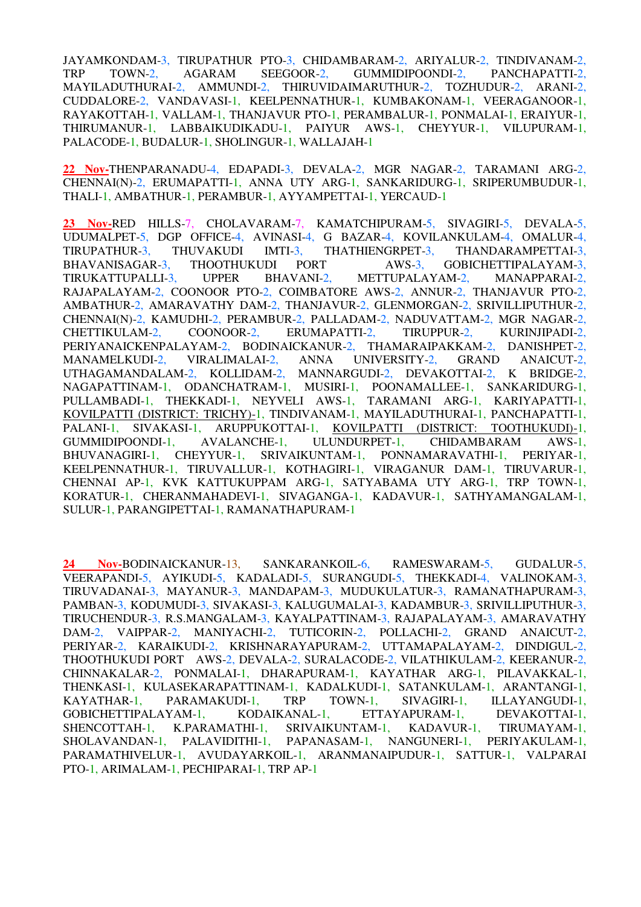JAYAMKONDAM-3, TIRUPATHUR PTO-3, CHIDAMBARAM-2, ARIYALUR-2, TINDIVANAM-2, TRP TOWN-2, AGARAM SEEGOOR-2, GUMMIDIPOONDI-2, PANCHAPATTI-2, MAYILADUTHURAI-2, AMMUNDI-2, THIRUVIDAIMARUTHUR-2, TOZHUDUR-2, ARANI-2, CUDDALORE-2, VANDAVASI-1, KEELPENNATHUR-1, KUMBAKONAM-1, VEERAGANOOR-1, RAYAKOTTAH-1, VALLAM-1, THANJAVUR PTO-1, PERAMBALUR-1, PONMALAI-1, ERAIYUR-1, THIRUMANUR-1, LABBAIKUDIKADU-1, PAIYUR AWS-1, CHEYYUR-1, VILUPURAM-1, PALACODE-1, BUDALUR-1, SHOLINGUR-1, WALLAJAH-1

**22 Nov**-THENPARANADU-4, EDAPADI-3, DEVALA-2, MGR NAGAR-2, TARAMANI ARG-2, CHENNAI(N)-2, ERUMAPATTI-1, ANNA UTY ARG-1, SANKARIDURG-1, SRIPERUMBUDUR-1, THALI-1, AMBATHUR-1, PERAMBUR-1, AYYAMPETTAI-1, YERCAUD-1

**23 Nov**-RED HILLS-7, CHOLAVARAM-7, KAMATCHIPURAM-5, SIVAGIRI-5, DEVALA-5, UDUMALPET-5, DGP OFFICE-4, AVINASI-4, G BAZAR-4, KOVILANKULAM-4, OMALUR-4, TIRUPATHUR-3, THUVAKUDI IMTI-3, THATHIENGRPET-3, THANDARAMPETTAI-3, BHAVANISAGAR-3, THOOTHUKUDI PORT AWS-3, GOBICHETTIPALAYAM-3, TIRUKATTUPALLI-3, UPPER BHAVANI-2, METTUPALAYAM-2, MANAPPARAI-2, RAJAPALAYAM-2, COONOOR PTO-2, COIMBATORE AWS-2, ANNUR-2, THANJAVUR PTO-2, AMBATHUR-2, AMARAVATHY DAM-2, THANJAVUR-2, GLENMORGAN-2, SRIVILLIPUTHUR-2, CHENNAI(N)-2, KAMUDHI-2, PERAMBUR-2, PALLADAM-2, NADUVATTAM-2, MGR NAGAR-2, CHETTIKULAM-2, COONOOR-2, ERUMAPATTI-2, TIRUPPUR-2, KURINJIPADI-2, PERIYANAICKENPALAYAM-2, BODINAICKANUR-2, THAMARAIPAKKAM-2, DANISHPET-2, MANAMELKUDI-2, VIRALIMALAI-2, ANNA UNIVERSITY-2, GRAND ANAICUT-2, UTHAGAMANDALAM-2, KOLLIDAM-2, MANNARGUDI-2, DEVAKOTTAI-2, K BRIDGE-2, NAGAPATTINAM-1, ODANCHATRAM-1, MUSIRI-1, POONAMALLEE-1, SANKARIDURG-1, PULLAMBADI-1, THEKKADI-1, NEYVELI AWS-1, TARAMANI ARG-1, KARIYAPATTI-1, KOVILPATTI (DISTRICT: TRICHY)-1, TINDIVANAM-1, MAYILADUTHURAI-1, PANCHAPATTI-1, PALANI-1, SIVAKASI-1, ARUPPUKOTTAI-1, KOVILPATTI (DISTRICT: TOOTHUKUDI)-1, GUMMIDIPOONDI-1, AVALANCHE-1, ULUNDURPET-1, CHIDAMBARAM AWS-1, BHUVANAGIRI-1, CHEYYUR-1, SRIVAIKUNTAM-1, PONNAMARAVATHI-1, PERIYAR-1, KEELPENNATHUR-1, TIRUVALLUR-1, KOTHAGIRI-1, VIRAGANUR DAM-1, TIRUVARUR-1, CHENNAI AP-1, KVK KATTUKUPPAM ARG-1, SATYABAMA UTY ARG-1, TRP TOWN-1, KORATUR-1, CHERANMAHADEVI-1, SIVAGANGA-1, KADAVUR-1, SATHYAMANGALAM-1, SULUR-1, PARANGIPETTAI-1, RAMANATHAPURAM-1

**24 Nov**-BODINAICKANUR-13, SANKARANKOIL-6, RAMESWARAM-5, GUDALUR-5, VEERAPANDI-5, AYIKUDI-5, KADALADI-5, SURANGUDI-5, THEKKADI-4, VALINOKAM-3, TIRUVADANAI-3, MAYANUR-3, MANDAPAM-3, MUDUKULATUR-3, RAMANATHAPURAM-3, PAMBAN-3, KODUMUDI-3, SIVAKASI-3, KALUGUMALAI-3, KADAMBUR-3, SRIVILLIPUTHUR-3, TIRUCHENDUR-3, R.S.MANGALAM-3, KAYALPATTINAM-3, RAJAPALAYAM-3, AMARAVATHY DAM-2, VAIPPAR-2, MANIYACHI-2, TUTICORIN-2, POLLACHI-2, GRAND ANAICUT-2, PERIYAR-2, KARAIKUDI-2, KRISHNARAYAPURAM-2, UTTAMAPALAYAM-2, DINDIGUL-2, THOOTHUKUDI PORT AWS-2, DEVALA-2, SURALACODE-2, VILATHIKULAM-2, KEERANUR-2, CHINNAKALAR-2, PONMALAI-1, DHARAPURAM-1, KAYATHAR ARG-1, PILAVAKKAL-1, THENKASI-1, KULASEKARAPATTINAM-1, KADALKUDI-1, SATANKULAM-1, ARANTANGI-1, KAYATHAR-1, PARAMAKUDI-1, TRP TOWN-1, SIVAGIRI-1, ILLAYANGUDI-1, GOBICHETTIPALAYAM-1, KODAIKANAL-1, ETTAYAPURAM-1, DEVAKOTTAI-1, SHENCOTTAH-1, K.PARAMATHI-1, SRIVAIKUNTAM-1, KADAVUR-1, TIRUMAYAM-1, SHOLAVANDAN-1, PALAVIDITHI-1, PAPANASAM-1, NANGUNERI-1, PERIYAKULAM-1, PARAMATHIVELUR-1, AVUDAYARKOIL-1, ARANMANAIPUDUR-1, SATTUR-1, VALPARAI PTO-1, ARIMALAM-1, PECHIPARAI-1, TRP AP-1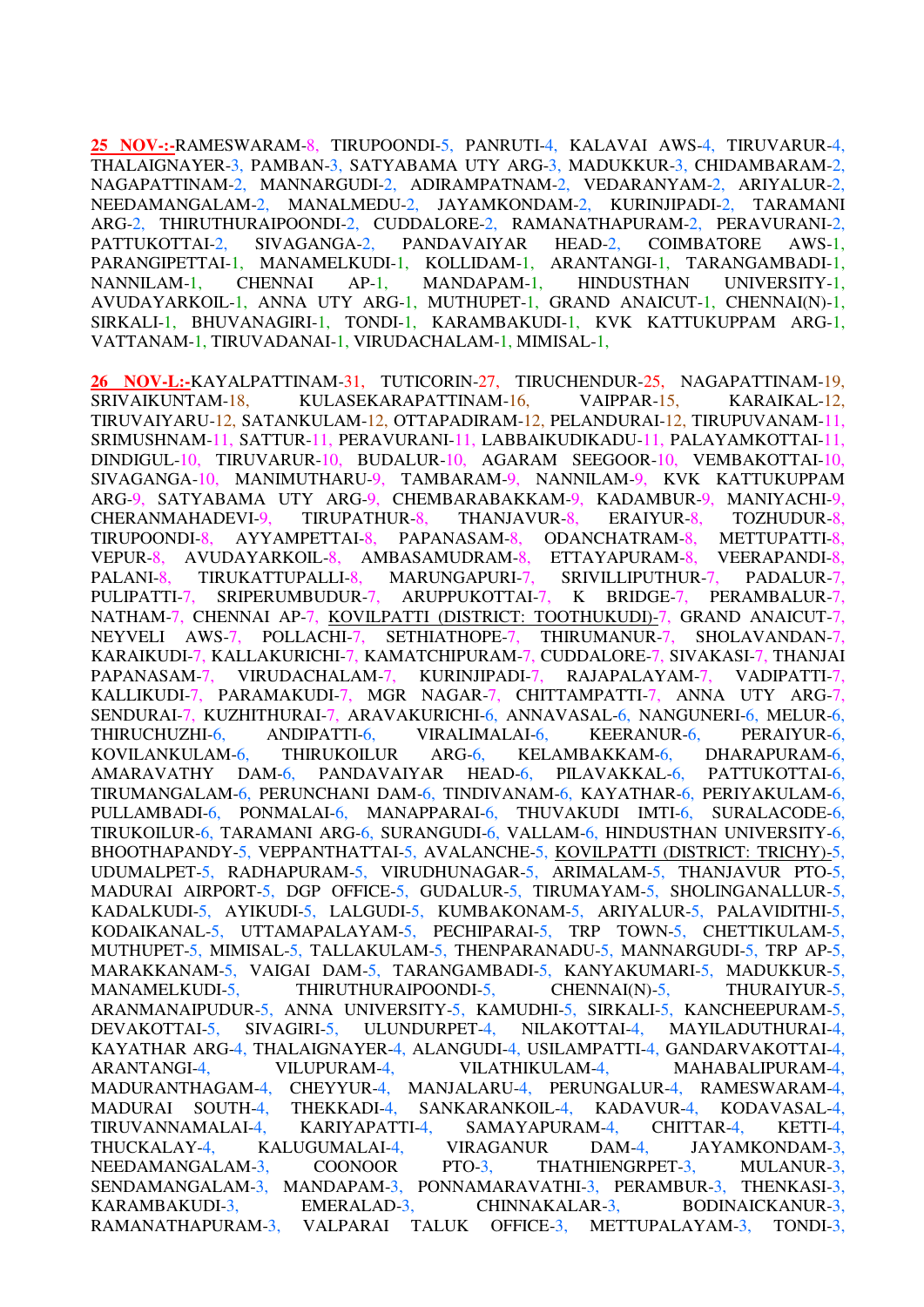**25 NOV-:-**RAMESWARAM-8, TIRUPOONDI-5, PANRUTI-4, KALAVAI AWS-4, TIRUVARUR-4, THALAIGNAYER-3, PAMBAN-3, SATYABAMA UTY ARG-3, MADUKKUR-3, CHIDAMBARAM-2, NAGAPATTINAM-2, MANNARGUDI-2, ADIRAMPATNAM-2, VEDARANYAM-2, ARIYALUR-2, NEEDAMANGALAM-2, MANALMEDU-2, JAYAMKONDAM-2, KURINJIPADI-2, TARAMANI ARG-2, THIRUTHURAIPOONDI-2, CUDDALORE-2, RAMANATHAPURAM-2, PERAVURANI-2, PATTUKOTTAI-2, SIVAGANGA-2, PANDAVAIYAR HEAD-2, COIMBATORE AWS-1, PARANGIPETTAI-1, MANAMELKUDI-1, KOLLIDAM-1, ARANTANGI-1, TARANGAMBADI-1, NANNILAM-1, CHENNAI AP-1, MANDAPAM-1, HINDUSTHAN UNIVERSITY-1, AVUDAYARKOIL-1, ANNA UTY ARG-1, MUTHUPET-1, GRAND ANAICUT-1, CHENNAI(N)-1, SIRKALI-1, BHUVANAGIRI-1, TONDI-1, KARAMBAKUDI-1, KVK KATTUKUPPAM ARG-1, VATTANAM-1, TIRUVADANAI-1, VIRUDACHALAM-1, MIMISAL-1,

**26 NOV-L:-**KAYALPATTINAM-31, TUTICORIN-27, TIRUCHENDUR-25, NAGAPATTINAM-19, SRIVAIKUNTAM-18, KULASEKARAPATTINAM-16, VAIPPAR-15, KARAIKAL-12, TIRUVAIYARU-12, SATANKULAM-12, OTTAPADIRAM-12, PELANDURAI-12, TIRUPUVANAM-11, SRIMUSHNAM-11, SATTUR-11, PERAVURANI-11, LABBAIKUDIKADU-11, PALAYAMKOTTAI-11, DINDIGUL-10, TIRUVARUR-10, BUDALUR-10, AGARAM SEEGOOR-10, VEMBAKOTTAI-10, SIVAGANGA-10, MANIMUTHARU-9, TAMBARAM-9, NANNILAM-9, KVK KATTUKUPPAM ARG-9, SATYABAMA UTY ARG-9, CHEMBARABAKKAM-9, KADAMBUR-9, MANIYACHI-9, CHERANMAHADEVI-9, TIRUPATHUR-8, THANJAVUR-8, ERAIYUR-8, TOZHUDUR-8, TIRUPOONDI-8, AYYAMPETTAI-8, PAPANASAM-8, ODANCHATRAM-8, METTUPATTI-8, VEPUR-8, AVUDAYARKOIL-8, AMBASAMUDRAM-8, ETTAYAPURAM-8, VEERAPANDI-8, PALANI-8, TIRUKATTUPALLI-8, MARUNGAPURI-7, SRIVILLIPUTHUR-7, PADALUR-7, PULIPATTI-7, SRIPERUMBUDUR-7, ARUPPUKOTTAI-7, K BRIDGE-7, PERAMBALUR-7, NATHAM-7, CHENNAI AP-7, KOVILPATTI (DISTRICT: TOOTHUKUDI)-7, GRAND ANAICUT-7, NEYVELI AWS-7, POLLACHI-7, SETHIATHOPE-7, THIRUMANUR-7, SHOLAVANDAN-7, KARAIKUDI-7, KALLAKURICHI-7, KAMATCHIPURAM-7, CUDDALORE-7, SIVAKASI-7, THANJAI PAPANASAM-7, VIRUDACHALAM-7, KURINJIPADI-7, RAJAPALAYAM-7, VADIPATTI-7, KALLIKUDI-7, PARAMAKUDI-7, MGR NAGAR-7, CHITTAMPATTI-7, ANNA UTY ARG-7, SENDURAI-7, KUZHITHURAI-7, ARAVAKURICHI-6, ANNAVASAL-6, NANGUNERI-6, MELUR-6, THIRUCHUZHI-6, ANDIPATTI-6, VIRALIMALAI-6, KEERANUR-6, PERAIYUR-6, KOVILANKULAM-6, THIRUKOILUR ARG-6, KELAMBAKKAM-6, DHARAPURAM-6, AMARAVATHY DAM-6, PANDAVAIYAR HEAD-6, PILAVAKKAL-6, PATTUKOTTAI-6, TIRUMANGALAM-6, PERUNCHANI DAM-6, TINDIVANAM-6, KAYATHAR-6, PERIYAKULAM-6, PULLAMBADI-6, PONMALAI-6, MANAPPARAI-6, THUVAKUDI IMTI-6, SURALACODE-6, TIRUKOILUR-6, TARAMANI ARG-6, SURANGUDI-6, VALLAM-6, HINDUSTHAN UNIVERSITY-6, BHOOTHAPANDY-5, VEPPANTHATTAI-5, AVALANCHE-5, KOVILPATTI (DISTRICT: TRICHY)-5, UDUMALPET-5, RADHAPURAM-5, VIRUDHUNAGAR-5, ARIMALAM-5, THANJAVUR PTO-5, MADURAI AIRPORT-5, DGP OFFICE-5, GUDALUR-5, TIRUMAYAM-5, SHOLINGANALLUR-5, KADALKUDI-5, AYIKUDI-5, LALGUDI-5, KUMBAKONAM-5, ARIYALUR-5, PALAVIDITHI-5, KODAIKANAL-5, UTTAMAPALAYAM-5, PECHIPARAI-5, TRP TOWN-5, CHETTIKULAM-5, MUTHUPET-5, MIMISAL-5, TALLAKULAM-5, THENPARANADU-5, MANNARGUDI-5, TRP AP-5, MARAKKANAM-5, VAIGAI DAM-5, TARANGAMBADI-5, KANYAKUMARI-5, MADUKKUR-5, MANAMELKUDI-5, THIRUTHURAIPOONDI-5, CHENNAI(N)-5, THURAIYUR-5, ARANMANAIPUDUR-5, ANNA UNIVERSITY-5, KAMUDHI-5, SIRKALI-5, KANCHEEPURAM-5, DEVAKOTTAI-5, SIVAGIRI-5, ULUNDURPET-4, NILAKOTTAI-4, MAYILADUTHURAI-4, KAYATHAR ARG-4, THALAIGNAYER-4, ALANGUDI-4, USILAMPATTI-4, GANDARVAKOTTAI-4, ARANTANGI-4, VILUPURAM-4, VILATHIKULAM-4, MAHABALIPURAM-4, MADURANTHAGAM-4, CHEYYUR-4, MANJALARU-4, PERUNGALUR-4, RAMESWARAM-4, MADURAI SOUTH-4, THEKKADI-4, SANKARANKOIL-4, KADAVUR-4, KODAVASAL-4, TIRUVANNAMALAI-4, KARIYAPATTI-4, SAMAYAPURAM-4, CHITTAR-4, KETTI-4, THUCKALAY-4, KALUGUMALAI-4, VIRAGANUR DAM-4, JAYAMKONDAM-3, NEEDAMANGALAM-3, COONOOR PTO-3, THATHIENGRPET-3, MULANUR-3, SENDAMANGALAM-3, MANDAPAM-3, PONNAMARAVATHI-3, PERAMBUR-3, THENKASI-3, KARAMBAKUDI-3, EMERALAD-3, CHINNAKALAR-3, BODINAICKANUR-3, RAMANATHAPURAM-3, VALPARAI TALUK OFFICE-3, METTUPALAYAM-3, TONDI-3,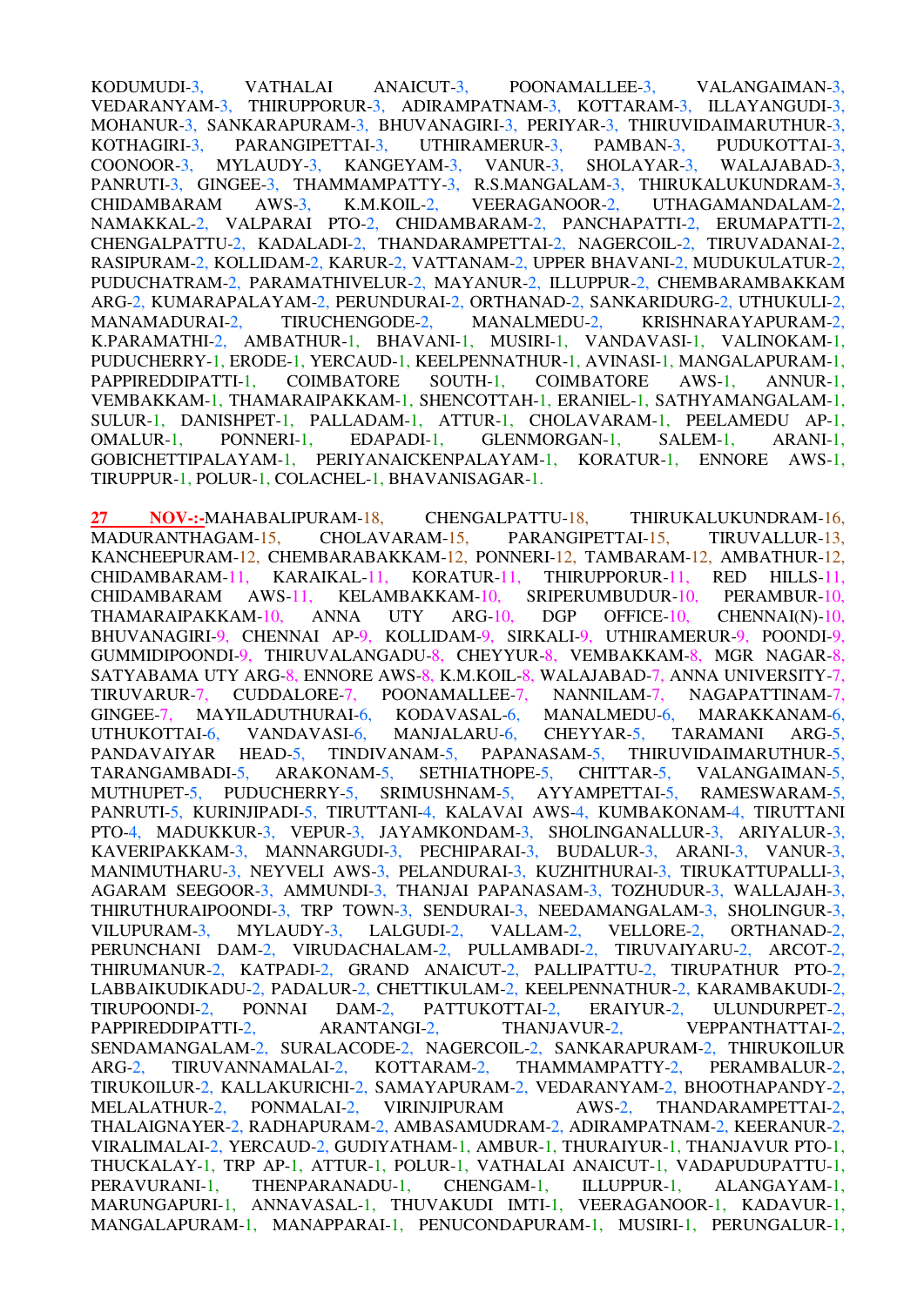KODUMUDI-3, VATHALAI ANAICUT-3, POONAMALLEE-3, VALANGAIMAN-3, VEDARANYAM-3, THIRUPPORUR-3, ADIRAMPATNAM-3, KOTTARAM-3, ILLAYANGUDI-3, MOHANUR-3, SANKARAPURAM-3, BHUVANAGIRI-3, PERIYAR-3, THIRUVIDAIMARUTHUR-3, KOTHAGIRI-3, PARANGIPETTAI-3, UTHIRAMERUR-3, PAMBAN-3, PUDUKOTTAI-3, COONOOR-3, MYLAUDY-3, KANGEYAM-3, VANUR-3, SHOLAYAR-3, WALAJABAD-3, PANRUTI-3, GINGEE-3, THAMMAMPATTY-3, R.S.MANGALAM-3, THIRUKALUKUNDRAM-3, CHIDAMBARAM AWS-3, K.M.KOIL-2, VEERAGANOOR-2, UTHAGAMANDALAM-2, NAMAKKAL-2, VALPARAI PTO-2, CHIDAMBARAM-2, PANCHAPATTI-2, ERUMAPATTI-2, CHENGALPATTU-2, KADALADI-2, THANDARAMPETTAI-2, NAGERCOIL-2, TIRUVADANAI-2, RASIPURAM-2, KOLLIDAM-2, KARUR-2, VATTANAM-2, UPPER BHAVANI-2, MUDUKULATUR-2, PUDUCHATRAM-2, PARAMATHIVELUR-2, MAYANUR-2, ILLUPPUR-2, CHEMBARAMBAKKAM ARG-2, KUMARAPALAYAM-2, PERUNDURAI-2, ORTHANAD-2, SANKARIDURG-2, UTHUKULI-2, MANAMADURAI-2, TIRUCHENGODE-2, MANALMEDU-2, KRISHNARAYAPURAM-2, K.PARAMATHI-2, AMBATHUR-1, BHAVANI-1, MUSIRI-1, VANDAVASI-1, VALINOKAM-1, PUDUCHERRY-1, ERODE-1, YERCAUD-1, KEELPENNATHUR-1, AVINASI-1, MANGALAPURAM-1, PAPPIREDDIPATTI-1, COIMBATORE SOUTH-1, COIMBATORE AWS-1, ANNUR-1, VEMBAKKAM-1, THAMARAIPAKKAM-1, SHENCOTTAH-1, ERANIEL-1, SATHYAMANGALAM-1, SULUR-1, DANISHPET-1, PALLADAM-1, ATTUR-1, CHOLAVARAM-1, PEELAMEDU AP-1, OMALUR-1, PONNERI-1, EDAPADI-1, GLENMORGAN-1, SALEM-1, ARANI-1, GOBICHETTIPALAYAM-1, PERIYANAICKENPALAYAM-1, KORATUR-1, ENNORE AWS-1, TIRUPPUR-1, POLUR-1, COLACHEL-1, BHAVANISAGAR-1.

**27 NOV-:-**MAHABALIPURAM-18, CHENGALPATTU-18, THIRUKALUKUNDRAM-16, MADURANTHAGAM-15, CHOLAVARAM-15, PARANGIPETTAI-15, TIRUVALLUR-13, KANCHEEPURAM-12, CHEMBARABAKKAM-12, PONNERI-12, TAMBARAM-12, AMBATHUR-12, CHIDAMBARAM-11, KARAIKAL-11, KORATUR-11, THIRUPPORUR-11, RED HILLS-11, CHIDAMBARAM AWS-11, KELAMBAKKAM-10, SRIPERUMBUDUR-10, PERAMBUR-10, THAMARAIPAKKAM-10, ANNA UTY ARG-10, DGP OFFICE-10, CHENNAI(N)-10, BHUVANAGIRI-9, CHENNAI AP-9, KOLLIDAM-9, SIRKALI-9, UTHIRAMERUR-9, POONDI-9, GUMMIDIPOONDI-9, THIRUVALANGADU-8, CHEYYUR-8, VEMBAKKAM-8, MGR NAGAR-8, SATYABAMA UTY ARG-8, ENNORE AWS-8, K.M.KOIL-8, WALAJABAD-7, ANNA UNIVERSITY-7, TIRUVARUR-7, CUDDALORE-7, POONAMALLEE-7, NANNILAM-7, NAGAPATTINAM-7, GINGEE-7, MAYILADUTHURAI-6, KODAVASAL-6, MANALMEDU-6, MARAKKANAM-6, UTHUKOTTAI-6, VANDAVASI-6, MANJALARU-6, CHEYYAR-5, TARAMANI ARG-5, PANDAVAIYAR HEAD-5, TINDIVANAM-5, PAPANASAM-5, THIRUVIDAIMARUTHUR-5, TARANGAMBADI-5, ARAKONAM-5, SETHIATHOPE-5, CHITTAR-5, VALANGAIMAN-5, MUTHUPET-5, PUDUCHERRY-5, SRIMUSHNAM-5, AYYAMPETTAI-5, RAMESWARAM-5, PANRUTI-5, KURINJIPADI-5, TIRUTTANI-4, KALAVAI AWS-4, KUMBAKONAM-4, TIRUTTANI PTO-4, MADUKKUR-3, VEPUR-3, JAYAMKONDAM-3, SHOLINGANALLUR-3, ARIYALUR-3, KAVERIPAKKAM-3, MANNARGUDI-3, PECHIPARAI-3, BUDALUR-3, ARANI-3, VANUR-3, MANIMUTHARU-3, NEYVELI AWS-3, PELANDURAI-3, KUZHITHURAI-3, TIRUKATTUPALLI-3, AGARAM SEEGOOR-3, AMMUNDI-3, THANJAI PAPANASAM-3, TOZHUDUR-3, WALLAJAH-3, THIRUTHURAIPOONDI-3, TRP TOWN-3, SENDURAI-3, NEEDAMANGALAM-3, SHOLINGUR-3, VILUPURAM-3, MYLAUDY-3, LALGUDI-2, VALLAM-2, VELLORE-2, ORTHANAD-2, PERUNCHANI DAM-2, VIRUDACHALAM-2, PULLAMBADI-2, TIRUVAIYARU-2, ARCOT-2, THIRUMANUR-2, KATPADI-2, GRAND ANAICUT-2, PALLIPATTU-2, TIRUPATHUR PTO-2, LABBAIKUDIKADU-2, PADALUR-2, CHETTIKULAM-2, KEELPENNATHUR-2, KARAMBAKUDI-2, TIRUPOONDI-2, PONNAI DAM-2, PATTUKOTTAI-2, ERAIYUR-2, ULUNDURPET-2, PAPPIREDDIPATTI-2, ARANTANGI-2, THANJAVUR-2, VEPPANTHATTAI-2, SENDAMANGALAM-2, SURALACODE-2, NAGERCOIL-2, SANKARAPURAM-2, THIRUKOILUR ARG-2, TIRUVANNAMALAI-2, KOTTARAM-2, THAMMAMPATTY-2, PERAMBALUR-2, TIRUKOILUR-2, KALLAKURICHI-2, SAMAYAPURAM-2, VEDARANYAM-2, BHOOTHAPANDY-2, MELALATHUR-2, PONMALAI-2, VIRINJIPURAM AWS-2, THANDARAMPETTAI-2, THALAIGNAYER-2, RADHAPURAM-2, AMBASAMUDRAM-2, ADIRAMPATNAM-2, KEERANUR-2, VIRALIMALAI-2, YERCAUD-2, GUDIYATHAM-1, AMBUR-1, THURAIYUR-1, THANJAVUR PTO-1, THUCKALAY-1, TRP AP-1, ATTUR-1, POLUR-1, VATHALAI ANAICUT-1, VADAPUDUPATTU-1, PERAVURANI-1, THENPARANADU-1, CHENGAM-1, ILLUPPUR-1, ALANGAYAM-1, MARUNGAPURI-1, ANNAVASAL-1, THUVAKUDI IMTI-1, VEERAGANOOR-1, KADAVUR-1, MANGALAPURAM-1, MANAPPARAI-1, PENUCONDAPURAM-1, MUSIRI-1, PERUNGALUR-1,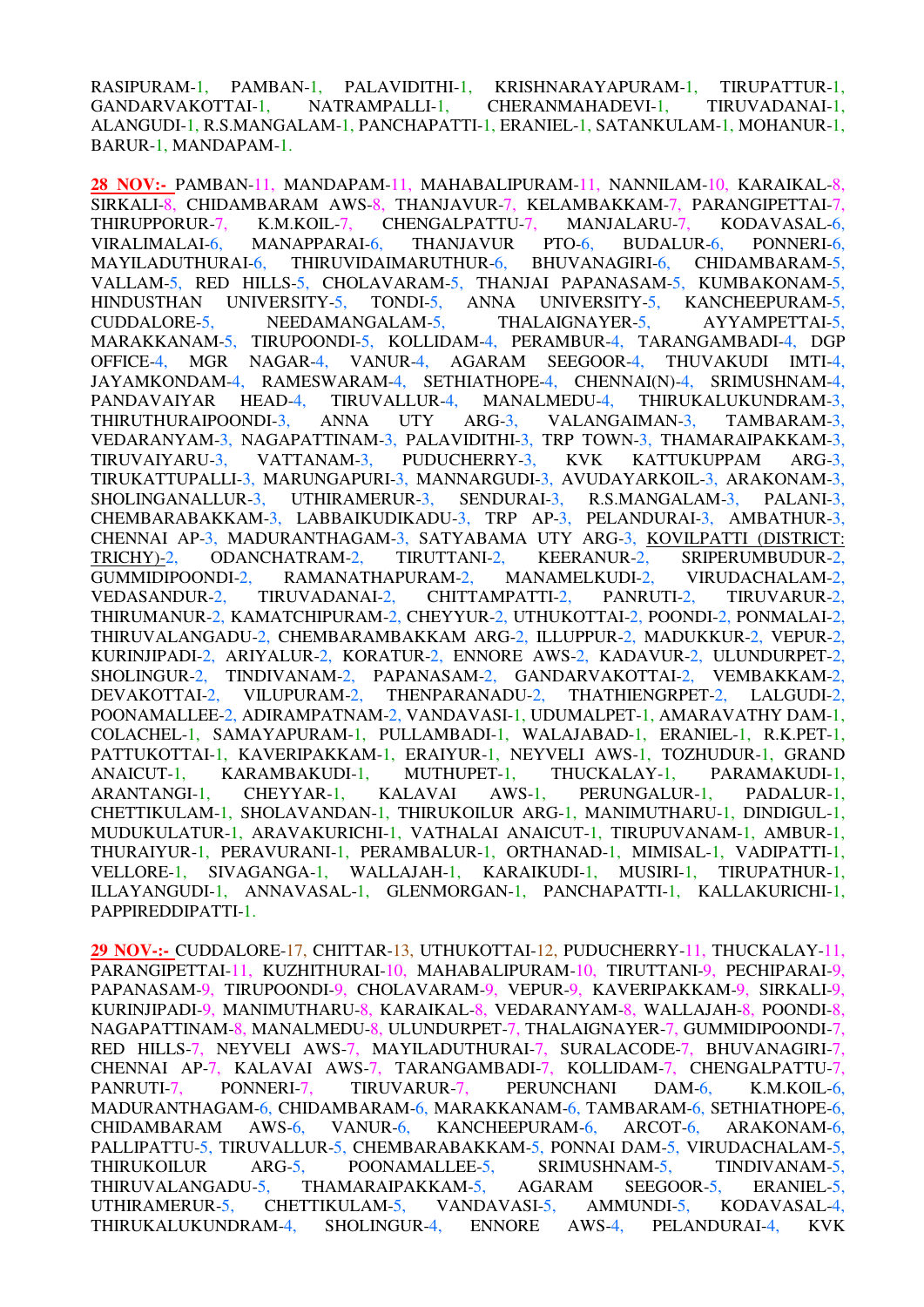RASIPURAM-1, PAMBAN-1, PALAVIDITHI-1, KRISHNARAYAPURAM-1, TIRUPATTUR-1, GANDARVAKOTTAI-1, NATRAMPALLI-1, CHERANMAHADEVI-1, TIRUVADANAI-1, ALANGUDI-1, R.S.MANGALAM-1, PANCHAPATTI-1, ERANIEL-1, SATANKULAM-1, MOHANUR-1, BARUR-1, MANDAPAM-1.

**28 NOV:-** PAMBAN-11, MANDAPAM-11, MAHABALIPURAM-11, NANNILAM-10, KARAIKAL-8, SIRKALI-8, CHIDAMBARAM AWS-8, THANJAVUR-7, KELAMBAKKAM-7, PARANGIPETTAI-7, THIRUPPORUR-7, K.M.KOIL-7, CHENGALPATTU-7, MANJALARU-7, KODAVASAL-6, VIRALIMALAI-6, MANAPPARAI-6, THANJAVUR PTO-6, BUDALUR-6, PONNERI-6, MAYILADUTHURAI-6, THIRUVIDAIMARUTHUR-6, BHUVANAGIRI-6, CHIDAMBARAM-5, VALLAM-5, RED HILLS-5, CHOLAVARAM-5, THANJAI PAPANASAM-5, KUMBAKONAM-5, HINDUSTHAN UNIVERSITY-5, TONDI-5, ANNA UNIVERSITY-5, KANCHEEPURAM-5, CUDDALORE-5, NEEDAMANGALAM-5, THALAIGNAYER-5, AYYAMPETTAI-5, MARAKKANAM-5, TIRUPOONDI-5, KOLLIDAM-4, PERAMBUR-4, TARANGAMBADI-4, DGP OFFICE-4, MGR NAGAR-4, VANUR-4, AGARAM SEEGOOR-4, THUVAKUDI IMTI-4, JAYAMKONDAM-4, RAMESWARAM-4, SETHIATHOPE-4, CHENNAI(N)-4, SRIMUSHNAM-4, PANDAVAIYAR HEAD-4, TIRUVALLUR-4, MANALMEDU-4, THIRUKALUKUNDRAM-3, THIRUTHURAIPOONDI-3, ANNA UTY ARG-3, VALANGAIMAN-3, TAMBARAM-3, VEDARANYAM-3, NAGAPATTINAM-3, PALAVIDITHI-3, TRP TOWN-3, THAMARAIPAKKAM-3, TIRUVAIYARU-3, VATTANAM-3, PUDUCHERRY-3, KVK KATTUKUPPAM ARG-3, TIRUKATTUPALLI-3, MARUNGAPURI-3, MANNARGUDI-3, AVUDAYARKOIL-3, ARAKONAM-3, SHOLINGANALLUR-3, UTHIRAMERUR-3, SENDURAI-3, R.S.MANGALAM-3, PALANI-3, CHEMBARABAKKAM-3, LABBAIKUDIKADU-3, TRP AP-3, PELANDURAI-3, AMBATHUR-3, CHENNAI AP-3, MADURANTHAGAM-3, SATYABAMA UTY ARG-3, KOVILPATTI (DISTRICT: TRICHY)-2, ODANCHATRAM-2, TIRUTTANI-2, KEERANUR-2, SRIPERUMBUDUR-2, GUMMIDIPOONDI-2, RAMANATHAPURAM-2, MANAMELKUDI-2, VIRUDACHALAM-2, VEDASANDUR-2, TIRUVADANAI-2, CHITTAMPATTI-2, PANRUTI-2, TIRUVARUR-2, THIRUMANUR-2, KAMATCHIPURAM-2, CHEYYUR-2, UTHUKOTTAI-2, POONDI-2, PONMALAI-2, THIRUVALANGADU-2, CHEMBARAMBAKKAM ARG-2, ILLUPPUR-2, MADUKKUR-2, VEPUR-2, KURINJIPADI-2, ARIYALUR-2, KORATUR-2, ENNORE AWS-2, KADAVUR-2, ULUNDURPET-2, SHOLINGUR-2, TINDIVANAM-2, PAPANASAM-2, GANDARVAKOTTAI-2, VEMBAKKAM-2, DEVAKOTTAI-2, VILUPURAM-2, THENPARANADU-2, THATHIENGRPET-2, LALGUDI-2, POONAMALLEE-2, ADIRAMPATNAM-2, VANDAVASI-1, UDUMALPET-1, AMARAVATHY DAM-1, COLACHEL-1, SAMAYAPURAM-1, PULLAMBADI-1, WALAJABAD-1, ERANIEL-1, R.K.PET-1, PATTUKOTTAI-1, KAVERIPAKKAM-1, ERAIYUR-1, NEYVELI AWS-1, TOZHUDUR-1, GRAND ANAICUT-1, KARAMBAKUDI-1, MUTHUPET-1, THUCKALAY-1, PARAMAKUDI-1, ARANTANGI-1, CHEYYAR-1, KALAVAI AWS-1, PERUNGALUR-1, PADALUR-1, CHETTIKULAM-1, SHOLAVANDAN-1, THIRUKOILUR ARG-1, MANIMUTHARU-1, DINDIGUL-1, MUDUKULATUR-1, ARAVAKURICHI-1, VATHALAI ANAICUT-1, TIRUPUVANAM-1, AMBUR-1, THURAIYUR-1, PERAVURANI-1, PERAMBALUR-1, ORTHANAD-1, MIMISAL-1, VADIPATTI-1, VELLORE-1, SIVAGANGA-1, WALLAJAH-1, KARAIKUDI-1, MUSIRI-1, TIRUPATHUR-1, ILLAYANGUDI-1, ANNAVASAL-1, GLENMORGAN-1, PANCHAPATTI-1, KALLAKURICHI-1, PAPPIREDDIPATTI-1.

**29 NOV-:-** CUDDALORE-17, CHITTAR-13, UTHUKOTTAI-12, PUDUCHERRY-11, THUCKALAY-11, PARANGIPETTAI-11, KUZHITHURAI-10, MAHABALIPURAM-10, TIRUTTANI-9, PECHIPARAI-9, PAPANASAM-9, TIRUPOONDI-9, CHOLAVARAM-9, VEPUR-9, KAVERIPAKKAM-9, SIRKALI-9, KURINJIPADI-9, MANIMUTHARU-8, KARAIKAL-8, VEDARANYAM-8, WALLAJAH-8, POONDI-8, NAGAPATTINAM-8, MANALMEDU-8, ULUNDURPET-7, THALAIGNAYER-7, GUMMIDIPOONDI-7, RED HILLS-7, NEYVELI AWS-7, MAYILADUTHURAI-7, SURALACODE-7, BHUVANAGIRI-7, CHENNAI AP-7, KALAVAI AWS-7, TARANGAMBADI-7, KOLLIDAM-7, CHENGALPATTU-7, PANRUTI-7, PONNERI-7, TIRUVARUR-7, PERUNCHANI DAM-6, K.M.KOIL-6, MADURANTHAGAM-6, CHIDAMBARAM-6, MARAKKANAM-6, TAMBARAM-6, SETHIATHOPE-6, CHIDAMBARAM AWS-6, VANUR-6, KANCHEEPURAM-6, ARCOT-6, ARAKONAM-6, PALLIPATTU-5, TIRUVALLUR-5, CHEMBARABAKKAM-5, PONNAI DAM-5, VIRUDACHALAM-5, THIRUKOILUR ARG-5, POONAMALLEE-5, SRIMUSHNAM-5, TINDIVANAM-5, THIRUVALANGADU-5, THAMARAIPAKKAM-5, AGARAM SEEGOOR-5, ERANIEL-5, UTHIRAMERUR-5, CHETTIKULAM-5, VANDAVASI-5, AMMUNDI-5, KODAVASAL-4, THIRUKALUKUNDRAM-4, SHOLINGUR-4, ENNORE AWS-4, PELANDURAI-4, KVK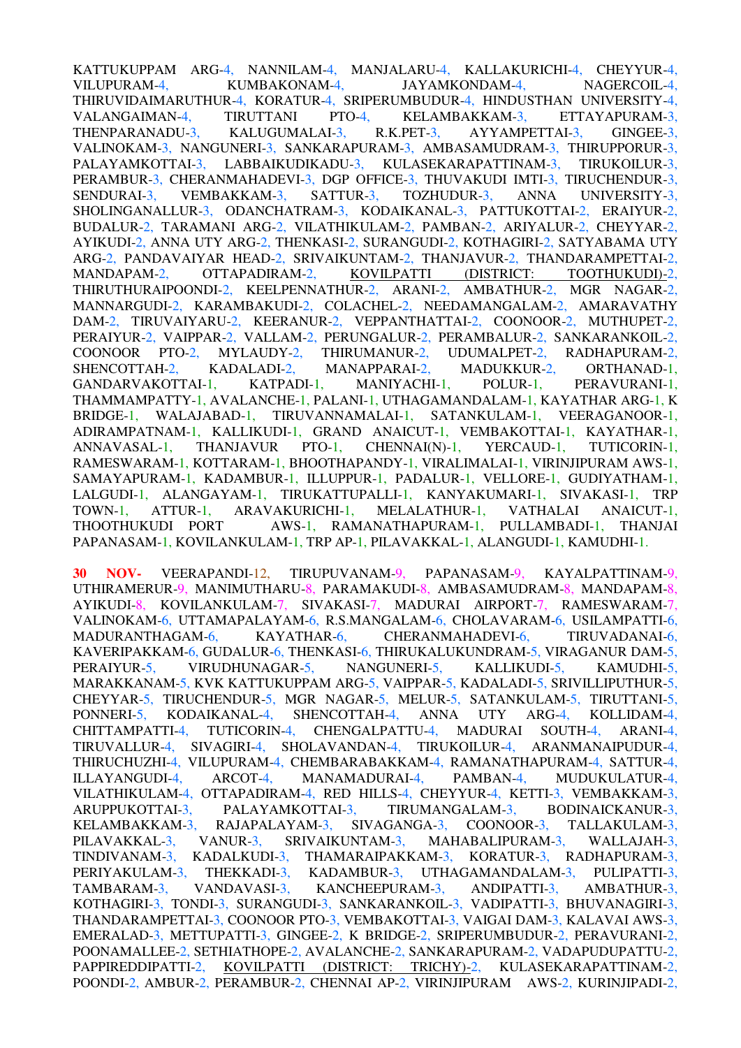KATTUKUPPAM ARG-4, NANNILAM-4, MANJALARU-4, KALLAKURICHI-4, CHEYYUR-4, VILUPURAM-4, KUMBAKONAM-4, JAYAMKONDAM-4, NAGERCOIL-4, THIRUVIDAIMARUTHUR-4, KORATUR-4, SRIPERUMBUDUR-4, HINDUSTHAN UNIVERSITY-4, VALANGAIMAN-4, TIRUTTANI PTO-4, KELAMBAKKAM-3, ETTAYAPURAM-3, THENPARANADU-3, KALUGUMALAI-3, R.K.PET-3, AYYAMPETTAI-3, GINGEE-3, VALINOKAM-3, NANGUNERI-3, SANKARAPURAM-3, AMBASAMUDRAM-3, THIRUPPORUR-3, PALAYAMKOTTAI-3, LABBAIKUDIKADU-3, KULASEKARAPATTINAM-3, TIRUKOILUR-3, PERAMBUR-3, CHERANMAHADEVI-3, DGP OFFICE-3, THUVAKUDI IMTI-3, TIRUCHENDUR-3, SENDURAI-3, VEMBAKKAM-3, SATTUR-3, TOZHUDUR-3, ANNA UNIVERSITY-3, SHOLINGANALLUR-3, ODANCHATRAM-3, KODAIKANAL-3, PATTUKOTTAI-2, ERAIYUR-2, BUDALUR-2, TARAMANI ARG-2, VILATHIKULAM-2, PAMBAN-2, ARIYALUR-2, CHEYYAR-2, AYIKUDI-2, ANNA UTY ARG-2, THENKASI-2, SURANGUDI-2, KOTHAGIRI-2, SATYABAMA UTY ARG-2, PANDAVAIYAR HEAD-2, SRIVAIKUNTAM-2, THANJAVUR-2, THANDARAMPETTAI-2, MANDAPAM-2, OTTAPADIRAM-2, KOVILPATTI (DISTRICT: TOOTHUKUDI)-2, THIRUTHURAIPOONDI-2, KEELPENNATHUR-2, ARANI-2, AMBATHUR-2, MGR NAGAR-2, MANNARGUDI-2, KARAMBAKUDI-2, COLACHEL-2, NEEDAMANGALAM-2, AMARAVATHY DAM-2, TIRUVAIYARU-2, KEERANUR-2, VEPPANTHATTAI-2, COONOOR-2, MUTHUPET-2, PERAIYUR-2, VAIPPAR-2, VALLAM-2, PERUNGALUR-2, PERAMBALUR-2, SANKARANKOIL-2, COONOOR PTO-2, MYLAUDY-2, THIRUMANUR-2, UDUMALPET-2, RADHAPURAM-2, SHENCOTTAH-2, KADALADI-2, MANAPPARAI-2, MADUKKUR-2, ORTHANAD-1, GANDARVAKOTTAI-1, KATPADI-1, MANIYACHI-1, POLUR-1, PERAVURANI-1, THAMMAMPATTY-1, AVALANCHE-1, PALANI-1, UTHAGAMANDALAM-1, KAYATHAR ARG-1, K BRIDGE-1, WALAJABAD-1, TIRUVANNAMALAI-1, SATANKULAM-1, VEERAGANOOR-1, ADIRAMPATNAM-1, KALLIKUDI-1, GRAND ANAICUT-1, VEMBAKOTTAI-1, KAYATHAR-1, ANNAVASAL-1, THANJAVUR PTO-1, CHENNAI(N)-1, YERCAUD-1, TUTICORIN-1, RAMESWARAM-1, KOTTARAM-1, BHOOTHAPANDY-1, VIRALIMALAI-1, VIRINJIPURAM AWS-1, SAMAYAPURAM-1, KADAMBUR-1, ILLUPPUR-1, PADALUR-1, VELLORE-1, GUDIYATHAM-1, LALGUDI-1, ALANGAYAM-1, TIRUKATTUPALLI-1, KANYAKUMARI-1, SIVAKASI-1, TRP TOWN-1, ATTUR-1, ARAVAKURICHI-1, MELALATHUR-1, VATHALAI ANAICUT-1, THOOTHUKUDI PORT AWS-1, RAMANATHAPURAM-1, PULLAMBADI-1, THANJAI PAPANASAM-1, KOVILANKULAM-1, TRP AP-1, PILAVAKKAL-1, ALANGUDI-1, KAMUDHI-1.

**30 NOV-** VEERAPANDI-12, TIRUPUVANAM-9, PAPANASAM-9, KAYALPATTINAM-9, UTHIRAMERUR-9, MANIMUTHARU-8, PARAMAKUDI-8, AMBASAMUDRAM-8, MANDAPAM-8, AYIKUDI-8, KOVILANKULAM-7, SIVAKASI-7, MADURAI AIRPORT-7, RAMESWARAM-7, VALINOKAM-6, UTTAMAPALAYAM-6, R.S.MANGALAM-6, CHOLAVARAM-6, USILAMPATTI-6, MADURANTHAGAM-6, KAYATHAR-6, CHERANMAHADEVI-6, TIRUVADANAI-6, KAVERIPAKKAM-6, GUDALUR-6, THENKASI-6, THIRUKALUKUNDRAM-5, VIRAGANUR DAM-5, PERAIYUR-5, VIRUDHUNAGAR-5, NANGUNERI-5, KALLIKUDI-5, KAMUDHI-5, MARAKKANAM-5, KVK KATTUKUPPAM ARG-5, VAIPPAR-5, KADALADI-5, SRIVILLIPUTHUR-5, CHEYYAR-5, TIRUCHENDUR-5, MGR NAGAR-5, MELUR-5, SATANKULAM-5, TIRUTTANI-5, PONNERI-5, KODAIKANAL-4, SHENCOTTAH-4, ANNA UTY ARG-4, KOLLIDAM-4, CHITTAMPATTI-4, TUTICORIN-4, CHENGALPATTU-4, MADURAI SOUTH-4, ARANI-4, TIRUVALLUR-4, SIVAGIRI-4, SHOLAVANDAN-4, TIRUKOILUR-4, ARANMANAIPUDUR-4, THIRUCHUZHI-4, VILUPURAM-4, CHEMBARABAKKAM-4, RAMANATHAPURAM-4, SATTUR-4, ILLAYANGUDI-4, ARCOT-4, MANAMADURAI-4, PAMBAN-4, MUDUKULATUR-4, VILATHIKULAM-4, OTTAPADIRAM-4, RED HILLS-4, CHEYYUR-4, KETTI-3, VEMBAKKAM-3, ARUPPUKOTTAI-3, PALAYAMKOTTAI-3, TIRUMANGALAM-3, BODINAICKANUR-3, KELAMBAKKAM-3, RAJAPALAYAM-3, SIVAGANGA-3, COONOOR-3, TALLAKULAM-3, PILAVAKKAL-3, VANUR-3, SRIVAIKUNTAM-3, MAHABALIPURAM-3, WALLAJAH-3, TINDIVANAM-3, KADALKUDI-3, THAMARAIPAKKAM-3, KORATUR-3, RADHAPURAM-3, PERIYAKULAM-3, THEKKADI-3, KADAMBUR-3, UTHAGAMANDALAM-3, PULIPATTI-3, TAMBARAM-3, VANDAVASI-3, KANCHEEPURAM-3, ANDIPATTI-3, AMBATHUR-3, KOTHAGIRI-3, TONDI-3, SURANGUDI-3, SANKARANKOIL-3, VADIPATTI-3, BHUVANAGIRI-3, THANDARAMPETTAI-3, COONOOR PTO-3, VEMBAKOTTAI-3, VAIGAI DAM-3, KALAVAI AWS-3, EMERALAD-3, METTUPATTI-3, GINGEE-2, K BRIDGE-2, SRIPERUMBUDUR-2, PERAVURANI-2, POONAMALLEE-2, SETHIATHOPE-2, AVALANCHE-2, SANKARAPURAM-2, VADAPUDUPATTU-2, PAPPIREDDIPATTI-2, KOVILPATTI (DISTRICT: TRICHY)-2, KULASEKARAPATTINAM-2, POONDI-2, AMBUR-2, PERAMBUR-2, CHENNAI AP-2, VIRINJIPURAM AWS-2, KURINJIPADI-2,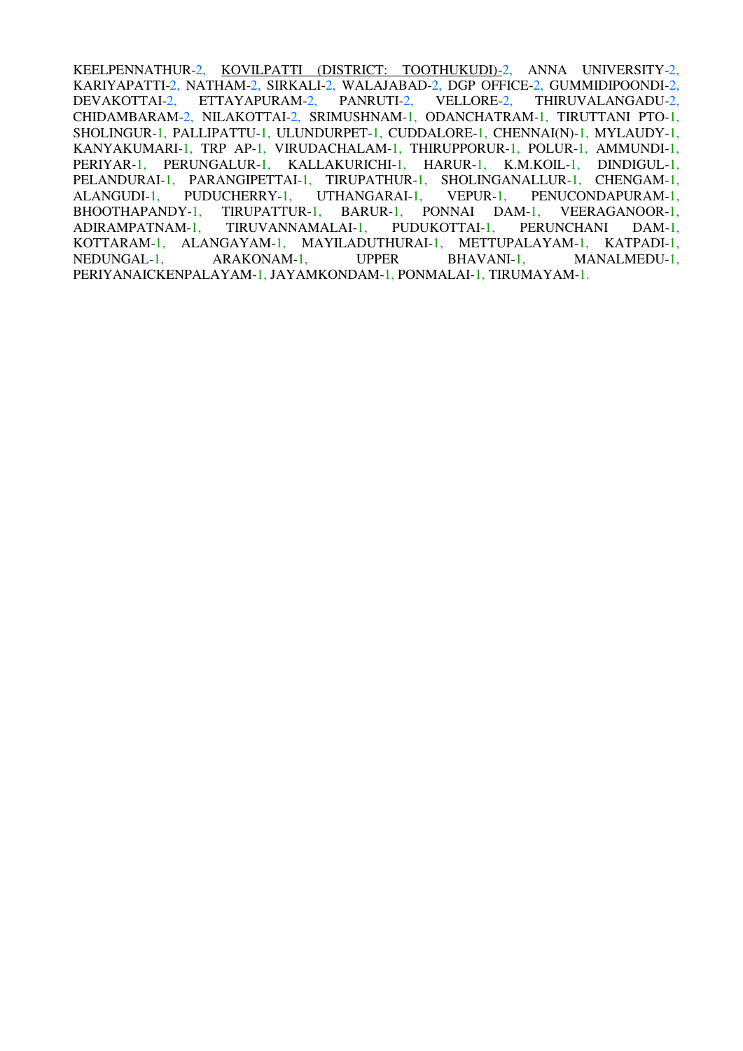KEELPENNATHUR-2, KOVILPATTI (DISTRICT: TOOTHUKUDI)-2, ANNA UNIVERSITY-2, KARIYAPATTI-2, NATHAM-2, SIRKALI-2, WALAJABAD-2, DGP OFFICE-2, GUMMIDIPOONDI-2, DEVAKOTTAI-2, ETTAYAPURAM-2, PANRUTI-2, VELLORE-2, THIRUVALANGADU-2, CHIDAMBARAM-2, NILAKOTTAI-2, SRIMUSHNAM-1, ODANCHATRAM-1, TIRUTTANI PTO-1, SHOLINGUR-1, PALLIPATTU-1, ULUNDURPET-1, CUDDALORE-1, CHENNAI(N)-1, MYLAUDY-1, KANYAKUMARI-1, TRP AP-1, VIRUDACHALAM-1, THIRUPPORUR-1, POLUR-1, AMMUNDI-1, PERIYAR-1, PERUNGALUR-1, KALLAKURICHI-1, HARUR-1, K.M.KOIL-1, DINDIGUL-1, PELANDURAI-1, PARANGIPETTAI-1, TIRUPATHUR-1, SHOLINGANALLUR-1, CHENGAM-1, ALANGUDI-1, PUDUCHERRY-1, UTHANGARAI-1, VEPUR-1, PENUCONDAPURAM-1, BHOOTHAPANDY-1, TIRUPATTUR-1, BARUR-1, PONNAI DAM-1, VEERAGANOOR-1, ADIRAMPATNAM-1, TIRUVANNAMALAI-1, PUDUKOTTAI-1, PERUNCHANI DAM-1, KOTTARAM-1, ALANGAYAM-1, MAYILADUTHURAI-1, METTUPALAYAM-1, KATPADI-1, NEDUNGAL-1, ARAKONAM-1, UPPER BHAVANI-1, MANALMEDU-1, PERIYANAICKENPALAYAM-1, JAYAMKONDAM-1, PONMALAI-1, TIRUMAYAM-1.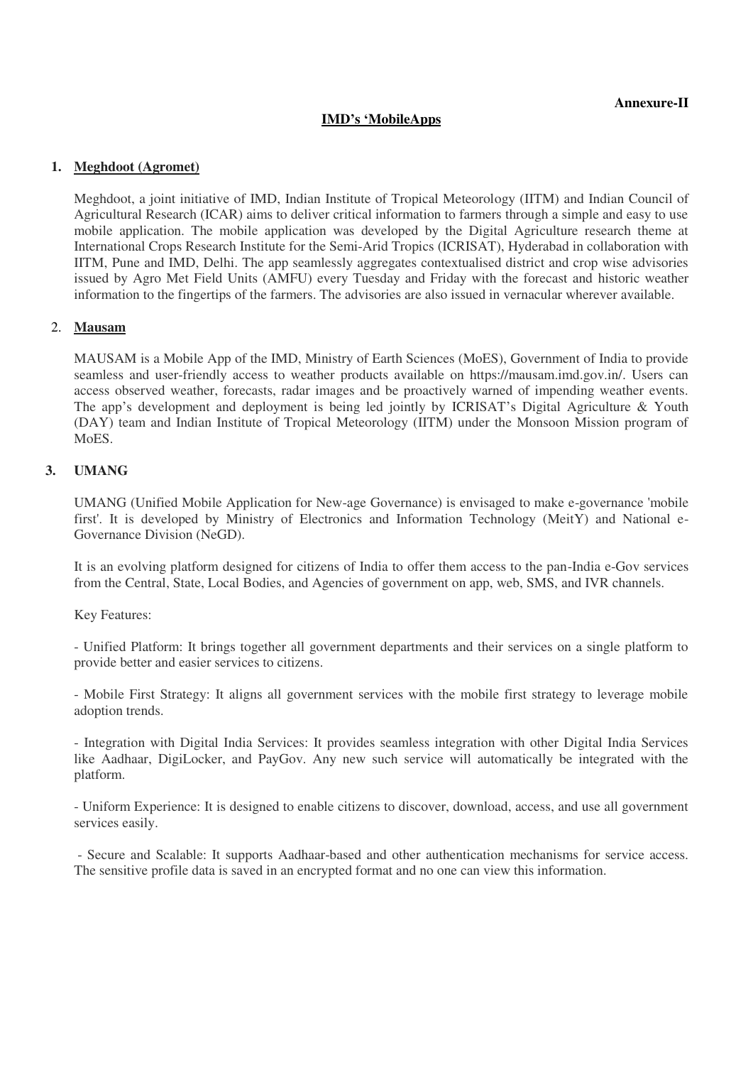**Annexure-II**

## IMD's 'MobileApps

### 1. Meghdoot (Agromet)

Meghdoot, a joint initiative of IMD, Indian Institute of Tropical Meteorology (IITM) and Indian Council of Agricultural Research (ICAR) aims to deliver critical information to farmers through a simple and easy to use mobile application. The mobile application was developed by the Digital Agriculture research theme at International Crops Research Institute for the Semi-Arid Tropics (ICRISAT), Hyderabad in collaboration with IITM, Pune and IMD, Delhi. The app seamlessly aggregates contextualised district and crop wise advisories issued by Agro Met Field Units (AMFU) every Tuesday and Friday with the forecast and historic weather information to the fingertips of the farmers. The advisories are also issued in vernacular wherever available.

### 2. Mausam

MAUSAM is a Mobile App of the IMD, Ministry of Earth Sciences (MoES), Government of India to provide seamless and user-friendly access to weather products available on https://mausam.imd.gov.in/. Users can access observed weather, forecasts, radar images and be proactively warned of impending weather events. The app's development and deployment is being led jointly by ICRISAT's Digital Agriculture & Youth (DAY) team and Indian Institute of Tropical Meteorology (IITM) under the Monsoon Mission program of MoES.

### 3. UMANG

UMANG (Unified Mobile Application for New-age Governance) is envisaged to make e-governance 'mobile first'. It is developed by Ministry of Electronics and Information Technology (MeitY) and National e-Governance Division (NeGD).

It is an evolving platform designed for citizens of India to offer them access to the pan-India e-Gov services from the Central, State, Local Bodies, and Agencies of government on app, web, SMS, and IVR channels.

Key Features:

- Unified Platform: It brings together all government departments and their services on a single platform to provide better and easier services to citizens.

- Mobile First Strategy: It aligns all government services with the mobile first strategy to leverage mobile adoption trends.

- Integration with Digital India Services: It provides seamless integration with other Digital India Services like Aadhaar, DigiLocker, and PayGov. Any new such service will automatically be integrated with the platform.

- Uniform Experience: It is designed to enable citizens to discover, download, access, and use all government services easily.

- Secure and Scalable: It supports Aadhaar-based and other authentication mechanisms for service access. The sensitive profile data is saved in an encrypted format and no one can view this information.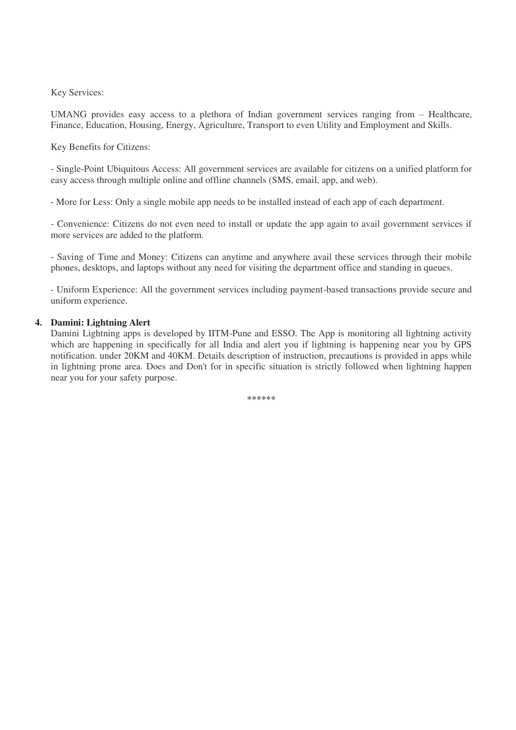Key Services:

UMANG provides easy access to a plethora of Indian government services ranging from – Healthcare, Finance, Education, Housing, Energy, Agriculture, Transport to even Utility and Employment and Skills.

Key Benefits for Citizens:

- Single-Point Ubiquitous Access: All government services are available for citizens on a unified platform for easy access through multiple online and offline channels (SMS, email, app, and web).

- More for Less: Only a single mobile app needs to be installed instead of each app of each department.

- Convenience: Citizens do not even need to install or update the app again to avail government services if more services are added to the platform.

- Saving of Time and Money: Citizens can anytime and anywhere avail these services through their mobile phones, desktops, and laptops without any need for visiting the department office and standing in queues.

- Uniform Experience: All the government services including payment-based transactions provide secure and uniform experience.

**4. Damini: Lightning Alert**

Damini Lightning apps is developed by IITM-Pune and ESSO. The App is monitoring all lightning activity which are happening in specifically for all India and alert you if lightning is happening near you by GPS notification. under 20KM and 40KM. Details description of instruction, precautions is provided in apps while in lightning prone area. Does and Don't for in specific situation is strictly followed when lightning happen near you for your safety purpose.

******